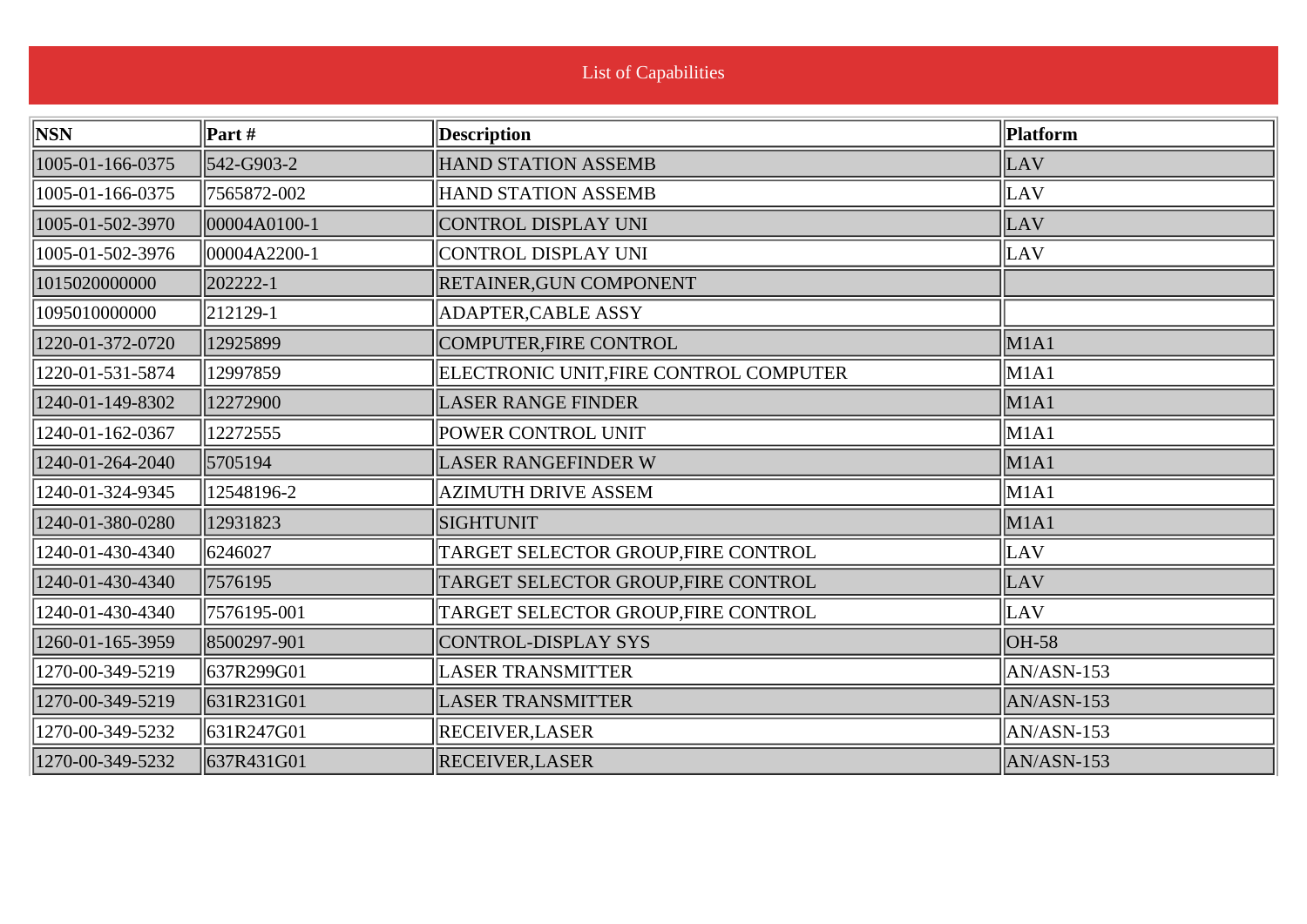# List of Capabilities

| NSN | Part # | Description | Platform |
|---|---|---|---|
| 1005-01-166-0375 | 542-G903-2 | HAND STATION ASSEMB | LAV |
| 1005-01-166-0375 | 7565872-002 | HAND STATION ASSEMB | LAV |
| 1005-01-502-3970 | 00004A0100-1 | CONTROL DISPLAY UNI | LAV |
| 1005-01-502-3976 | 00004A2200-1 | CONTROL DISPLAY UNI | LAV |
| 1015020000000 | 202222-1 | RETAINER,GUN COMPONENT | |
| 1095010000000 | 212129-1 | ADAPTER,CABLE ASSY | |
| 1220-01-372-0720 | 12925899 | COMPUTER,FIRE CONTROL | M1A1 |
| 1220-01-531-5874 | 12997859 | ELECTRONIC UNIT,FIRE CONTROL COMPUTER | M1A1 |
| 1240-01-149-8302 | 12272900 | LASER RANGE FINDER | M1A1 |
| 1240-01-162-0367 | 12272555 | POWER CONTROL UNIT | M1A1 |
| 1240-01-264-2040 | 5705194 | LASER RANGEFINDER W | M1A1 |
| 1240-01-324-9345 | 12548196-2 | AZIMUTH DRIVE ASSEM | M1A1 |
| 1240-01-380-0280 | 12931823 | SIGHTUNIT | M1A1 |
| 1240-01-430-4340 | 6246027 | TARGET SELECTOR GROUP,FIRE CONTROL | LAV |
| 1240-01-430-4340 | 7576195 | TARGET SELECTOR GROUP,FIRE CONTROL | LAV |
| 1240-01-430-4340 | 7576195-001 | TARGET SELECTOR GROUP,FIRE CONTROL | LAV |
| 1260-01-165-3959 | 8500297-901 | CONTROL-DISPLAY SYS | OH-58 |
| 1270-00-349-5219 | 637R299G01 | LASER TRANSMITTER | AN/ASN-153 |
| 1270-00-349-5219 | 631R231G01 | LASER TRANSMITTER | AN/ASN-153 |
| 1270-00-349-5232 | 631R247G01 | RECEIVER,LASER | AN/ASN-153 |
| 1270-00-349-5232 | 637R431G01 | RECEIVER,LASER | AN/ASN-153 |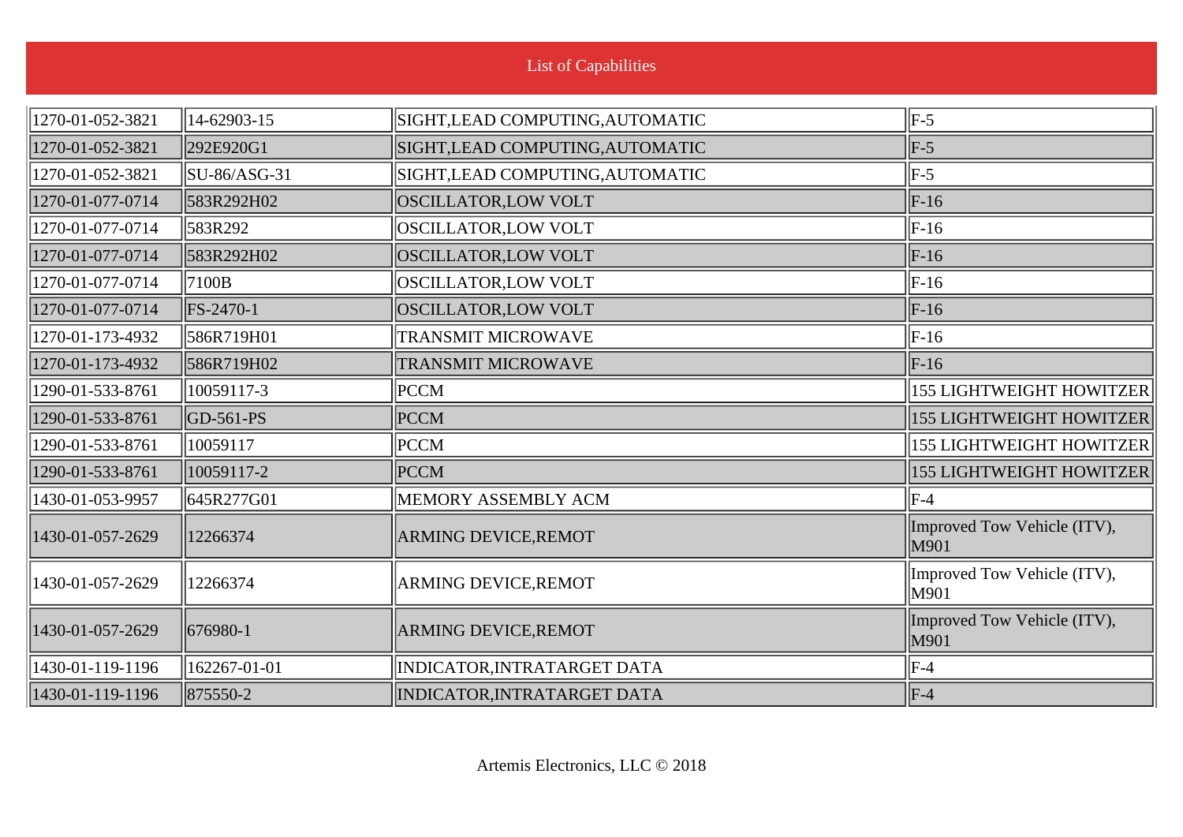# List of Capabilities

| | | | |
|---|---|---|---|
| 1270-01-052-3821 | 14-62903-15 | SIGHT,LEAD COMPUTING,AUTOMATIC | F-5 |
| 1270-01-052-3821 | 292E920G1 | SIGHT,LEAD COMPUTING,AUTOMATIC | F-5 |
| 1270-01-052-3821 | SU-86/ASG-31 | SIGHT,LEAD COMPUTING,AUTOMATIC | F-5 |
| 1270-01-077-0714 | 583R292H02 | OSCILLATOR,LOW VOLT | F-16 |
| 1270-01-077-0714 | 583R292 | OSCILLATOR,LOW VOLT | F-16 |
| 1270-01-077-0714 | 583R292H02 | OSCILLATOR,LOW VOLT | F-16 |
| 1270-01-077-0714 | 7100B | OSCILLATOR,LOW VOLT | F-16 |
| 1270-01-077-0714 | FS-2470-1 | OSCILLATOR,LOW VOLT | F-16 |
| 1270-01-173-4932 | 586R719H01 | TRANSMIT MICROWAVE | F-16 |
| 1270-01-173-4932 | 586R719H02 | TRANSMIT MICROWAVE | F-16 |
| 1290-01-533-8761 | 10059117-3 | PCCM | 155 LIGHTWEIGHT HOWITZER |
| 1290-01-533-8761 | GD-561-PS | PCCM | 155 LIGHTWEIGHT HOWITZER |
| 1290-01-533-8761 | 10059117 | PCCM | 155 LIGHTWEIGHT HOWITZER |
| 1290-01-533-8761 | 10059117-2 | PCCM | 155 LIGHTWEIGHT HOWITZER |
| 1430-01-053-9957 | 645R277G01 | MEMORY ASSEMBLY ACM | F-4 |
| 1430-01-057-2629 | 12266374 | ARMING DEVICE,REMOT | Improved Tow Vehicle (ITV), M901 |
| 1430-01-057-2629 | 12266374 | ARMING DEVICE,REMOT | Improved Tow Vehicle (ITV), M901 |
| 1430-01-057-2629 | 676980-1 | ARMING DEVICE,REMOT | Improved Tow Vehicle (ITV), M901 |
| 1430-01-119-1196 | 162267-01-01 | INDICATOR,INTRATARGET DATA | F-4 |
| 1430-01-119-1196 | 875550-2 | INDICATOR,INTRATARGET DATA | F-4 |

Artemis Electronics, LLC © 2018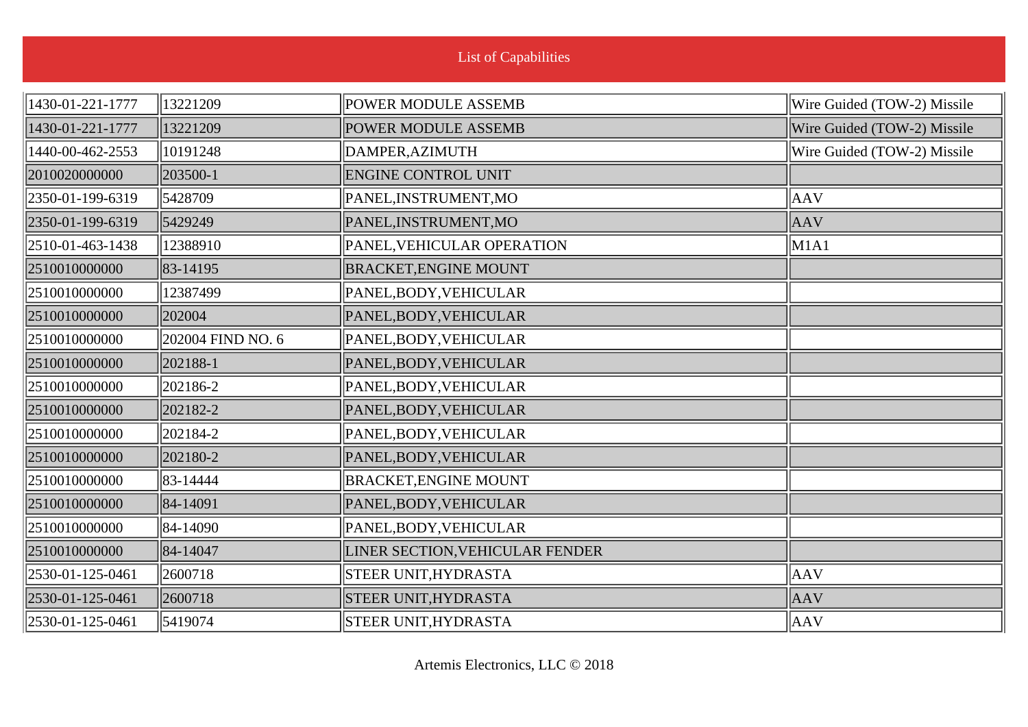List of Capabilities

| | | | |
|---|---|---|---|
| 1430-01-221-1777 | 13221209 | POWER MODULE ASSEMB | Wire Guided (TOW-2) Missile |
| 1430-01-221-1777 | 13221209 | POWER MODULE ASSEMB | Wire Guided (TOW-2) Missile |
| 1440-00-462-2553 | 10191248 | DAMPER,AZIMUTH | Wire Guided (TOW-2) Missile |
| 2010020000000 | 203500-1 | ENGINE CONTROL UNIT | |
| 2350-01-199-6319 | 5428709 | PANEL,INSTRUMENT,MO | AAV |
| 2350-01-199-6319 | 5429249 | PANEL,INSTRUMENT,MO | AAV |
| 2510-01-463-1438 | 12388910 | PANEL,VEHICULAR OPERATION | M1A1 |
| 2510010000000 | 83-14195 | BRACKET,ENGINE MOUNT | |
| 2510010000000 | 12387499 | PANEL,BODY,VEHICULAR | |
| 2510010000000 | 202004 | PANEL,BODY,VEHICULAR | |
| 2510010000000 | 202004 FIND NO. 6 | PANEL,BODY,VEHICULAR | |
| 2510010000000 | 202188-1 | PANEL,BODY,VEHICULAR | |
| 2510010000000 | 202186-2 | PANEL,BODY,VEHICULAR | |
| 2510010000000 | 202182-2 | PANEL,BODY,VEHICULAR | |
| 2510010000000 | 202184-2 | PANEL,BODY,VEHICULAR | |
| 2510010000000 | 202180-2 | PANEL,BODY,VEHICULAR | |
| 2510010000000 | 83-14444 | BRACKET,ENGINE MOUNT | |
| 2510010000000 | 84-14091 | PANEL,BODY,VEHICULAR | |
| 2510010000000 | 84-14090 | PANEL,BODY,VEHICULAR | |
| 2510010000000 | 84-14047 | LINER SECTION,VEHICULAR FENDER | |
| 2530-01-125-0461 | 2600718 | STEER UNIT,HYDRASTA | AAV |
| 2530-01-125-0461 | 2600718 | STEER UNIT,HYDRASTA | AAV |
| 2530-01-125-0461 | 5419074 | STEER UNIT,HYDRASTA | AAV |

Artemis Electronics, LLC © 2018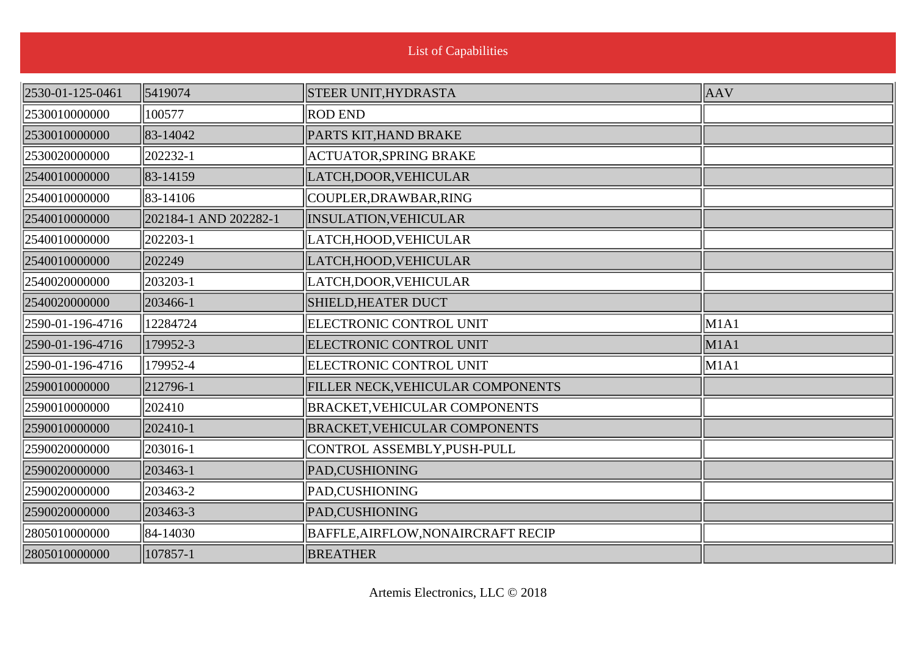List of Capabilities

| | | | |
|---|---|---|---|
| 2530-01-125-0461 | 5419074 | STEER UNIT,HYDRASTA | AAV |
| 2530010000000 | 100577 | ROD END | |
| 2530010000000 | 83-14042 | PARTS KIT,HAND BRAKE | |
| 2530020000000 | 202232-1 | ACTUATOR,SPRING BRAKE | |
| 2540010000000 | 83-14159 | LATCH,DOOR,VEHICULAR | |
| 2540010000000 | 83-14106 | COUPLER,DRAWBAR,RING | |
| 2540010000000 | 202184-1 AND 202282-1 | INSULATION,VEHICULAR | |
| 2540010000000 | 202203-1 | LATCH,HOOD,VEHICULAR | |
| 2540010000000 | 202249 | LATCH,HOOD,VEHICULAR | |
| 2540020000000 | 203203-1 | LATCH,DOOR,VEHICULAR | |
| 2540020000000 | 203466-1 | SHIELD,HEATER DUCT | |
| 2590-01-196-4716 | 12284724 | ELECTRONIC CONTROL UNIT | M1A1 |
| 2590-01-196-4716 | 179952-3 | ELECTRONIC CONTROL UNIT | M1A1 |
| 2590-01-196-4716 | 179952-4 | ELECTRONIC CONTROL UNIT | M1A1 |
| 2590010000000 | 212796-1 | FILLER NECK,VEHICULAR COMPONENTS | |
| 2590010000000 | 202410 | BRACKET,VEHICULAR COMPONENTS | |
| 2590010000000 | 202410-1 | BRACKET,VEHICULAR COMPONENTS | |
| 2590020000000 | 203016-1 | CONTROL ASSEMBLY,PUSH-PULL | |
| 2590020000000 | 203463-1 | PAD,CUSHIONING | |
| 2590020000000 | 203463-2 | PAD,CUSHIONING | |
| 2590020000000 | 203463-3 | PAD,CUSHIONING | |
| 2805010000000 | 84-14030 | BAFFLE,AIRFLOW,NONAIRCRAFT RECIP | |
| 2805010000000 | 107857-1 | BREATHER | |

Artemis Electronics, LLC © 2018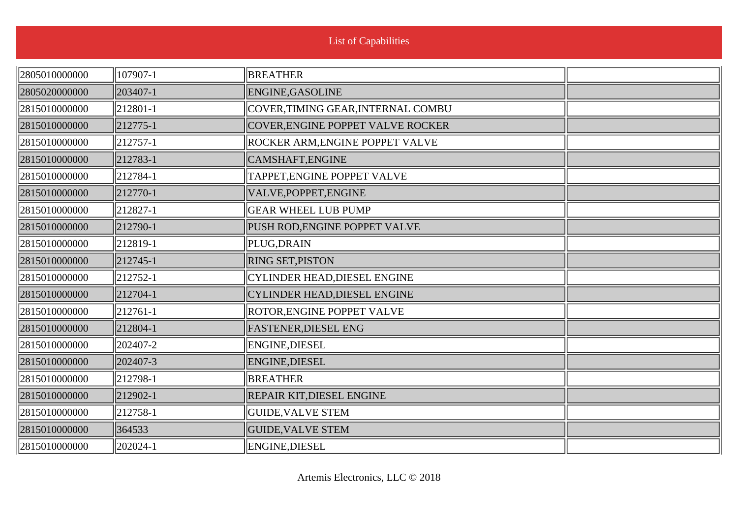# List of Capabilities

| 2805010000000 | 107907-1 | BREATHER | |
|---|---|---|---|
| 2805020000000 | 203407-1 | ENGINE,GASOLINE | |
| 2815010000000 | 212801-1 | COVER,TIMING GEAR,INTERNAL COMBU | |
| 2815010000000 | 212775-1 | COVER,ENGINE POPPET VALVE ROCKER | |
| 2815010000000 | 212757-1 | ROCKER ARM,ENGINE POPPET VALVE | |
| 2815010000000 | 212783-1 | CAMSHAFT,ENGINE | |
| 2815010000000 | 212784-1 | TAPPET,ENGINE POPPET VALVE | |
| 2815010000000 | 212770-1 | VALVE,POPPET,ENGINE | |
| 2815010000000 | 212827-1 | GEAR WHEEL LUB PUMP | |
| 2815010000000 | 212790-1 | PUSH ROD,ENGINE POPPET VALVE | |
| 2815010000000 | 212819-1 | PLUG,DRAIN | |
| 2815010000000 | 212745-1 | RING SET,PISTON | |
| 2815010000000 | 212752-1 | CYLINDER HEAD,DIESEL ENGINE | |
| 2815010000000 | 212704-1 | CYLINDER HEAD,DIESEL ENGINE | |
| 2815010000000 | 212761-1 | ROTOR,ENGINE POPPET VALVE | |
| 2815010000000 | 212804-1 | FASTENER,DIESEL ENG | |
| 2815010000000 | 202407-2 | ENGINE,DIESEL | |
| 2815010000000 | 202407-3 | ENGINE,DIESEL | |
| 2815010000000 | 212798-1 | BREATHER | |
| 2815010000000 | 212902-1 | REPAIR KIT,DIESEL ENGINE | |
| 2815010000000 | 212758-1 | GUIDE,VALVE STEM | |
| 2815010000000 | 364533 | GUIDE,VALVE STEM | |
| 2815010000000 | 202024-1 | ENGINE,DIESEL | |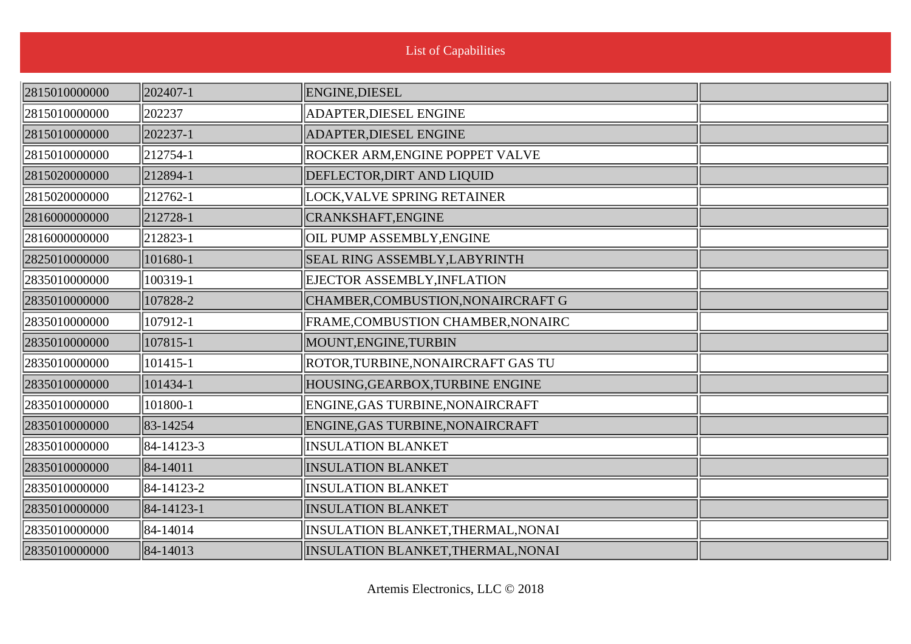List of Capabilities

| | | | |
|---|---|---|---|
| 2815010000000 | 202407-1 | ENGINE,DIESEL | |
| 2815010000000 | 202237 | ADAPTER,DIESEL ENGINE | |
| 2815010000000 | 202237-1 | ADAPTER,DIESEL ENGINE | |
| 2815010000000 | 212754-1 | ROCKER ARM,ENGINE POPPET VALVE | |
| 2815020000000 | 212894-1 | DEFLECTOR,DIRT AND LIQUID | |
| 2815020000000 | 212762-1 | LOCK,VALVE SPRING RETAINER | |
| 2816000000000 | 212728-1 | CRANKSHAFT,ENGINE | |
| 2816000000000 | 212823-1 | OIL PUMP ASSEMBLY,ENGINE | |
| 2825010000000 | 101680-1 | SEAL RING ASSEMBLY,LABYRINTH | |
| 2835010000000 | 100319-1 | EJECTOR ASSEMBLY,INFLATION | |
| 2835010000000 | 107828-2 | CHAMBER,COMBUSTION,NONAIRCRAFT G | |
| 2835010000000 | 107912-1 | FRAME,COMBUSTION CHAMBER,NONAIRC | |
| 2835010000000 | 107815-1 | MOUNT,ENGINE,TURBIN | |
| 2835010000000 | 101415-1 | ROTOR,TURBINE,NONAIRCRAFT GAS TU | |
| 2835010000000 | 101434-1 | HOUSING,GEARBOX,TURBINE ENGINE | |
| 2835010000000 | 101800-1 | ENGINE,GAS TURBINE,NONAIRCRAFT | |
| 2835010000000 | 83-14254 | ENGINE,GAS TURBINE,NONAIRCRAFT | |
| 2835010000000 | 84-14123-3 | INSULATION BLANKET | |
| 2835010000000 | 84-14011 | INSULATION BLANKET | |
| 2835010000000 | 84-14123-2 | INSULATION BLANKET | |
| 2835010000000 | 84-14123-1 | INSULATION BLANKET | |
| 2835010000000 | 84-14014 | INSULATION BLANKET,THERMAL,NONAI | |
| 2835010000000 | 84-14013 | INSULATION BLANKET,THERMAL,NONAI | |

Artemis Electronics, LLC © 2018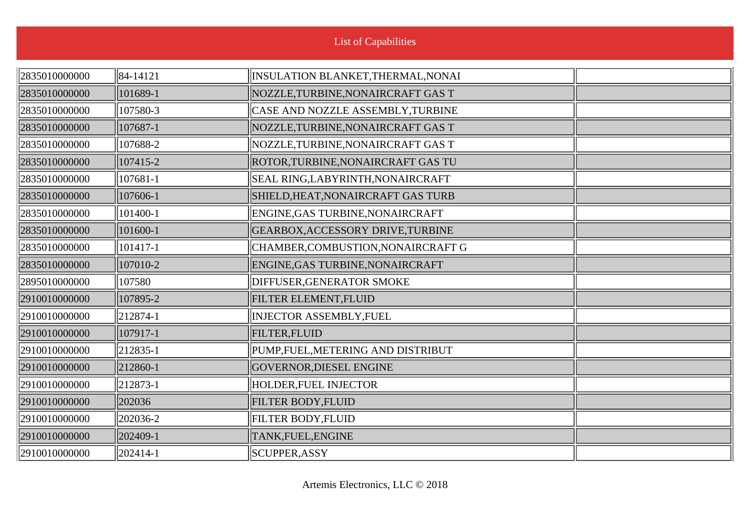List of Capabilities

| | | | |
|---|---|---|---|
| 2835010000000 | 84-14121 | INSULATION BLANKET,THERMAL,NONAI | |
| 2835010000000 | 101689-1 | NOZZLE,TURBINE,NONAIRCRAFT GAS T | |
| 2835010000000 | 107580-3 | CASE AND NOZZLE ASSEMBLY,TURBINE | |
| 2835010000000 | 107687-1 | NOZZLE,TURBINE,NONAIRCRAFT GAS T | |
| 2835010000000 | 107688-2 | NOZZLE,TURBINE,NONAIRCRAFT GAS T | |
| 2835010000000 | 107415-2 | ROTOR,TURBINE,NONAIRCRAFT GAS TU | |
| 2835010000000 | 107681-1 | SEAL RING,LABYRINTH,NONAIRCRAFT | |
| 2835010000000 | 107606-1 | SHIELD,HEAT,NONAIRCRAFT GAS TURB | |
| 2835010000000 | 101400-1 | ENGINE,GAS TURBINE,NONAIRCRAFT | |
| 2835010000000 | 101600-1 | GEARBOX,ACCESSORY DRIVE,TURBINE | |
| 2835010000000 | 101417-1 | CHAMBER,COMBUSTION,NONAIRCRAFT G | |
| 2835010000000 | 107010-2 | ENGINE,GAS TURBINE,NONAIRCRAFT | |
| 2895010000000 | 107580 | DIFFUSER,GENERATOR SMOKE | |
| 2910010000000 | 107895-2 | FILTER ELEMENT,FLUID | |
| 2910010000000 | 212874-1 | INJECTOR ASSEMBLY,FUEL | |
| 2910010000000 | 107917-1 | FILTER,FLUID | |
| 2910010000000 | 212835-1 | PUMP,FUEL,METERING AND DISTRIBUT | |
| 2910010000000 | 212860-1 | GOVERNOR,DIESEL ENGINE | |
| 2910010000000 | 212873-1 | HOLDER,FUEL INJECTOR | |
| 2910010000000 | 202036 | FILTER BODY,FLUID | |
| 2910010000000 | 202036-2 | FILTER BODY,FLUID | |
| 2910010000000 | 202409-1 | TANK,FUEL,ENGINE | |
| 2910010000000 | 202414-1 | SCUPPER,ASSY | |

Artemis Electronics, LLC © 2018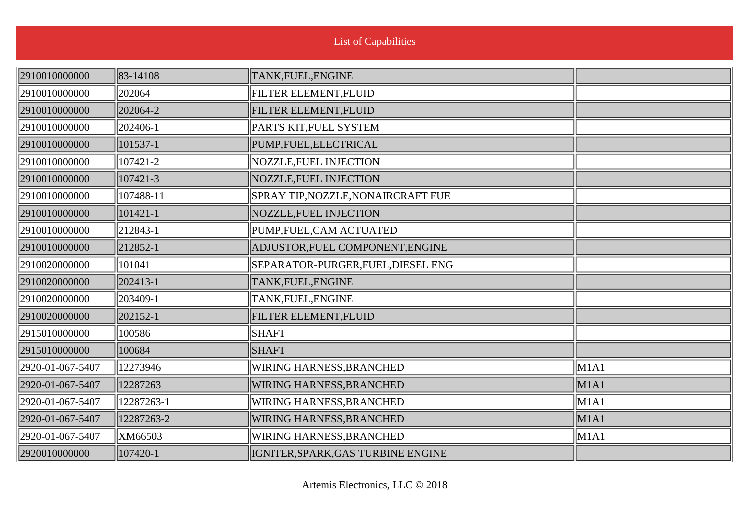List of Capabilities

| | | | |
|---|---|---|---|
| 2910010000000 | 83-14108 | TANK,FUEL,ENGINE | |
| 2910010000000 | 202064 | FILTER ELEMENT,FLUID | |
| 2910010000000 | 202064-2 | FILTER ELEMENT,FLUID | |
| 2910010000000 | 202406-1 | PARTS KIT,FUEL SYSTEM | |
| 2910010000000 | 101537-1 | PUMP,FUEL,ELECTRICAL | |
| 2910010000000 | 107421-2 | NOZZLE,FUEL INJECTION | |
| 2910010000000 | 107421-3 | NOZZLE,FUEL INJECTION | |
| 2910010000000 | 107488-11 | SPRAY TIP,NOZZLE,NONAIRCRAFT FUE | |
| 2910010000000 | 101421-1 | NOZZLE,FUEL INJECTION | |
| 2910010000000 | 212843-1 | PUMP,FUEL,CAM ACTUATED | |
| 2910010000000 | 212852-1 | ADJUSTOR,FUEL COMPONENT,ENGINE | |
| 2910020000000 | 101041 | SEPARATOR-PURGER,FUEL,DIESEL ENG | |
| 2910020000000 | 202413-1 | TANK,FUEL,ENGINE | |
| 2910020000000 | 203409-1 | TANK,FUEL,ENGINE | |
| 2910020000000 | 202152-1 | FILTER ELEMENT,FLUID | |
| 2915010000000 | 100586 | SHAFT | |
| 2915010000000 | 100684 | SHAFT | |
| 2920-01-067-5407 | 12273946 | WIRING HARNESS,BRANCHED | M1A1 |
| 2920-01-067-5407 | 12287263 | WIRING HARNESS,BRANCHED | M1A1 |
| 2920-01-067-5407 | 12287263-1 | WIRING HARNESS,BRANCHED | M1A1 |
| 2920-01-067-5407 | 12287263-2 | WIRING HARNESS,BRANCHED | M1A1 |
| 2920-01-067-5407 | XM66503 | WIRING HARNESS,BRANCHED | M1A1 |
| 2920010000000 | 107420-1 | IGNITER,SPARK,GAS TURBINE ENGINE | |

Artemis Electronics, LLC © 2018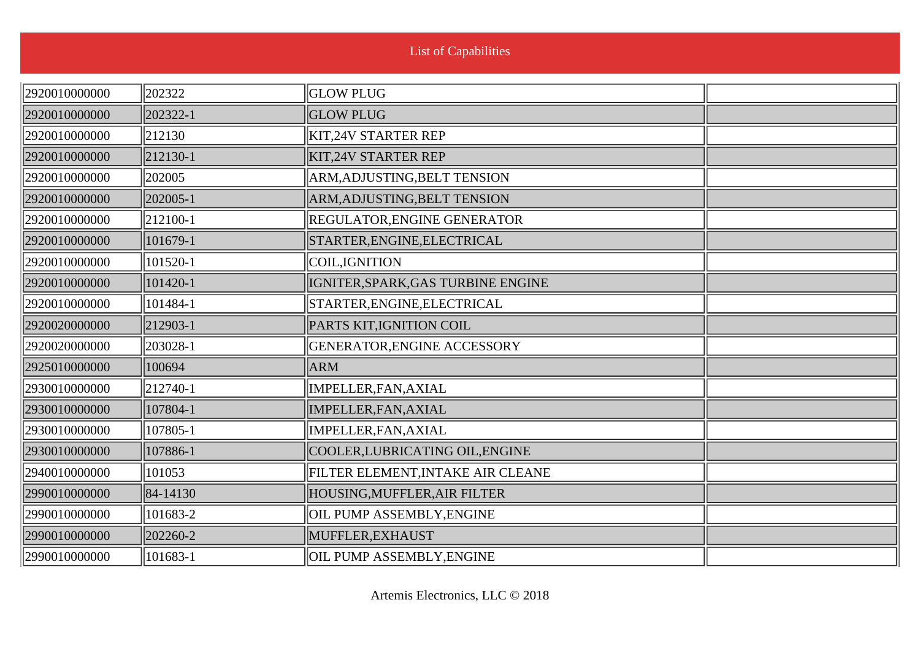| | | | |
|---|---|---|---|
| 2920010000000 | 202322 | GLOW PLUG | |
| 2920010000000 | 202322-1 | GLOW PLUG | |
| 2920010000000 | 212130 | KIT,24V STARTER REP | |
| 2920010000000 | 212130-1 | KIT,24V STARTER REP | |
| 2920010000000 | 202005 | ARM,ADJUSTING,BELT TENSION | |
| 2920010000000 | 202005-1 | ARM,ADJUSTING,BELT TENSION | |
| 2920010000000 | 212100-1 | REGULATOR,ENGINE GENERATOR | |
| 2920010000000 | 101679-1 | STARTER,ENGINE,ELECTRICAL | |
| 2920010000000 | 101520-1 | COIL,IGNITION | |
| 2920010000000 | 101420-1 | IGNITER,SPARK,GAS TURBINE ENGINE | |
| 2920010000000 | 101484-1 | STARTER,ENGINE,ELECTRICAL | |
| 2920020000000 | 212903-1 | PARTS KIT,IGNITION COIL | |
| 2920020000000 | 203028-1 | GENERATOR,ENGINE ACCESSORY | |
| 2925010000000 | 100694 | ARM | |
| 2930010000000 | 212740-1 | IMPELLER,FAN,AXIAL | |
| 2930010000000 | 107804-1 | IMPELLER,FAN,AXIAL | |
| 2930010000000 | 107805-1 | IMPELLER,FAN,AXIAL | |
| 2930010000000 | 107886-1 | COOLER,LUBRICATING OIL,ENGINE | |
| 2940010000000 | 101053 | FILTER ELEMENT,INTAKE AIR CLEANE | |
| 2990010000000 | 84-14130 | HOUSING,MUFFLER,AIR FILTER | |
| 2990010000000 | 101683-2 | OIL PUMP ASSEMBLY,ENGINE | |
| 2990010000000 | 202260-2 | MUFFLER,EXHAUST | |
| 2990010000000 | 101683-1 | OIL PUMP ASSEMBLY,ENGINE | |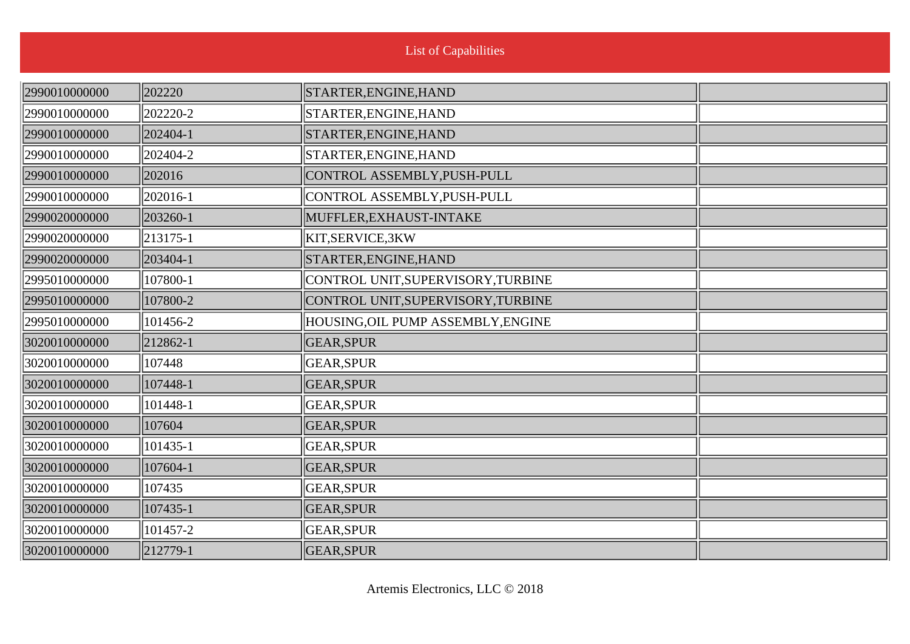List of Capabilities

| | | | |
|---|---|---|---|
| 2990010000000 | 202220 | STARTER,ENGINE,HAND | |
| 2990010000000 | 202220-2 | STARTER,ENGINE,HAND | |
| 2990010000000 | 202404-1 | STARTER,ENGINE,HAND | |
| 2990010000000 | 202404-2 | STARTER,ENGINE,HAND | |
| 2990010000000 | 202016 | CONTROL ASSEMBLY,PUSH-PULL | |
| 2990010000000 | 202016-1 | CONTROL ASSEMBLY,PUSH-PULL | |
| 2990020000000 | 203260-1 | MUFFLER,EXHAUST-INTAKE | |
| 2990020000000 | 213175-1 | KIT,SERVICE,3KW | |
| 2990020000000 | 203404-1 | STARTER,ENGINE,HAND | |
| 2995010000000 | 107800-1 | CONTROL UNIT,SUPERVISORY,TURBINE | |
| 2995010000000 | 107800-2 | CONTROL UNIT,SUPERVISORY,TURBINE | |
| 2995010000000 | 101456-2 | HOUSING,OIL PUMP ASSEMBLY,ENGINE | |
| 3020010000000 | 212862-1 | GEAR,SPUR | |
| 3020010000000 | 107448 | GEAR,SPUR | |
| 3020010000000 | 107448-1 | GEAR,SPUR | |
| 3020010000000 | 101448-1 | GEAR,SPUR | |
| 3020010000000 | 107604 | GEAR,SPUR | |
| 3020010000000 | 101435-1 | GEAR,SPUR | |
| 3020010000000 | 107604-1 | GEAR,SPUR | |
| 3020010000000 | 107435 | GEAR,SPUR | |
| 3020010000000 | 107435-1 | GEAR,SPUR | |
| 3020010000000 | 101457-2 | GEAR,SPUR | |
| 3020010000000 | 212779-1 | GEAR,SPUR | |

Artemis Electronics, LLC © 2018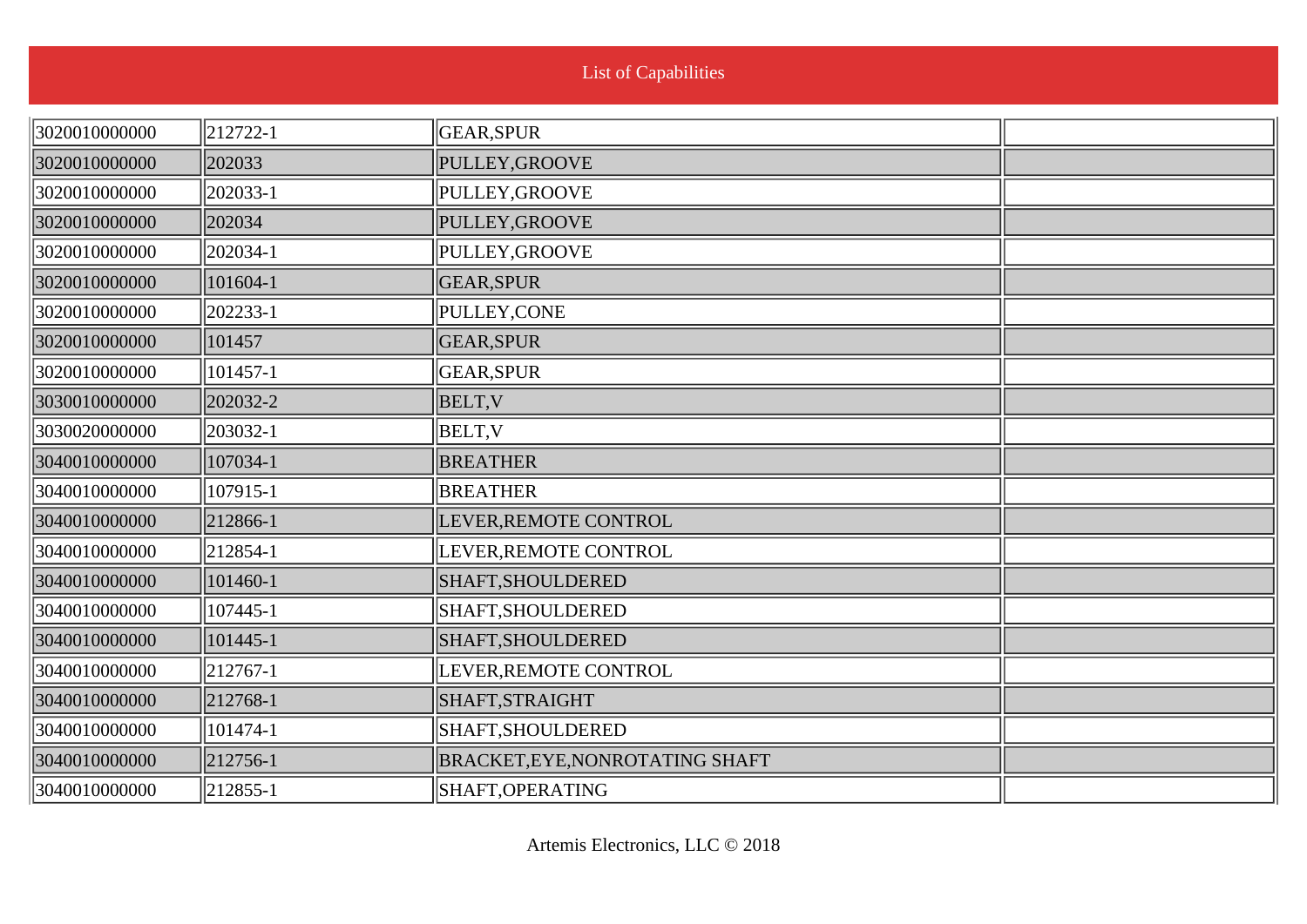List of Capabilities

| | | | |
|---|---|---|---|
| 3020010000000 | 212722-1 | GEAR,SPUR | |
| 3020010000000 | 202033 | PULLEY,GROOVE | |
| 3020010000000 | 202033-1 | PULLEY,GROOVE | |
| 3020010000000 | 202034 | PULLEY,GROOVE | |
| 3020010000000 | 202034-1 | PULLEY,GROOVE | |
| 3020010000000 | 101604-1 | GEAR,SPUR | |
| 3020010000000 | 202233-1 | PULLEY,CONE | |
| 3020010000000 | 101457 | GEAR,SPUR | |
| 3020010000000 | 101457-1 | GEAR,SPUR | |
| 3030010000000 | 202032-2 | BELT,V | |
| 3030020000000 | 203032-1 | BELT,V | |
| 3040010000000 | 107034-1 | BREATHER | |
| 3040010000000 | 107915-1 | BREATHER | |
| 3040010000000 | 212866-1 | LEVER,REMOTE CONTROL | |
| 3040010000000 | 212854-1 | LEVER,REMOTE CONTROL | |
| 3040010000000 | 101460-1 | SHAFT,SHOULDERED | |
| 3040010000000 | 107445-1 | SHAFT,SHOULDERED | |
| 3040010000000 | 101445-1 | SHAFT,SHOULDERED | |
| 3040010000000 | 212767-1 | LEVER,REMOTE CONTROL | |
| 3040010000000 | 212768-1 | SHAFT,STRAIGHT | |
| 3040010000000 | 101474-1 | SHAFT,SHOULDERED | |
| 3040010000000 | 212756-1 | BRACKET,EYE,NONROTATING SHAFT | |
| 3040010000000 | 212855-1 | SHAFT,OPERATING | |

Artemis Electronics, LLC © 2018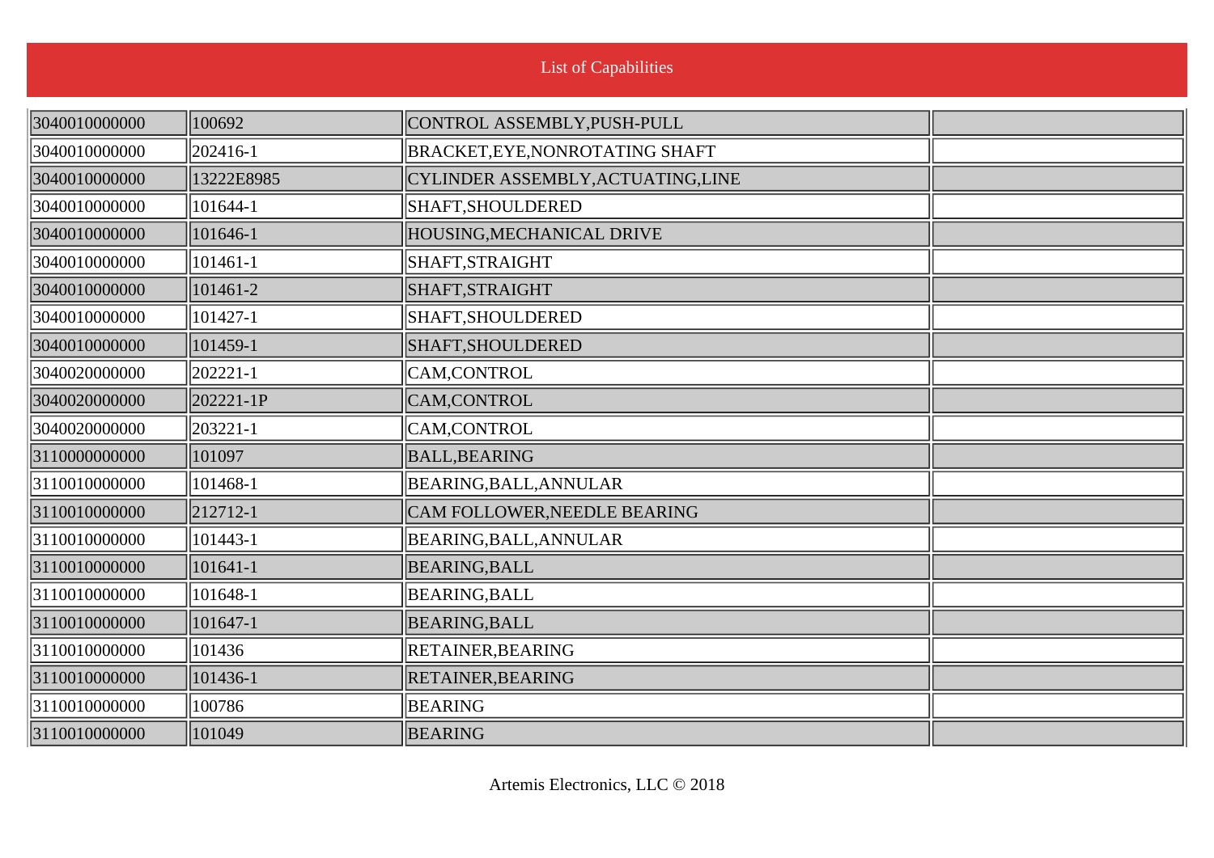## List of Capabilities

| | | | |
|---|---|---|---|
| 3040010000000 | 100692 | CONTROL ASSEMBLY,PUSH-PULL | |
| 3040010000000 | 202416-1 | BRACKET,EYE,NONROTATING SHAFT | |
| 3040010000000 | 13222E8985 | CYLINDER ASSEMBLY,ACTUATING,LINE | |
| 3040010000000 | 101644-1 | SHAFT,SHOULDERED | |
| 3040010000000 | 101646-1 | HOUSING,MECHANICAL DRIVE | |
| 3040010000000 | 101461-1 | SHAFT,STRAIGHT | |
| 3040010000000 | 101461-2 | SHAFT,STRAIGHT | |
| 3040010000000 | 101427-1 | SHAFT,SHOULDERED | |
| 3040010000000 | 101459-1 | SHAFT,SHOULDERED | |
| 3040020000000 | 202221-1 | CAM,CONTROL | |
| 3040020000000 | 202221-1P | CAM,CONTROL | |
| 3040020000000 | 203221-1 | CAM,CONTROL | |
| 3110000000000 | 101097 | BALL,BEARING | |
| 3110010000000 | 101468-1 | BEARING,BALL,ANNULAR | |
| 3110010000000 | 212712-1 | CAM FOLLOWER,NEEDLE BEARING | |
| 3110010000000 | 101443-1 | BEARING,BALL,ANNULAR | |
| 3110010000000 | 101641-1 | BEARING,BALL | |
| 3110010000000 | 101648-1 | BEARING,BALL | |
| 3110010000000 | 101647-1 | BEARING,BALL | |
| 3110010000000 | 101436 | RETAINER,BEARING | |
| 3110010000000 | 101436-1 | RETAINER,BEARING | |
| 3110010000000 | 100786 | BEARING | |
| 3110010000000 | 101049 | BEARING | |

Artemis Electronics, LLC © 2018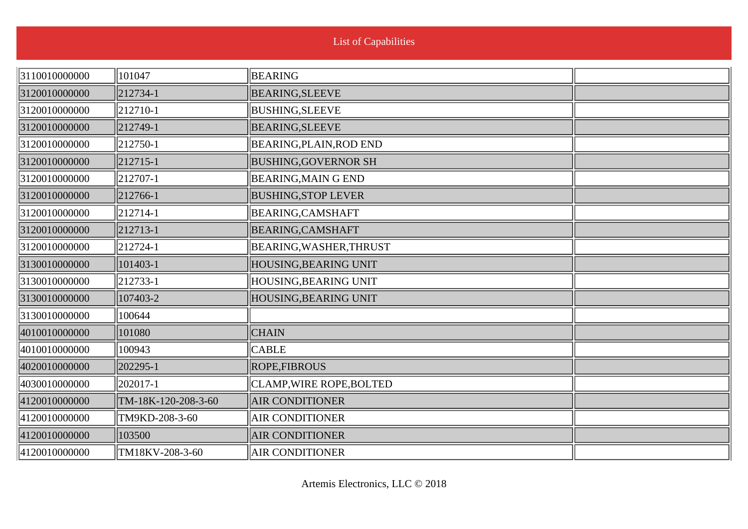## List of Capabilities

| | | | |
|---|---|---|---|
| 3110010000000 | 101047 | BEARING | |
| 3120010000000 | 212734-1 | BEARING,SLEEVE | |
| 3120010000000 | 212710-1 | BUSHING,SLEEVE | |
| 3120010000000 | 212749-1 | BEARING,SLEEVE | |
| 3120010000000 | 212750-1 | BEARING,PLAIN,ROD END | |
| 3120010000000 | 212715-1 | BUSHING,GOVERNOR SH | |
| 3120010000000 | 212707-1 | BEARING,MAIN G END | |
| 3120010000000 | 212766-1 | BUSHING,STOP LEVER | |
| 3120010000000 | 212714-1 | BEARING,CAMSHAFT | |
| 3120010000000 | 212713-1 | BEARING,CAMSHAFT | |
| 3120010000000 | 212724-1 | BEARING,WASHER,THRUST | |
| 3130010000000 | 101403-1 | HOUSING,BEARING UNIT | |
| 3130010000000 | 212733-1 | HOUSING,BEARING UNIT | |
| 3130010000000 | 107403-2 | HOUSING,BEARING UNIT | |
| 3130010000000 | 100644 | | |
| 4010010000000 | 101080 | CHAIN | |
| 4010010000000 | 100943 | CABLE | |
| 4020010000000 | 202295-1 | ROPE,FIBROUS | |
| 4030010000000 | 202017-1 | CLAMP,WIRE ROPE,BOLTED | |
| 4120010000000 | TM-18K-120-208-3-60 | AIR CONDITIONER | |
| 4120010000000 | TM9KD-208-3-60 | AIR CONDITIONER | |
| 4120010000000 | 103500 | AIR CONDITIONER | |
| 4120010000000 | TM18KV-208-3-60 | AIR CONDITIONER | |

Artemis Electronics, LLC © 2018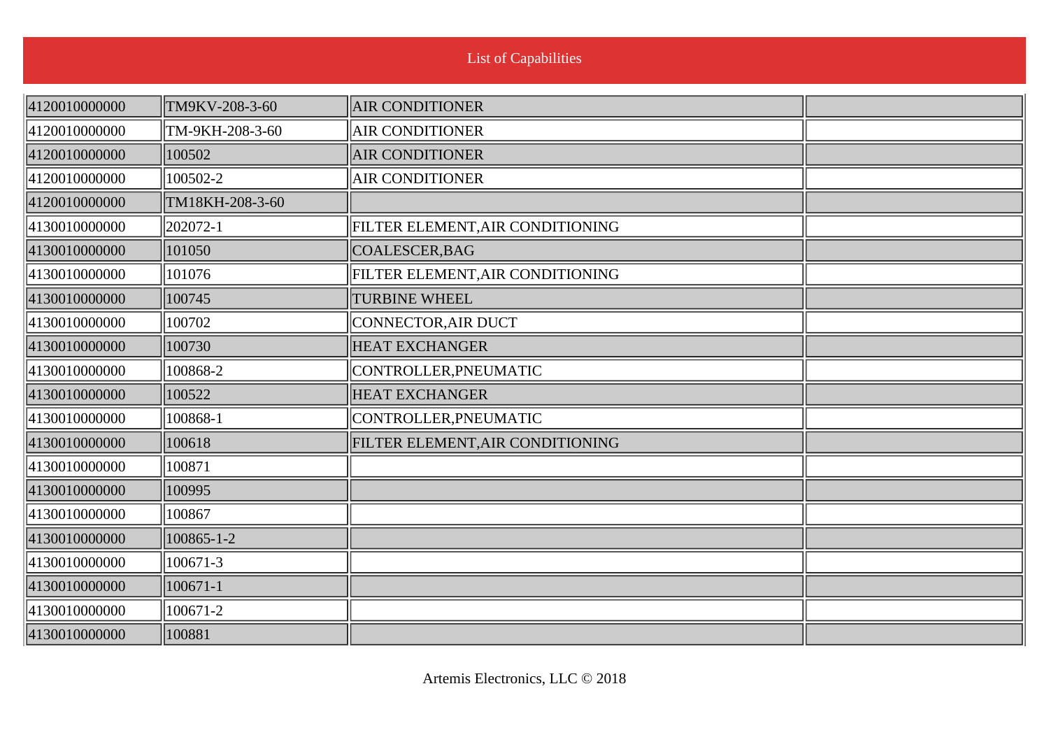List of Capabilities

| | | | |
|---|---|---|---|
| 4120010000000 | TM9KV-208-3-60 | AIR CONDITIONER | |
| 4120010000000 | TM-9KH-208-3-60 | AIR CONDITIONER | |
| 4120010000000 | 100502 | AIR CONDITIONER | |
| 4120010000000 | 100502-2 | AIR CONDITIONER | |
| 4120010000000 | TM18KH-208-3-60 | | |
| 4130010000000 | 202072-1 | FILTER ELEMENT,AIR CONDITIONING | |
| 4130010000000 | 101050 | COALESCER,BAG | |
| 4130010000000 | 101076 | FILTER ELEMENT,AIR CONDITIONING | |
| 4130010000000 | 100745 | TURBINE WHEEL | |
| 4130010000000 | 100702 | CONNECTOR,AIR DUCT | |
| 4130010000000 | 100730 | HEAT EXCHANGER | |
| 4130010000000 | 100868-2 | CONTROLLER,PNEUMATIC | |
| 4130010000000 | 100522 | HEAT EXCHANGER | |
| 4130010000000 | 100868-1 | CONTROLLER,PNEUMATIC | |
| 4130010000000 | 100618 | FILTER ELEMENT,AIR CONDITIONING | |
| 4130010000000 | 100871 | | |
| 4130010000000 | 100995 | | |
| 4130010000000 | 100867 | | |
| 4130010000000 | 100865-1-2 | | |
| 4130010000000 | 100671-3 | | |
| 4130010000000 | 100671-1 | | |
| 4130010000000 | 100671-2 | | |
| 4130010000000 | 100881 | | |

Artemis Electronics, LLC © 2018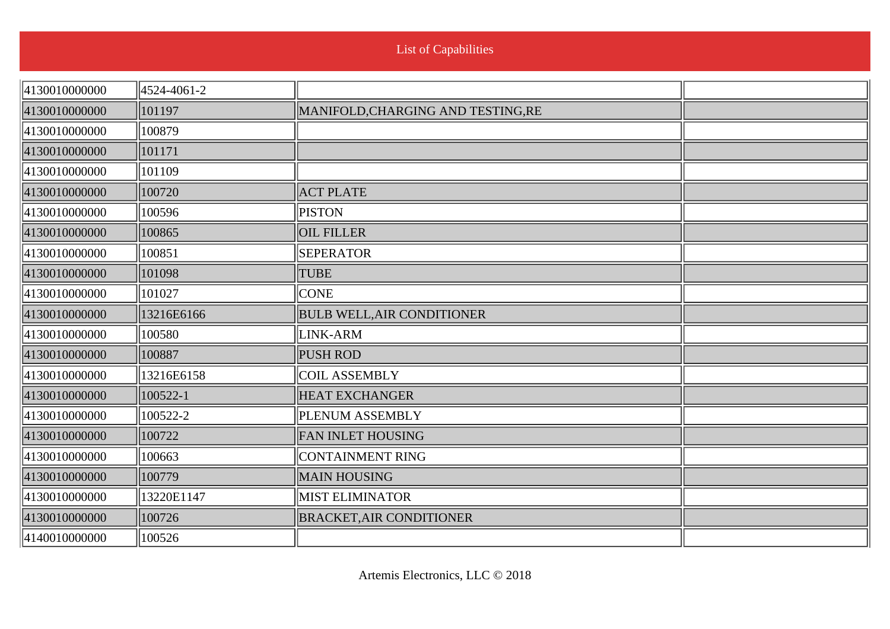List of Capabilities

| | | | |
|---|---|---|---|
| 4130010000000 | 4524-4061-2 | | |
| 4130010000000 | 101197 | MANIFOLD,CHARGING AND TESTING,RE | |
| 4130010000000 | 100879 | | |
| 4130010000000 | 101171 | | |
| 4130010000000 | 101109 | | |
| 4130010000000 | 100720 | ACT PLATE | |
| 4130010000000 | 100596 | PISTON | |
| 4130010000000 | 100865 | OIL FILLER | |
| 4130010000000 | 100851 | SEPERATOR | |
| 4130010000000 | 101098 | TUBE | |
| 4130010000000 | 101027 | CONE | |
| 4130010000000 | 13216E6166 | BULB WELL,AIR CONDITIONER | |
| 4130010000000 | 100580 | LINK-ARM | |
| 4130010000000 | 100887 | PUSH ROD | |
| 4130010000000 | 13216E6158 | COIL ASSEMBLY | |
| 4130010000000 | 100522-1 | HEAT EXCHANGER | |
| 4130010000000 | 100522-2 | PLENUM ASSEMBLY | |
| 4130010000000 | 100722 | FAN INLET HOUSING | |
| 4130010000000 | 100663 | CONTAINMENT RING | |
| 4130010000000 | 100779 | MAIN HOUSING | |
| 4130010000000 | 13220E1147 | MIST ELIMINATOR | |
| 4130010000000 | 100726 | BRACKET,AIR CONDITIONER | |
| 4140010000000 | 100526 | | |

Artemis Electronics, LLC © 2018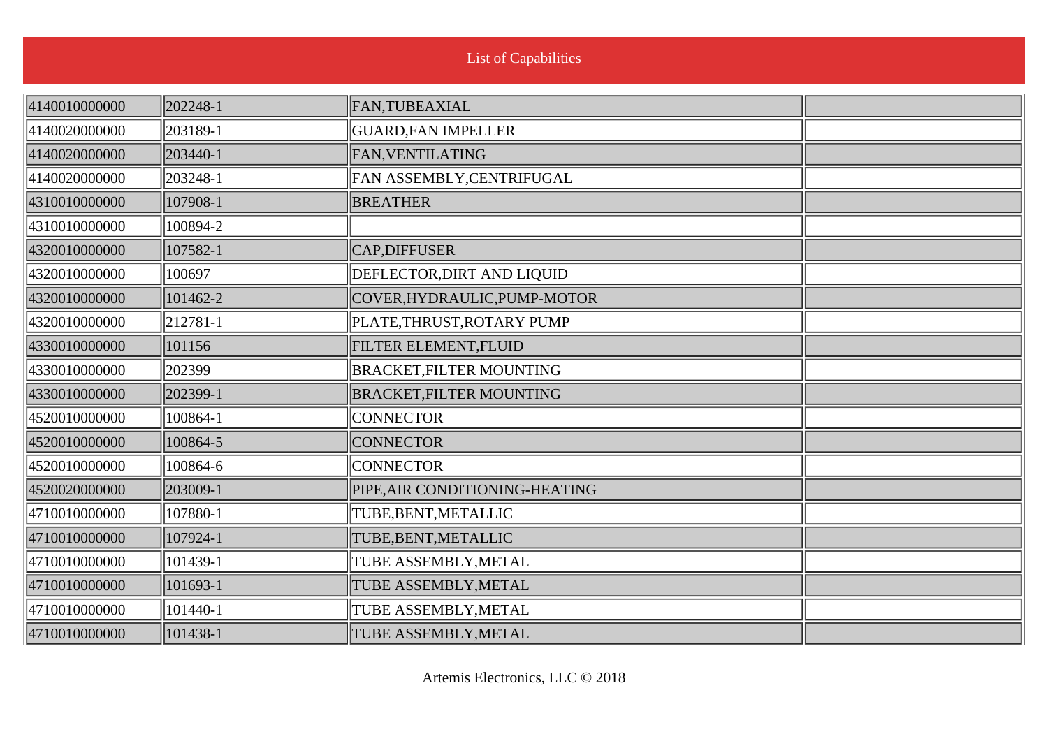List of Capabilities

| | | | |
|---|---|---|---|
| 4140010000000 | 202248-1 | FAN,TUBEAXIAL | |
| 4140020000000 | 203189-1 | GUARD,FAN IMPELLER | |
| 4140020000000 | 203440-1 | FAN,VENTILATING | |
| 4140020000000 | 203248-1 | FAN ASSEMBLY,CENTRIFUGAL | |
| 4310010000000 | 107908-1 | BREATHER | |
| 4310010000000 | 100894-2 | | |
| 4320010000000 | 107582-1 | CAP,DIFFUSER | |
| 4320010000000 | 100697 | DEFLECTOR,DIRT AND LIQUID | |
| 4320010000000 | 101462-2 | COVER,HYDRAULIC,PUMP-MOTOR | |
| 4320010000000 | 212781-1 | PLATE,THRUST,ROTARY PUMP | |
| 4330010000000 | 101156 | FILTER ELEMENT,FLUID | |
| 4330010000000 | 202399 | BRACKET,FILTER MOUNTING | |
| 4330010000000 | 202399-1 | BRACKET,FILTER MOUNTING | |
| 4520010000000 | 100864-1 | CONNECTOR | |
| 4520010000000 | 100864-5 | CONNECTOR | |
| 4520010000000 | 100864-6 | CONNECTOR | |
| 4520020000000 | 203009-1 | PIPE,AIR CONDITIONING-HEATING | |
| 4710010000000 | 107880-1 | TUBE,BENT,METALLIC | |
| 4710010000000 | 107924-1 | TUBE,BENT,METALLIC | |
| 4710010000000 | 101439-1 | TUBE ASSEMBLY,METAL | |
| 4710010000000 | 101693-1 | TUBE ASSEMBLY,METAL | |
| 4710010000000 | 101440-1 | TUBE ASSEMBLY,METAL | |
| 4710010000000 | 101438-1 | TUBE ASSEMBLY,METAL | |

Artemis Electronics, LLC © 2018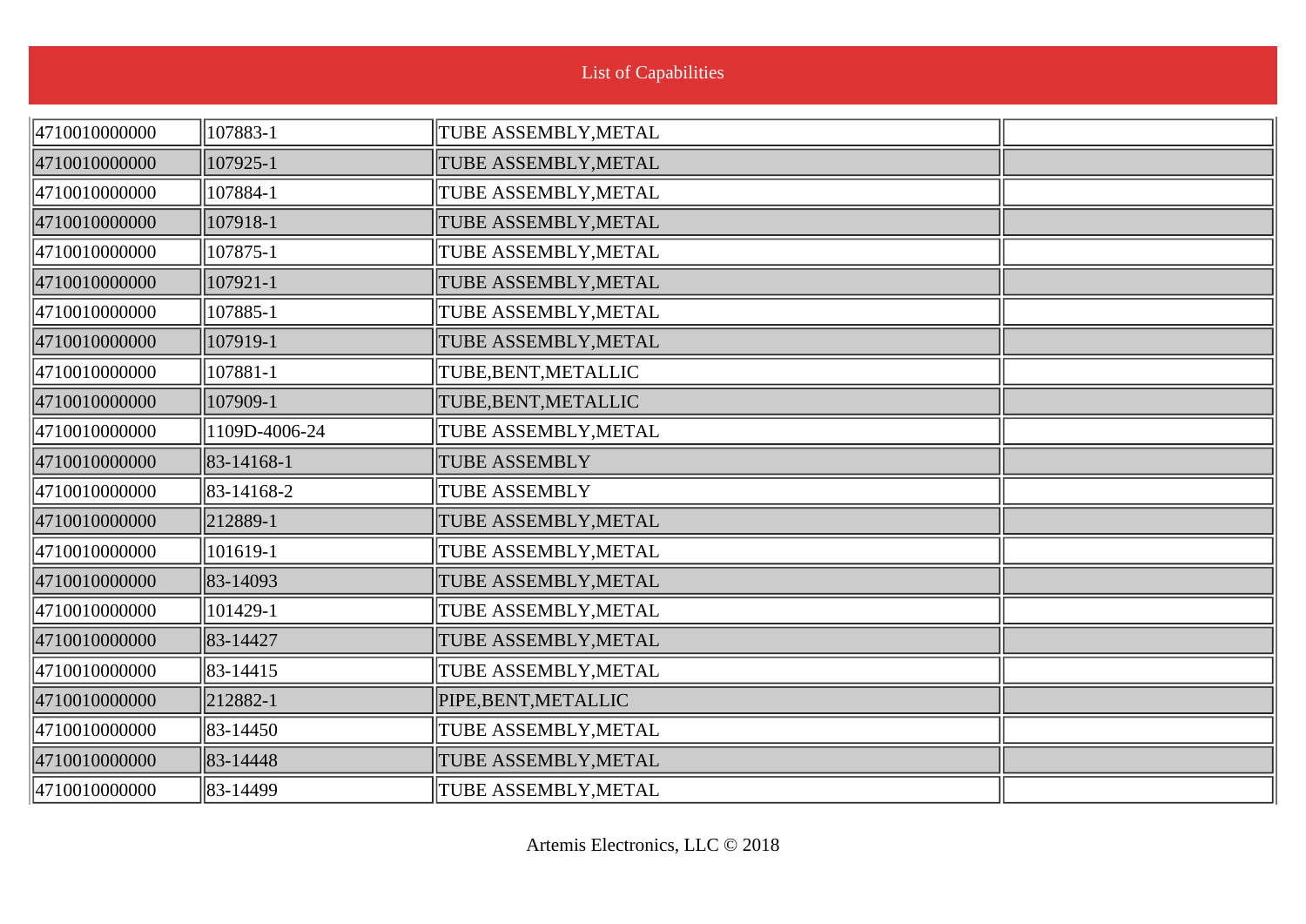List of Capabilities

| | | | |
|---|---|---|---|
| 4710010000000 | 107883-1 | TUBE ASSEMBLY,METAL | |
| 4710010000000 | 107925-1 | TUBE ASSEMBLY,METAL | |
| 4710010000000 | 107884-1 | TUBE ASSEMBLY,METAL | |
| 4710010000000 | 107918-1 | TUBE ASSEMBLY,METAL | |
| 4710010000000 | 107875-1 | TUBE ASSEMBLY,METAL | |
| 4710010000000 | 107921-1 | TUBE ASSEMBLY,METAL | |
| 4710010000000 | 107885-1 | TUBE ASSEMBLY,METAL | |
| 4710010000000 | 107919-1 | TUBE ASSEMBLY,METAL | |
| 4710010000000 | 107881-1 | TUBE,BENT,METALLIC | |
| 4710010000000 | 107909-1 | TUBE,BENT,METALLIC | |
| 4710010000000 | 1109D-4006-24 | TUBE ASSEMBLY,METAL | |
| 4710010000000 | 83-14168-1 | TUBE ASSEMBLY | |
| 4710010000000 | 83-14168-2 | TUBE ASSEMBLY | |
| 4710010000000 | 212889-1 | TUBE ASSEMBLY,METAL | |
| 4710010000000 | 101619-1 | TUBE ASSEMBLY,METAL | |
| 4710010000000 | 83-14093 | TUBE ASSEMBLY,METAL | |
| 4710010000000 | 101429-1 | TUBE ASSEMBLY,METAL | |
| 4710010000000 | 83-14427 | TUBE ASSEMBLY,METAL | |
| 4710010000000 | 83-14415 | TUBE ASSEMBLY,METAL | |
| 4710010000000 | 212882-1 | PIPE,BENT,METALLIC | |
| 4710010000000 | 83-14450 | TUBE ASSEMBLY,METAL | |
| 4710010000000 | 83-14448 | TUBE ASSEMBLY,METAL | |
| 4710010000000 | 83-14499 | TUBE ASSEMBLY,METAL | |

Artemis Electronics, LLC © 2018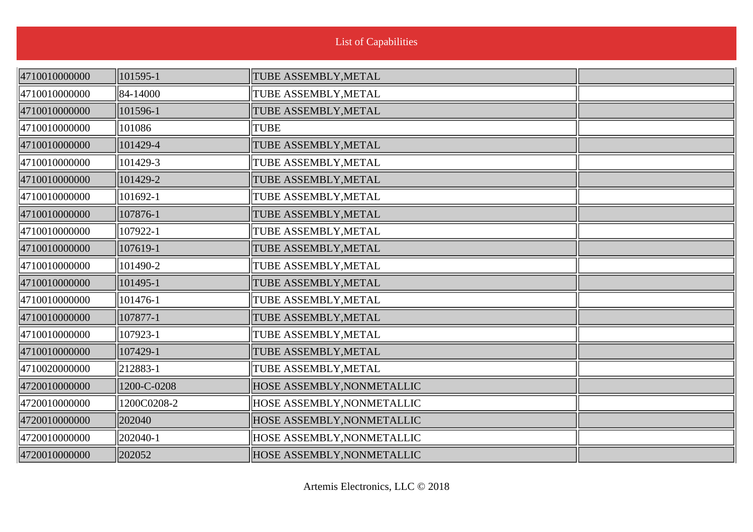List of Capabilities

| | | | |
|---|---|---|---|
| 4710010000000 | 101595-1 | TUBE ASSEMBLY,METAL | |
| 4710010000000 | 84-14000 | TUBE ASSEMBLY,METAL | |
| 4710010000000 | 101596-1 | TUBE ASSEMBLY,METAL | |
| 4710010000000 | 101086 | TUBE | |
| 4710010000000 | 101429-4 | TUBE ASSEMBLY,METAL | |
| 4710010000000 | 101429-3 | TUBE ASSEMBLY,METAL | |
| 4710010000000 | 101429-2 | TUBE ASSEMBLY,METAL | |
| 4710010000000 | 101692-1 | TUBE ASSEMBLY,METAL | |
| 4710010000000 | 107876-1 | TUBE ASSEMBLY,METAL | |
| 4710010000000 | 107922-1 | TUBE ASSEMBLY,METAL | |
| 4710010000000 | 107619-1 | TUBE ASSEMBLY,METAL | |
| 4710010000000 | 101490-2 | TUBE ASSEMBLY,METAL | |
| 4710010000000 | 101495-1 | TUBE ASSEMBLY,METAL | |
| 4710010000000 | 101476-1 | TUBE ASSEMBLY,METAL | |
| 4710010000000 | 107877-1 | TUBE ASSEMBLY,METAL | |
| 4710010000000 | 107923-1 | TUBE ASSEMBLY,METAL | |
| 4710010000000 | 107429-1 | TUBE ASSEMBLY,METAL | |
| 4710020000000 | 212883-1 | TUBE ASSEMBLY,METAL | |
| 4720010000000 | 1200-C-0208 | HOSE ASSEMBLY,NONMETALLIC | |
| 4720010000000 | 1200C0208-2 | HOSE ASSEMBLY,NONMETALLIC | |
| 4720010000000 | 202040 | HOSE ASSEMBLY,NONMETALLIC | |
| 4720010000000 | 202040-1 | HOSE ASSEMBLY,NONMETALLIC | |
| 4720010000000 | 202052 | HOSE ASSEMBLY,NONMETALLIC | |

Artemis Electronics, LLC © 2018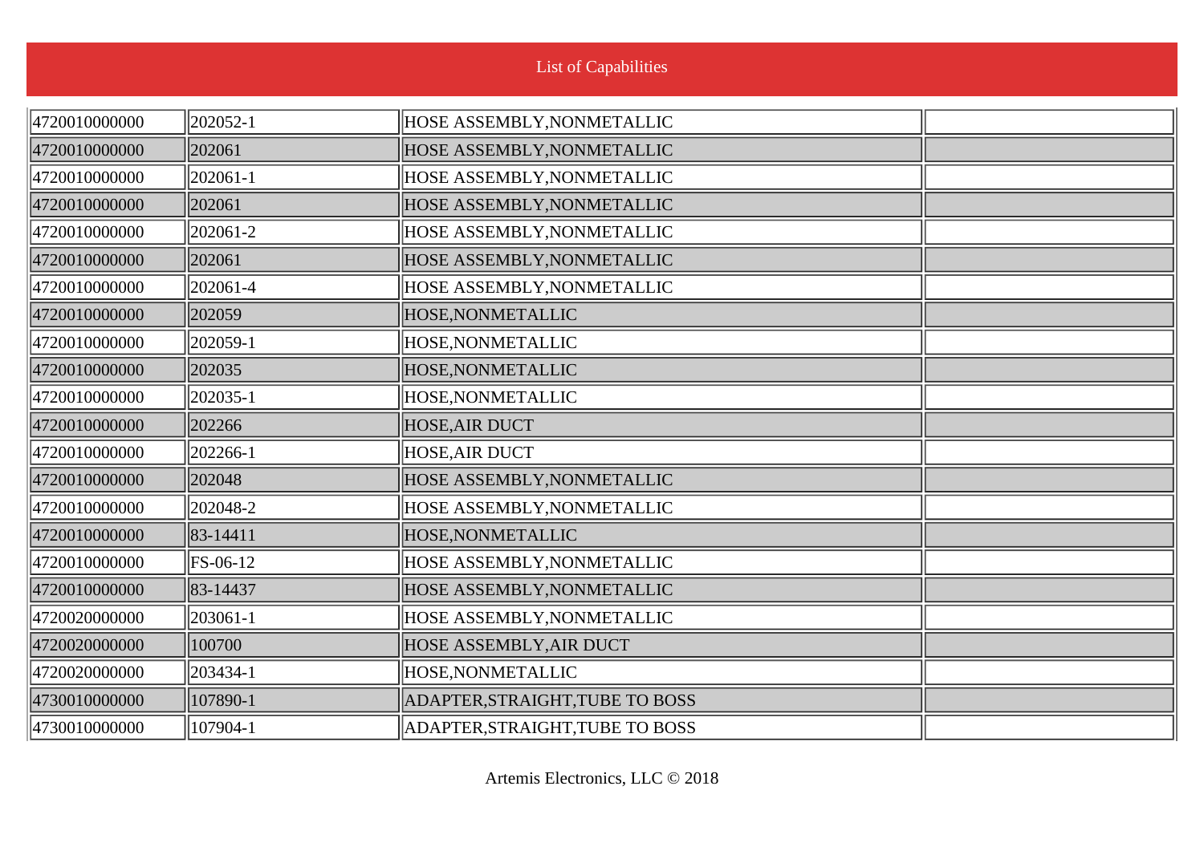List of Capabilities

| | | | |
|---|---|---|---|
| 4720010000000 | 202052-1 | HOSE ASSEMBLY,NONMETALLIC | |
| 4720010000000 | 202061 | HOSE ASSEMBLY,NONMETALLIC | |
| 4720010000000 | 202061-1 | HOSE ASSEMBLY,NONMETALLIC | |
| 4720010000000 | 202061 | HOSE ASSEMBLY,NONMETALLIC | |
| 4720010000000 | 202061-2 | HOSE ASSEMBLY,NONMETALLIC | |
| 4720010000000 | 202061 | HOSE ASSEMBLY,NONMETALLIC | |
| 4720010000000 | 202061-4 | HOSE ASSEMBLY,NONMETALLIC | |
| 4720010000000 | 202059 | HOSE,NONMETALLIC | |
| 4720010000000 | 202059-1 | HOSE,NONMETALLIC | |
| 4720010000000 | 202035 | HOSE,NONMETALLIC | |
| 4720010000000 | 202035-1 | HOSE,NONMETALLIC | |
| 4720010000000 | 202266 | HOSE,AIR DUCT | |
| 4720010000000 | 202266-1 | HOSE,AIR DUCT | |
| 4720010000000 | 202048 | HOSE ASSEMBLY,NONMETALLIC | |
| 4720010000000 | 202048-2 | HOSE ASSEMBLY,NONMETALLIC | |
| 4720010000000 | 83-14411 | HOSE,NONMETALLIC | |
| 4720010000000 | FS-06-12 | HOSE ASSEMBLY,NONMETALLIC | |
| 4720010000000 | 83-14437 | HOSE ASSEMBLY,NONMETALLIC | |
| 4720020000000 | 203061-1 | HOSE ASSEMBLY,NONMETALLIC | |
| 4720020000000 | 100700 | HOSE ASSEMBLY,AIR DUCT | |
| 4720020000000 | 203434-1 | HOSE,NONMETALLIC | |
| 4730010000000 | 107890-1 | ADAPTER,STRAIGHT,TUBE TO BOSS | |
| 4730010000000 | 107904-1 | ADAPTER,STRAIGHT,TUBE TO BOSS | |

Artemis Electronics, LLC © 2018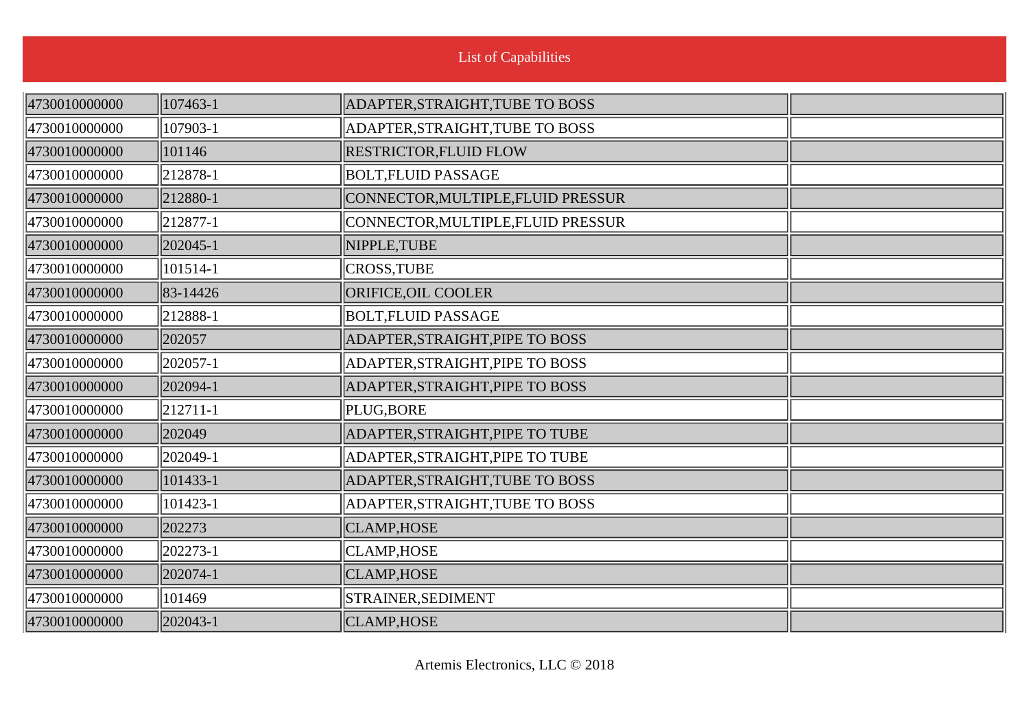List of Capabilities

| | | | |
|---|---|---|---|
| 4730010000000 | 107463-1 | ADAPTER,STRAIGHT,TUBE TO BOSS | |
| 4730010000000 | 107903-1 | ADAPTER,STRAIGHT,TUBE TO BOSS | |
| 4730010000000 | 101146 | RESTRICTOR,FLUID FLOW | |
| 4730010000000 | 212878-1 | BOLT,FLUID PASSAGE | |
| 4730010000000 | 212880-1 | CONNECTOR,MULTIPLE,FLUID PRESSUR | |
| 4730010000000 | 212877-1 | CONNECTOR,MULTIPLE,FLUID PRESSUR | |
| 4730010000000 | 202045-1 | NIPPLE,TUBE | |
| 4730010000000 | 101514-1 | CROSS,TUBE | |
| 4730010000000 | 83-14426 | ORIFICE,OIL COOLER | |
| 4730010000000 | 212888-1 | BOLT,FLUID PASSAGE | |
| 4730010000000 | 202057 | ADAPTER,STRAIGHT,PIPE TO BOSS | |
| 4730010000000 | 202057-1 | ADAPTER,STRAIGHT,PIPE TO BOSS | |
| 4730010000000 | 202094-1 | ADAPTER,STRAIGHT,PIPE TO BOSS | |
| 4730010000000 | 212711-1 | PLUG,BORE | |
| 4730010000000 | 202049 | ADAPTER,STRAIGHT,PIPE TO TUBE | |
| 4730010000000 | 202049-1 | ADAPTER,STRAIGHT,PIPE TO TUBE | |
| 4730010000000 | 101433-1 | ADAPTER,STRAIGHT,TUBE TO BOSS | |
| 4730010000000 | 101423-1 | ADAPTER,STRAIGHT,TUBE TO BOSS | |
| 4730010000000 | 202273 | CLAMP,HOSE | |
| 4730010000000 | 202273-1 | CLAMP,HOSE | |
| 4730010000000 | 202074-1 | CLAMP,HOSE | |
| 4730010000000 | 101469 | STRAINER,SEDIMENT | |
| 4730010000000 | 202043-1 | CLAMP,HOSE | |

Artemis Electronics, LLC © 2018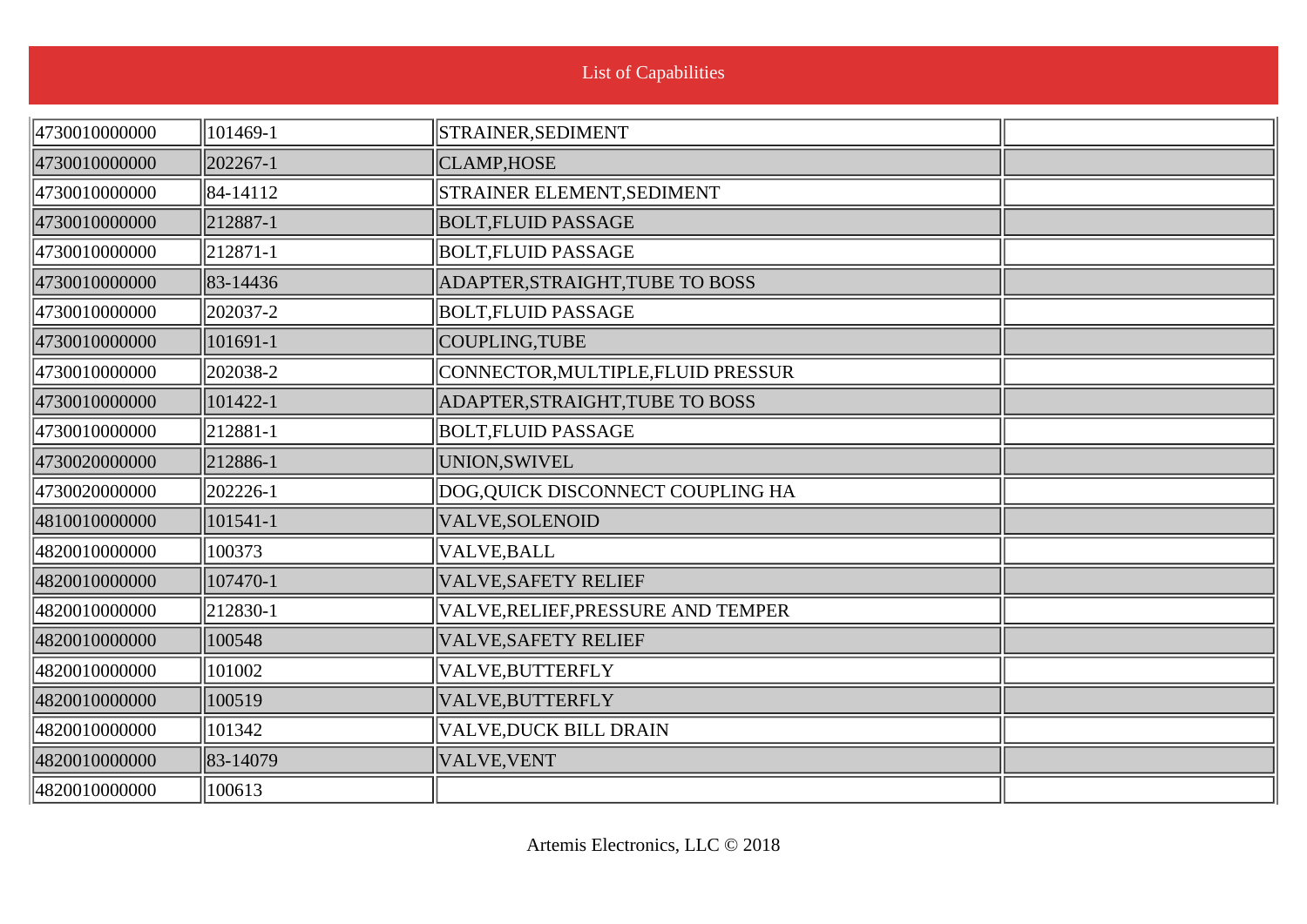# List of Capabilities

| | | | |
|---|---|---|---|
| 4730010000000 | 101469-1 | STRAINER,SEDIMENT | |
| 4730010000000 | 202267-1 | CLAMP,HOSE | |
| 4730010000000 | 84-14112 | STRAINER ELEMENT,SEDIMENT | |
| 4730010000000 | 212887-1 | BOLT,FLUID PASSAGE | |
| 4730010000000 | 212871-1 | BOLT,FLUID PASSAGE | |
| 4730010000000 | 83-14436 | ADAPTER,STRAIGHT,TUBE TO BOSS | |
| 4730010000000 | 202037-2 | BOLT,FLUID PASSAGE | |
| 4730010000000 | 101691-1 | COUPLING,TUBE | |
| 4730010000000 | 202038-2 | CONNECTOR,MULTIPLE,FLUID PRESSUR | |
| 4730010000000 | 101422-1 | ADAPTER,STRAIGHT,TUBE TO BOSS | |
| 4730010000000 | 212881-1 | BOLT,FLUID PASSAGE | |
| 4730020000000 | 212886-1 | UNION,SWIVEL | |
| 4730020000000 | 202226-1 | DOG,QUICK DISCONNECT COUPLING HA | |
| 4810010000000 | 101541-1 | VALVE,SOLENOID | |
| 4820010000000 | 100373 | VALVE,BALL | |
| 4820010000000 | 107470-1 | VALVE,SAFETY RELIEF | |
| 4820010000000 | 212830-1 | VALVE,RELIEF,PRESSURE AND TEMPER | |
| 4820010000000 | 100548 | VALVE,SAFETY RELIEF | |
| 4820010000000 | 101002 | VALVE,BUTTERFLY | |
| 4820010000000 | 100519 | VALVE,BUTTERFLY | |
| 4820010000000 | 101342 | VALVE,DUCK BILL DRAIN | |
| 4820010000000 | 83-14079 | VALVE,VENT | |
| 4820010000000 | 100613 | | |

Artemis Electronics, LLC © 2018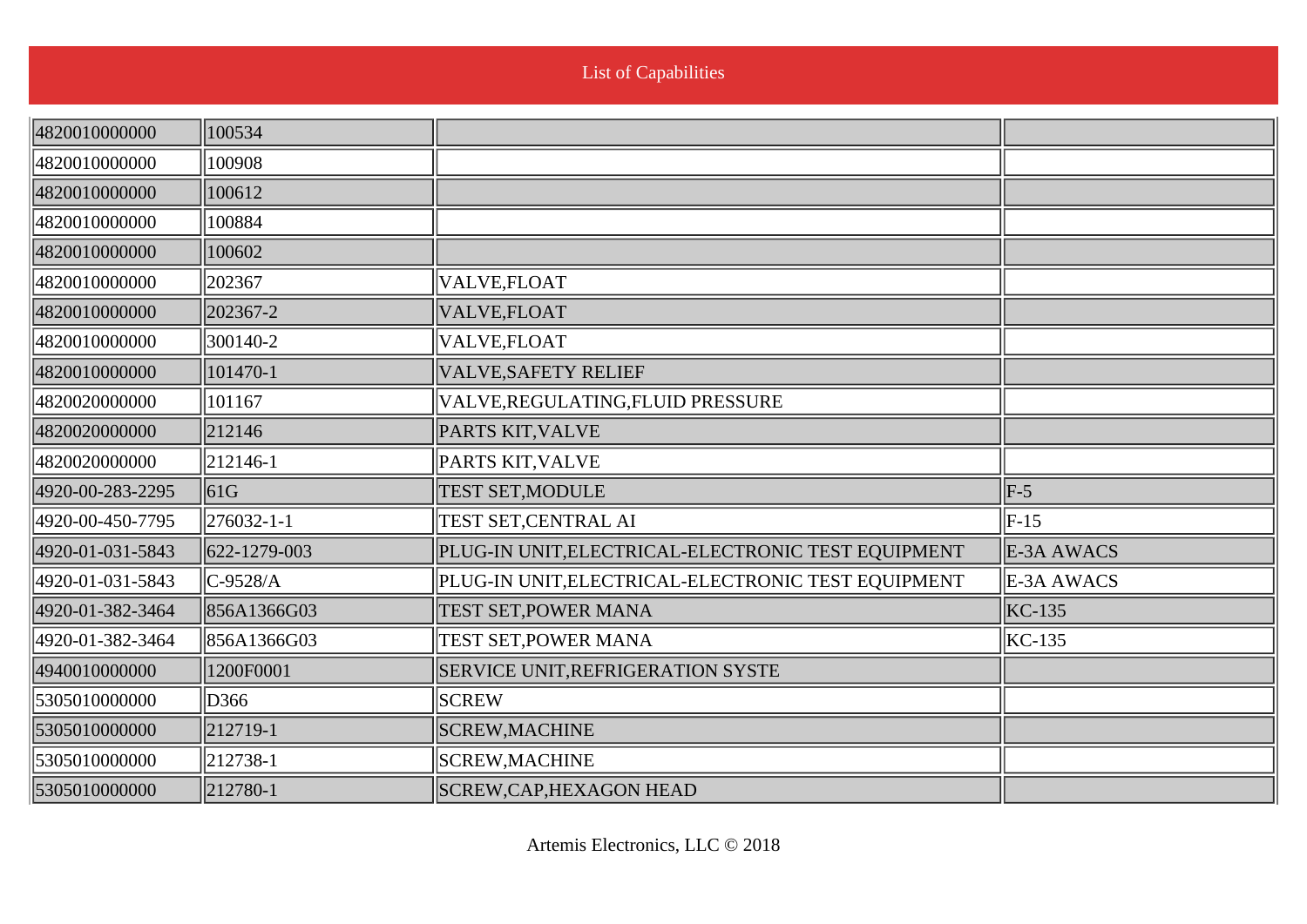List of Capabilities

| | | | |
|---|---|---|---|
| 4820010000000 | 100534 | | |
| 4820010000000 | 100908 | | |
| 4820010000000 | 100612 | | |
| 4820010000000 | 100884 | | |
| 4820010000000 | 100602 | | |
| 4820010000000 | 202367 | VALVE,FLOAT | |
| 4820010000000 | 202367-2 | VALVE,FLOAT | |
| 4820010000000 | 300140-2 | VALVE,FLOAT | |
| 4820010000000 | 101470-1 | VALVE,SAFETY RELIEF | |
| 4820020000000 | 101167 | VALVE,REGULATING,FLUID PRESSURE | |
| 4820020000000 | 212146 | PARTS KIT,VALVE | |
| 4820020000000 | 212146-1 | PARTS KIT,VALVE | |
| 4920-00-283-2295 | 61G | TEST SET,MODULE | F-5 |
| 4920-00-450-7795 | 276032-1-1 | TEST SET,CENTRAL AI | F-15 |
| 4920-01-031-5843 | 622-1279-003 | PLUG-IN UNIT,ELECTRICAL-ELECTRONIC TEST EQUIPMENT | E-3A AWACS |
| 4920-01-031-5843 | C-9528/A | PLUG-IN UNIT,ELECTRICAL-ELECTRONIC TEST EQUIPMENT | E-3A AWACS |
| 4920-01-382-3464 | 856A1366G03 | TEST SET,POWER MANA | KC-135 |
| 4920-01-382-3464 | 856A1366G03 | TEST SET,POWER MANA | KC-135 |
| 4940010000000 | 1200F0001 | SERVICE UNIT,REFRIGERATION SYSTE | |
| 5305010000000 | D366 | SCREW | |
| 5305010000000 | 212719-1 | SCREW,MACHINE | |
| 5305010000000 | 212738-1 | SCREW,MACHINE | |
| 5305010000000 | 212780-1 | SCREW,CAP,HEXAGON HEAD | |

Artemis Electronics, LLC © 2018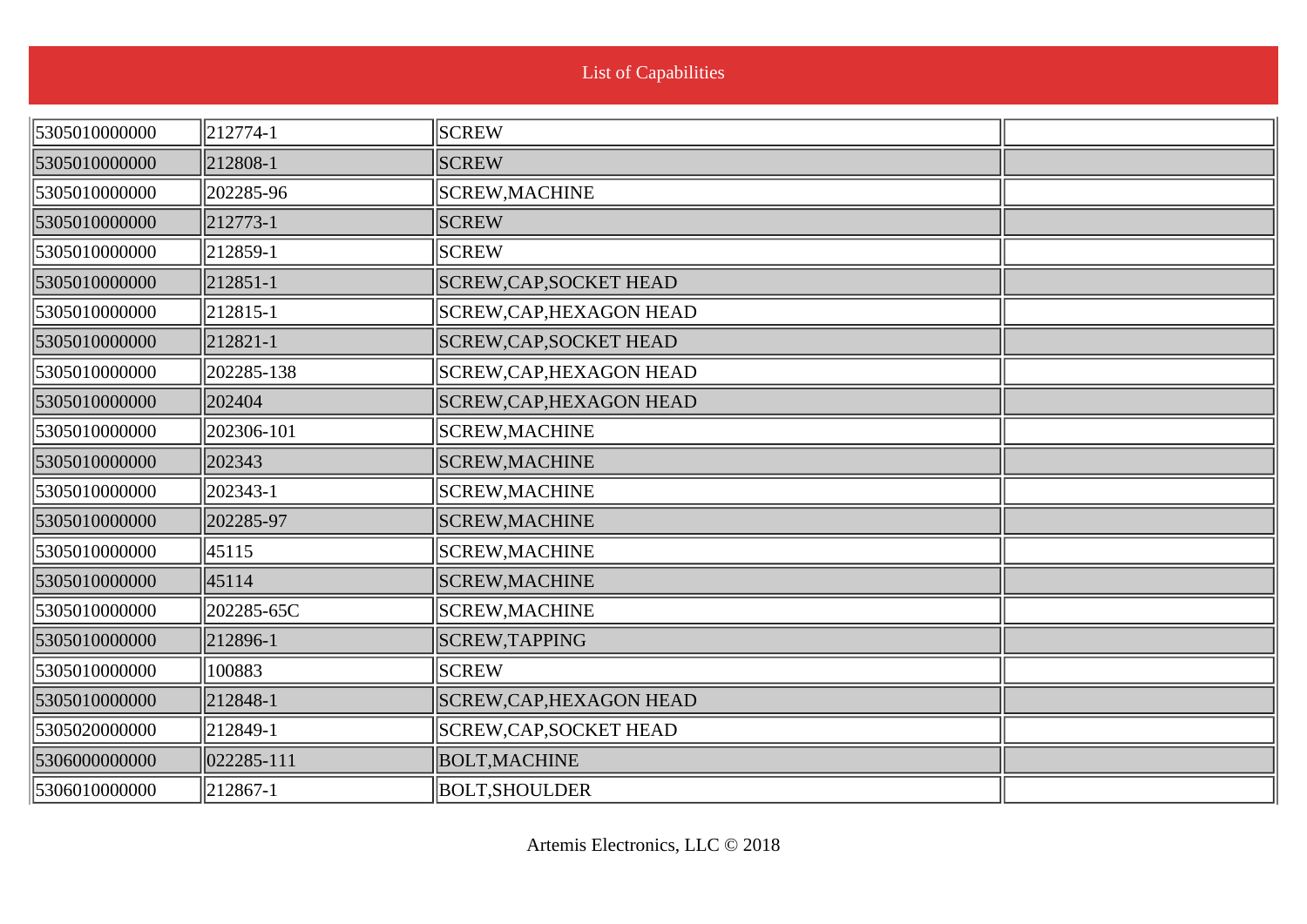List of Capabilities

| | | | |
|---|---|---|---|
| 5305010000000 | 212774-1 | SCREW | |
| 5305010000000 | 212808-1 | SCREW | |
| 5305010000000 | 202285-96 | SCREW,MACHINE | |
| 5305010000000 | 212773-1 | SCREW | |
| 5305010000000 | 212859-1 | SCREW | |
| 5305010000000 | 212851-1 | SCREW,CAP,SOCKET HEAD | |
| 5305010000000 | 212815-1 | SCREW,CAP,HEXAGON HEAD | |
| 5305010000000 | 212821-1 | SCREW,CAP,SOCKET HEAD | |
| 5305010000000 | 202285-138 | SCREW,CAP,HEXAGON HEAD | |
| 5305010000000 | 202404 | SCREW,CAP,HEXAGON HEAD | |
| 5305010000000 | 202306-101 | SCREW,MACHINE | |
| 5305010000000 | 202343 | SCREW,MACHINE | |
| 5305010000000 | 202343-1 | SCREW,MACHINE | |
| 5305010000000 | 202285-97 | SCREW,MACHINE | |
| 5305010000000 | 45115 | SCREW,MACHINE | |
| 5305010000000 | 45114 | SCREW,MACHINE | |
| 5305010000000 | 202285-65C | SCREW,MACHINE | |
| 5305010000000 | 212896-1 | SCREW,TAPPING | |
| 5305010000000 | 100883 | SCREW | |
| 5305010000000 | 212848-1 | SCREW,CAP,HEXAGON HEAD | |
| 5305020000000 | 212849-1 | SCREW,CAP,SOCKET HEAD | |
| 5306000000000 | 022285-111 | BOLT,MACHINE | |
| 5306010000000 | 212867-1 | BOLT,SHOULDER | |

Artemis Electronics, LLC © 2018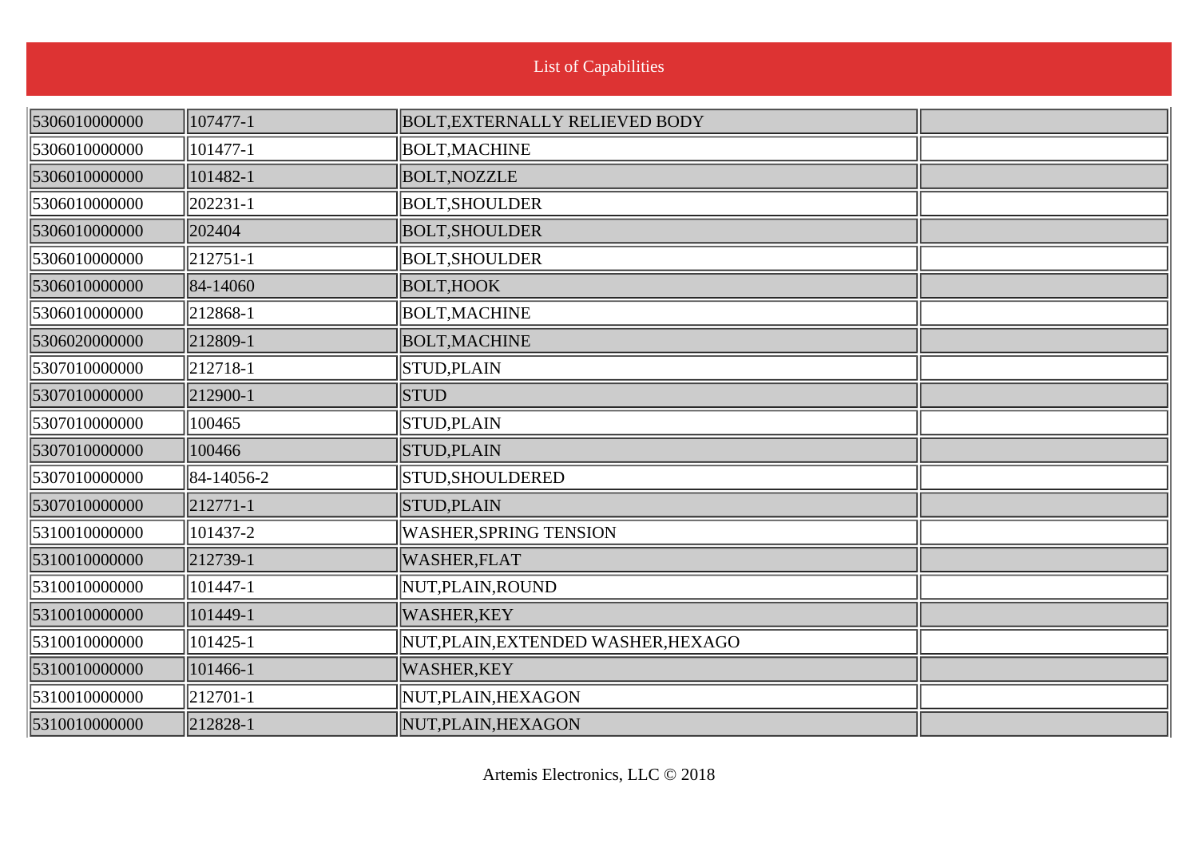List of Capabilities

| | | | |
|---|---|---|---|
| 5306010000000 | 107477-1 | BOLT,EXTERNALLY RELIEVED BODY | |
| 5306010000000 | 101477-1 | BOLT,MACHINE | |
| 5306010000000 | 101482-1 | BOLT,NOZZLE | |
| 5306010000000 | 202231-1 | BOLT,SHOULDER | |
| 5306010000000 | 202404 | BOLT,SHOULDER | |
| 5306010000000 | 212751-1 | BOLT,SHOULDER | |
| 5306010000000 | 84-14060 | BOLT,HOOK | |
| 5306010000000 | 212868-1 | BOLT,MACHINE | |
| 5306020000000 | 212809-1 | BOLT,MACHINE | |
| 5307010000000 | 212718-1 | STUD,PLAIN | |
| 5307010000000 | 212900-1 | STUD | |
| 5307010000000 | 100465 | STUD,PLAIN | |
| 5307010000000 | 100466 | STUD,PLAIN | |
| 5307010000000 | 84-14056-2 | STUD,SHOULDERED | |
| 5307010000000 | 212771-1 | STUD,PLAIN | |
| 5310010000000 | 101437-2 | WASHER,SPRING TENSION | |
| 5310010000000 | 212739-1 | WASHER,FLAT | |
| 5310010000000 | 101447-1 | NUT,PLAIN,ROUND | |
| 5310010000000 | 101449-1 | WASHER,KEY | |
| 5310010000000 | 101425-1 | NUT,PLAIN,EXTENDED WASHER,HEXAGO | |
| 5310010000000 | 101466-1 | WASHER,KEY | |
| 5310010000000 | 212701-1 | NUT,PLAIN,HEXAGON | |
| 5310010000000 | 212828-1 | NUT,PLAIN,HEXAGON | |

Artemis Electronics, LLC © 2018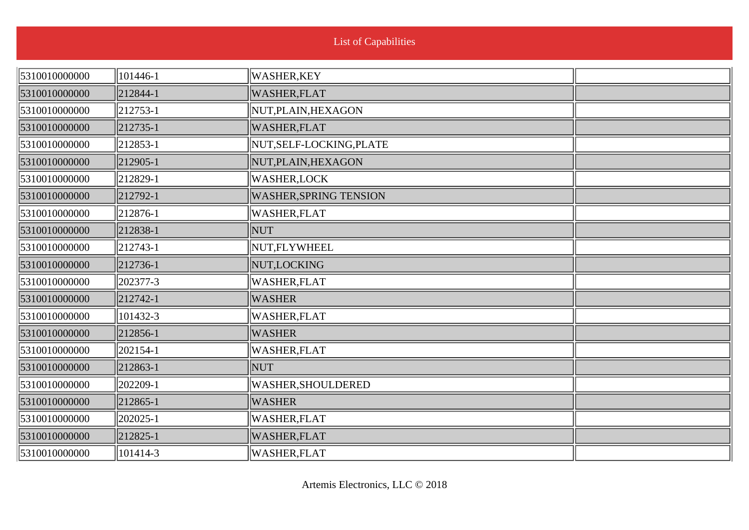# List of Capabilities

| | | | |
|---|---|---|---|
| 5310010000000 | 101446-1 | WASHER,KEY | |
| 5310010000000 | 212844-1 | WASHER,FLAT | |
| 5310010000000 | 212753-1 | NUT,PLAIN,HEXAGON | |
| 5310010000000 | 212735-1 | WASHER,FLAT | |
| 5310010000000 | 212853-1 | NUT,SELF-LOCKING,PLATE | |
| 5310010000000 | 212905-1 | NUT,PLAIN,HEXAGON | |
| 5310010000000 | 212829-1 | WASHER,LOCK | |
| 5310010000000 | 212792-1 | WASHER,SPRING TENSION | |
| 5310010000000 | 212876-1 | WASHER,FLAT | |
| 5310010000000 | 212838-1 | NUT | |
| 5310010000000 | 212743-1 | NUT,FLYWHEEL | |
| 5310010000000 | 212736-1 | NUT,LOCKING | |
| 5310010000000 | 202377-3 | WASHER,FLAT | |
| 5310010000000 | 212742-1 | WASHER | |
| 5310010000000 | 101432-3 | WASHER,FLAT | |
| 5310010000000 | 212856-1 | WASHER | |
| 5310010000000 | 202154-1 | WASHER,FLAT | |
| 5310010000000 | 212863-1 | NUT | |
| 5310010000000 | 202209-1 | WASHER,SHOULDERED | |
| 5310010000000 | 212865-1 | WASHER | |
| 5310010000000 | 202025-1 | WASHER,FLAT | |
| 5310010000000 | 212825-1 | WASHER,FLAT | |
| 5310010000000 | 101414-3 | WASHER,FLAT | |

Artemis Electronics, LLC © 2018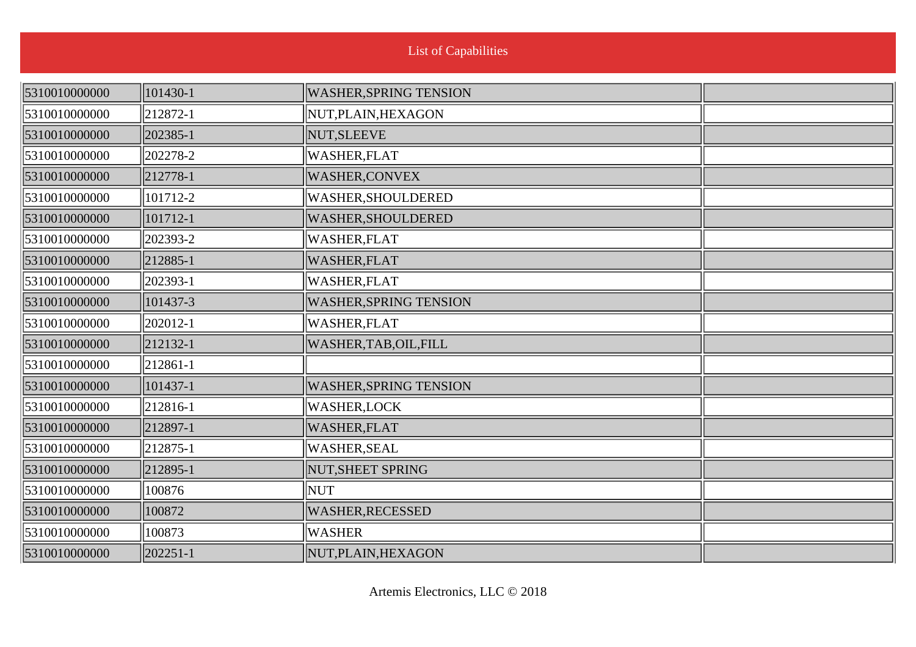List of Capabilities

| | | | |
|---|---|---|---|
| 5310010000000 | 101430-1 | WASHER,SPRING TENSION | |
| 5310010000000 | 212872-1 | NUT,PLAIN,HEXAGON | |
| 5310010000000 | 202385-1 | NUT,SLEEVE | |
| 5310010000000 | 202278-2 | WASHER,FLAT | |
| 5310010000000 | 212778-1 | WASHER,CONVEX | |
| 5310010000000 | 101712-2 | WASHER,SHOULDERED | |
| 5310010000000 | 101712-1 | WASHER,SHOULDERED | |
| 5310010000000 | 202393-2 | WASHER,FLAT | |
| 5310010000000 | 212885-1 | WASHER,FLAT | |
| 5310010000000 | 202393-1 | WASHER,FLAT | |
| 5310010000000 | 101437-3 | WASHER,SPRING TENSION | |
| 5310010000000 | 202012-1 | WASHER,FLAT | |
| 5310010000000 | 212132-1 | WASHER,TAB,OIL,FILL | |
| 5310010000000 | 212861-1 | | |
| 5310010000000 | 101437-1 | WASHER,SPRING TENSION | |
| 5310010000000 | 212816-1 | WASHER,LOCK | |
| 5310010000000 | 212897-1 | WASHER,FLAT | |
| 5310010000000 | 212875-1 | WASHER,SEAL | |
| 5310010000000 | 212895-1 | NUT,SHEET SPRING | |
| 5310010000000 | 100876 | NUT | |
| 5310010000000 | 100872 | WASHER,RECESSED | |
| 5310010000000 | 100873 | WASHER | |
| 5310010000000 | 202251-1 | NUT,PLAIN,HEXAGON | |

Artemis Electronics, LLC © 2018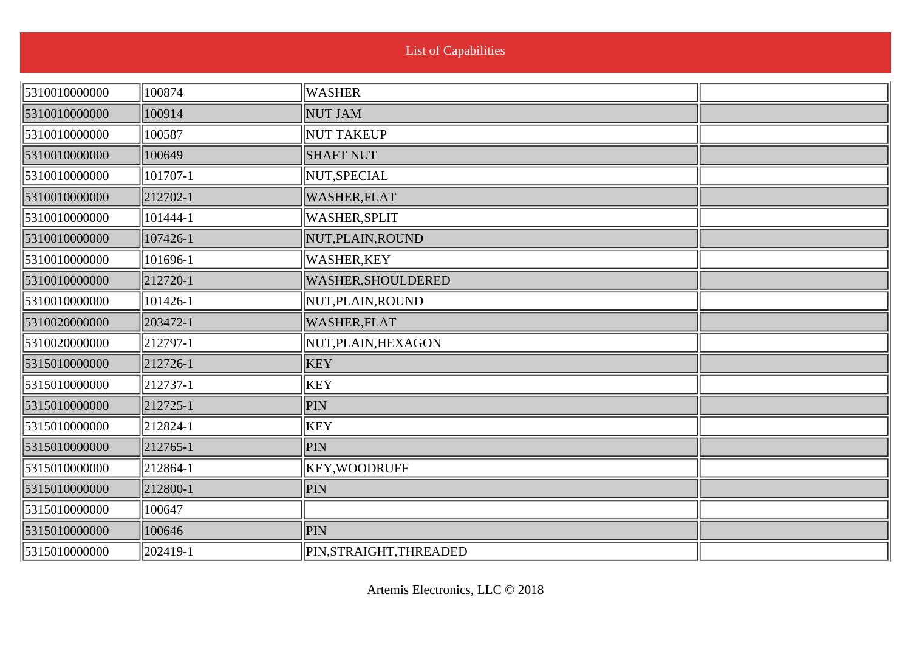List of Capabilities

| | | | |
|---|---|---|---|
| 5310010000000 | 100874 | WASHER | |
| 5310010000000 | 100914 | NUT JAM | |
| 5310010000000 | 100587 | NUT TAKEUP | |
| 5310010000000 | 100649 | SHAFT NUT | |
| 5310010000000 | 101707-1 | NUT,SPECIAL | |
| 5310010000000 | 212702-1 | WASHER,FLAT | |
| 5310010000000 | 101444-1 | WASHER,SPLIT | |
| 5310010000000 | 107426-1 | NUT,PLAIN,ROUND | |
| 5310010000000 | 101696-1 | WASHER,KEY | |
| 5310010000000 | 212720-1 | WASHER,SHOULDERED | |
| 5310010000000 | 101426-1 | NUT,PLAIN,ROUND | |
| 5310020000000 | 203472-1 | WASHER,FLAT | |
| 5310020000000 | 212797-1 | NUT,PLAIN,HEXAGON | |
| 5315010000000 | 212726-1 | KEY | |
| 5315010000000 | 212737-1 | KEY | |
| 5315010000000 | 212725-1 | PIN | |
| 5315010000000 | 212824-1 | KEY | |
| 5315010000000 | 212765-1 | PIN | |
| 5315010000000 | 212864-1 | KEY,WOODRUFF | |
| 5315010000000 | 212800-1 | PIN | |
| 5315010000000 | 100647 | | |
| 5315010000000 | 100646 | PIN | |
| 5315010000000 | 202419-1 | PIN,STRAIGHT,THREADED | |

Artemis Electronics, LLC © 2018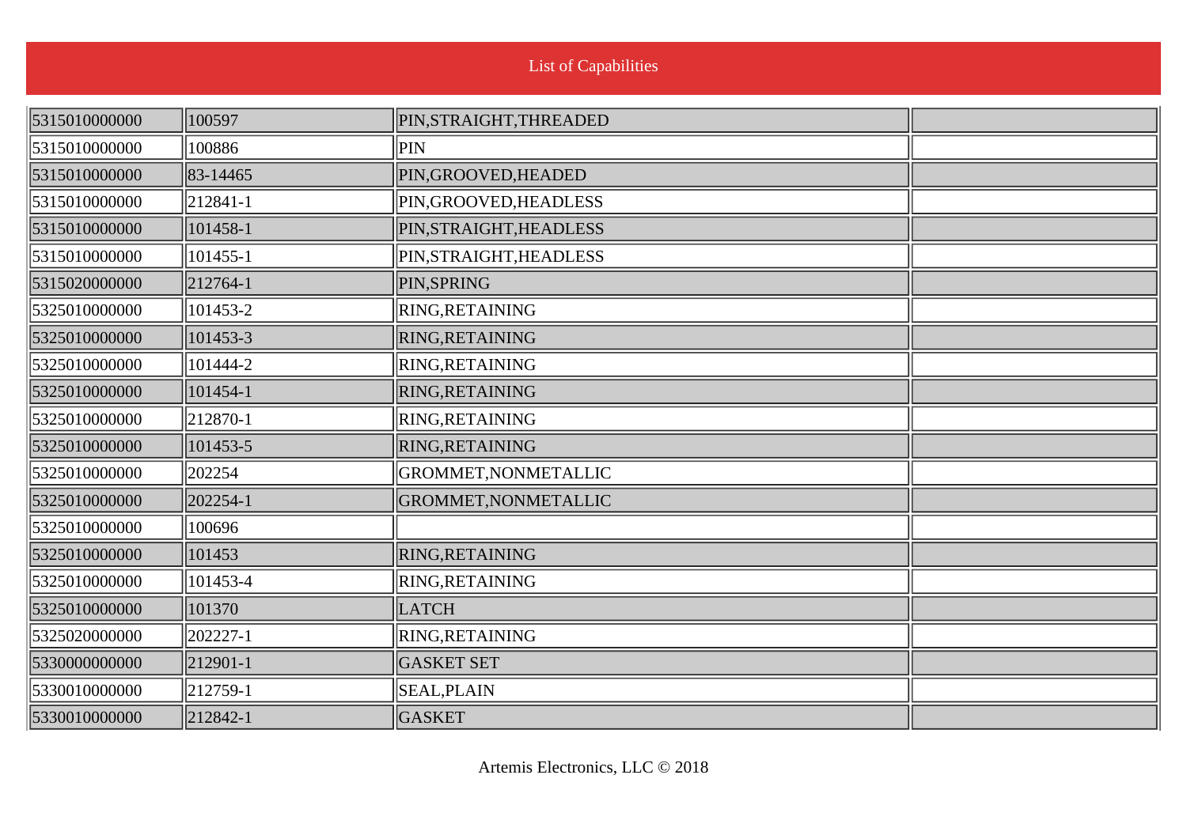# List of Capabilities

| | | | |
|---|---|---|---|
| 5315010000000 | 100597 | PIN,STRAIGHT,THREADED | |
| 5315010000000 | 100886 | PIN | |
| 5315010000000 | 83-14465 | PIN,GROOVED,HEADED | |
| 5315010000000 | 212841-1 | PIN,GROOVED,HEADLESS | |
| 5315010000000 | 101458-1 | PIN,STRAIGHT,HEADLESS | |
| 5315010000000 | 101455-1 | PIN,STRAIGHT,HEADLESS | |
| 5315020000000 | 212764-1 | PIN,SPRING | |
| 5325010000000 | 101453-2 | RING,RETAINING | |
| 5325010000000 | 101453-3 | RING,RETAINING | |
| 5325010000000 | 101444-2 | RING,RETAINING | |
| 5325010000000 | 101454-1 | RING,RETAINING | |
| 5325010000000 | 212870-1 | RING,RETAINING | |
| 5325010000000 | 101453-5 | RING,RETAINING | |
| 5325010000000 | 202254 | GROMMET,NONMETALLIC | |
| 5325010000000 | 202254-1 | GROMMET,NONMETALLIC | |
| 5325010000000 | 100696 | | |
| 5325010000000 | 101453 | RING,RETAINING | |
| 5325010000000 | 101453-4 | RING,RETAINING | |
| 5325010000000 | 101370 | LATCH | |
| 5325020000000 | 202227-1 | RING,RETAINING | |
| 5330000000000 | 212901-1 | GASKET SET | |
| 5330010000000 | 212759-1 | SEAL,PLAIN | |
| 5330010000000 | 212842-1 | GASKET | |

Artemis Electronics, LLC © 2018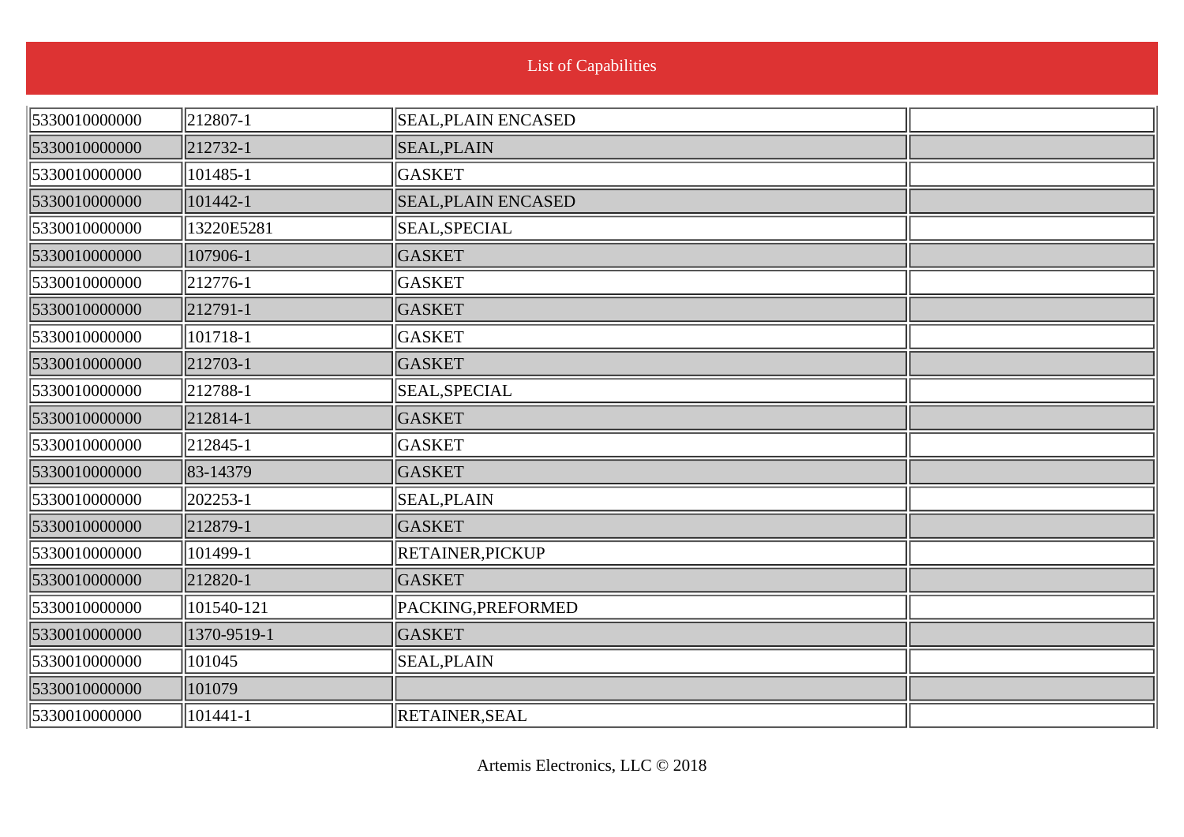List of Capabilities

| | | | |
|---|---|---|---|
| 5330010000000 | 212807-1 | SEAL,PLAIN ENCASED | |
| 5330010000000 | 212732-1 | SEAL,PLAIN | |
| 5330010000000 | 101485-1 | GASKET | |
| 5330010000000 | 101442-1 | SEAL,PLAIN ENCASED | |
| 5330010000000 | 13220E5281 | SEAL,SPECIAL | |
| 5330010000000 | 107906-1 | GASKET | |
| 5330010000000 | 212776-1 | GASKET | |
| 5330010000000 | 212791-1 | GASKET | |
| 5330010000000 | 101718-1 | GASKET | |
| 5330010000000 | 212703-1 | GASKET | |
| 5330010000000 | 212788-1 | SEAL,SPECIAL | |
| 5330010000000 | 212814-1 | GASKET | |
| 5330010000000 | 212845-1 | GASKET | |
| 5330010000000 | 83-14379 | GASKET | |
| 5330010000000 | 202253-1 | SEAL,PLAIN | |
| 5330010000000 | 212879-1 | GASKET | |
| 5330010000000 | 101499-1 | RETAINER,PICKUP | |
| 5330010000000 | 212820-1 | GASKET | |
| 5330010000000 | 101540-121 | PACKING,PREFORMED | |
| 5330010000000 | 1370-9519-1 | GASKET | |
| 5330010000000 | 101045 | SEAL,PLAIN | |
| 5330010000000 | 101079 | | |
| 5330010000000 | 101441-1 | RETAINER,SEAL | |

Artemis Electronics, LLC © 2018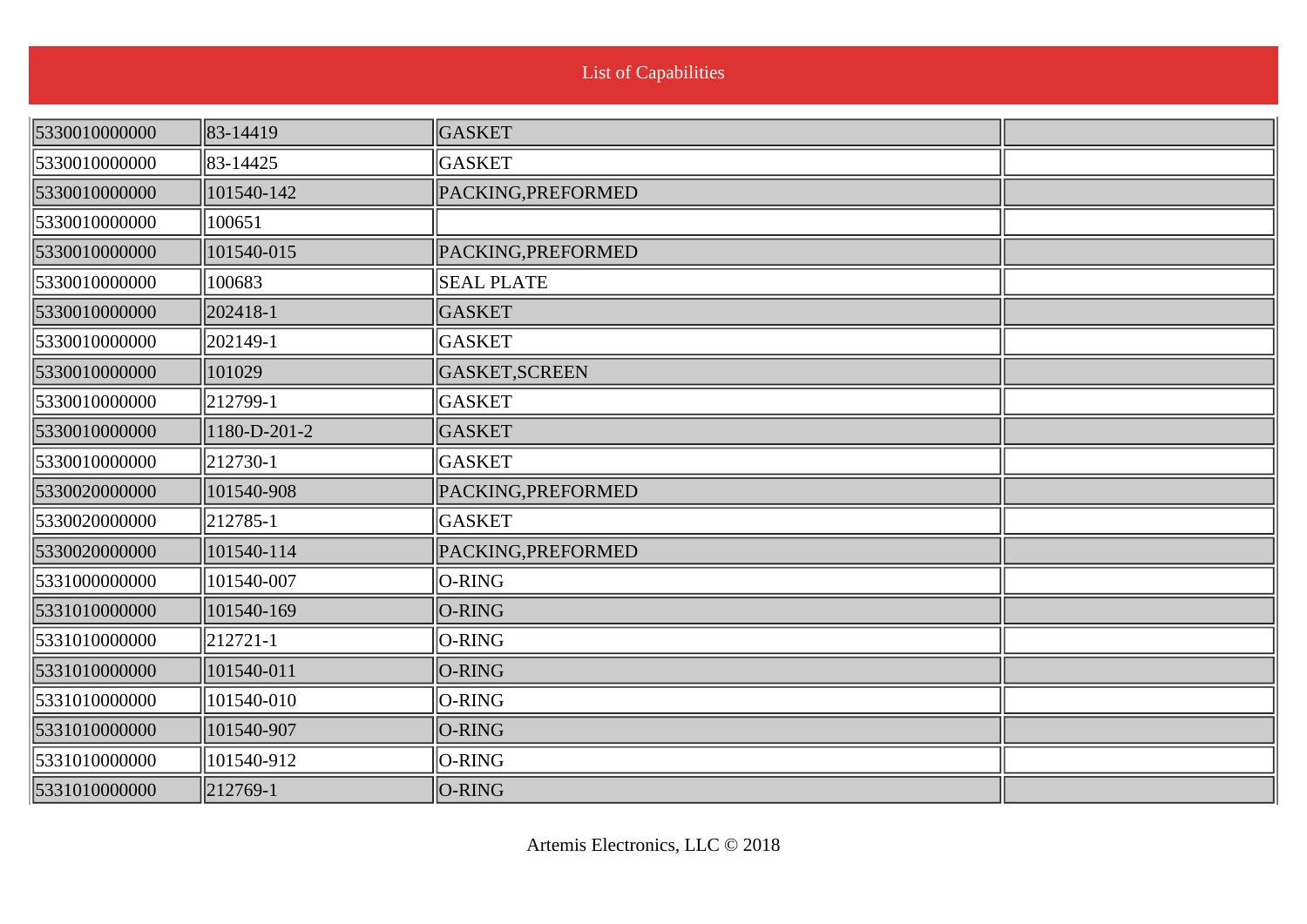List of Capabilities

| | | | |
|---|---|---|---|
| 5330010000000 | 83-14419 | GASKET | |
| 5330010000000 | 83-14425 | GASKET | |
| 5330010000000 | 101540-142 | PACKING,PREFORMED | |
| 5330010000000 | 100651 | | |
| 5330010000000 | 101540-015 | PACKING,PREFORMED | |
| 5330010000000 | 100683 | SEAL PLATE | |
| 5330010000000 | 202418-1 | GASKET | |
| 5330010000000 | 202149-1 | GASKET | |
| 5330010000000 | 101029 | GASKET,SCREEN | |
| 5330010000000 | 212799-1 | GASKET | |
| 5330010000000 | 1180-D-201-2 | GASKET | |
| 5330010000000 | 212730-1 | GASKET | |
| 5330020000000 | 101540-908 | PACKING,PREFORMED | |
| 5330020000000 | 212785-1 | GASKET | |
| 5330020000000 | 101540-114 | PACKING,PREFORMED | |
| 5331000000000 | 101540-007 | O-RING | |
| 5331010000000 | 101540-169 | O-RING | |
| 5331010000000 | 212721-1 | O-RING | |
| 5331010000000 | 101540-011 | O-RING | |
| 5331010000000 | 101540-010 | O-RING | |
| 5331010000000 | 101540-907 | O-RING | |
| 5331010000000 | 101540-912 | O-RING | |
| 5331010000000 | 212769-1 | O-RING | |

Artemis Electronics, LLC © 2018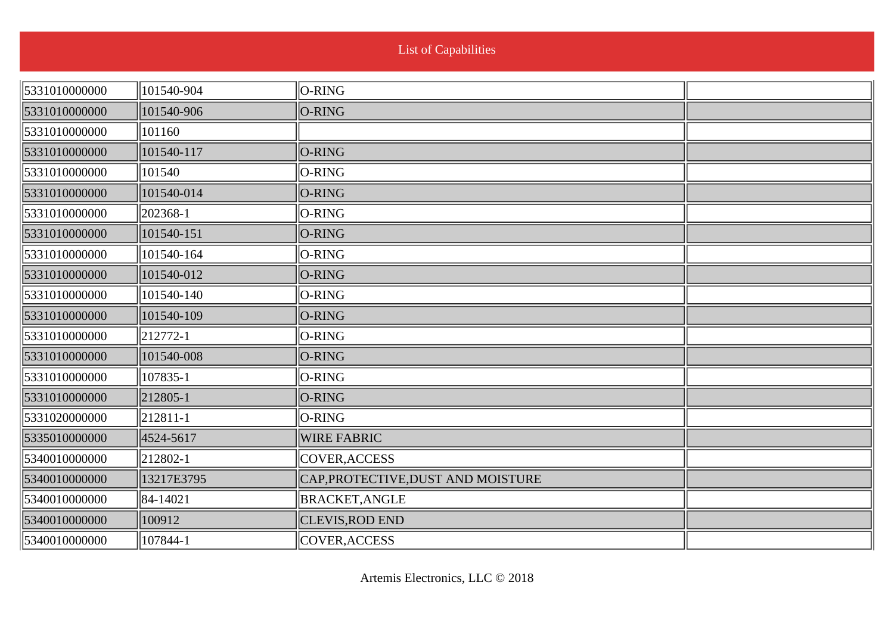List of Capabilities

| | | | |
|---|---|---|---|
| 5331010000000 | 101540-904 | O-RING | |
| 5331010000000 | 101540-906 | O-RING | |
| 5331010000000 | 101160 | | |
| 5331010000000 | 101540-117 | O-RING | |
| 5331010000000 | 101540 | O-RING | |
| 5331010000000 | 101540-014 | O-RING | |
| 5331010000000 | 202368-1 | O-RING | |
| 5331010000000 | 101540-151 | O-RING | |
| 5331010000000 | 101540-164 | O-RING | |
| 5331010000000 | 101540-012 | O-RING | |
| 5331010000000 | 101540-140 | O-RING | |
| 5331010000000 | 101540-109 | O-RING | |
| 5331010000000 | 212772-1 | O-RING | |
| 5331010000000 | 101540-008 | O-RING | |
| 5331010000000 | 107835-1 | O-RING | |
| 5331010000000 | 212805-1 | O-RING | |
| 5331020000000 | 212811-1 | O-RING | |
| 5335010000000 | 4524-5617 | WIRE FABRIC | |
| 5340010000000 | 212802-1 | COVER,ACCESS | |
| 5340010000000 | 13217E3795 | CAP,PROTECTIVE,DUST AND MOISTURE | |
| 5340010000000 | 84-14021 | BRACKET,ANGLE | |
| 5340010000000 | 100912 | CLEVIS,ROD END | |
| 5340010000000 | 107844-1 | COVER,ACCESS | |

Artemis Electronics, LLC © 2018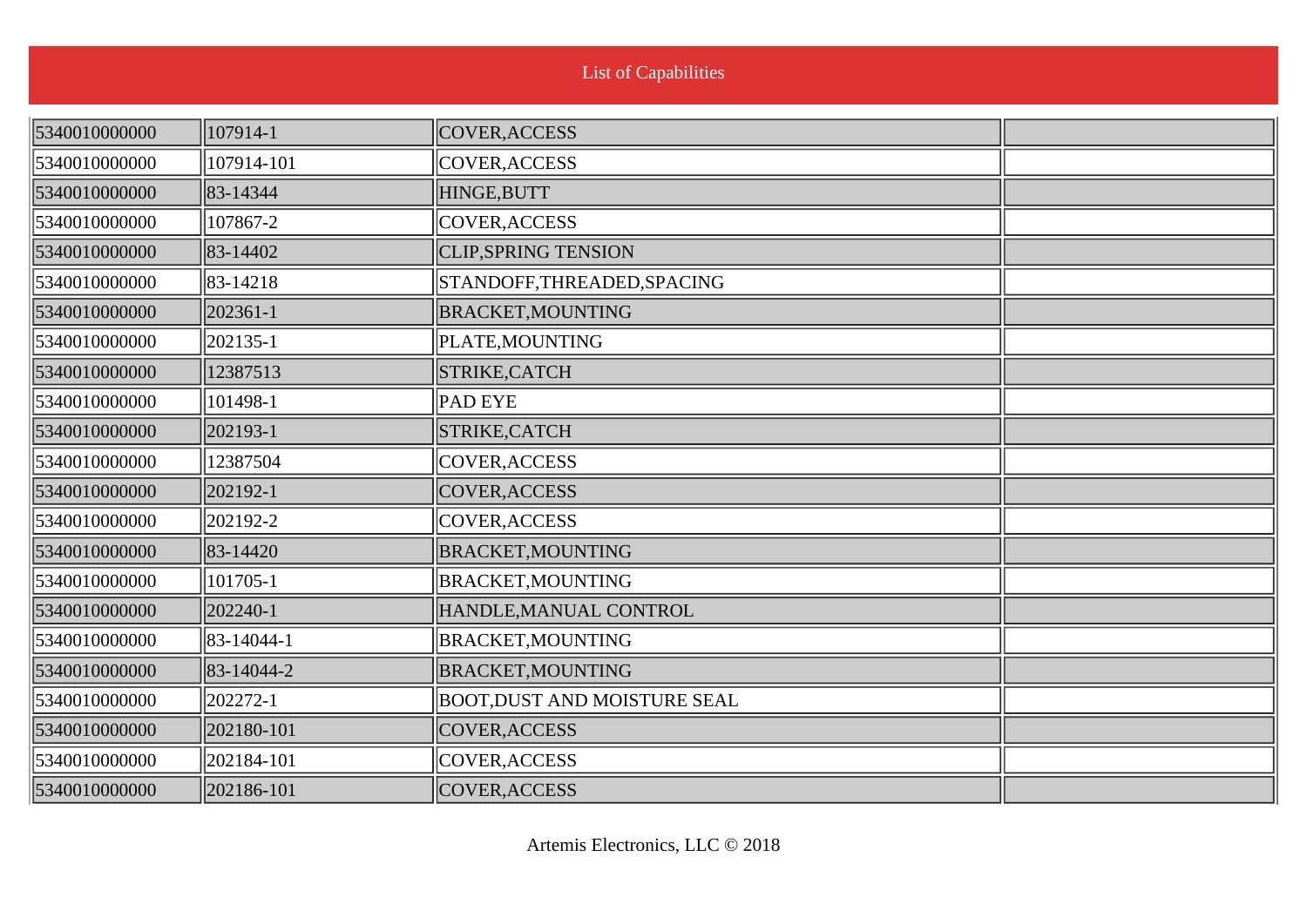List of Capabilities

| | | | |
|---|---|---|---|
| 5340010000000 | 107914-1 | COVER,ACCESS | |
| 5340010000000 | 107914-101 | COVER,ACCESS | |
| 5340010000000 | 83-14344 | HINGE,BUTT | |
| 5340010000000 | 107867-2 | COVER,ACCESS | |
| 5340010000000 | 83-14402 | CLIP,SPRING TENSION | |
| 5340010000000 | 83-14218 | STANDOFF,THREADED,SPACING | |
| 5340010000000 | 202361-1 | BRACKET,MOUNTING | |
| 5340010000000 | 202135-1 | PLATE,MOUNTING | |
| 5340010000000 | 12387513 | STRIKE,CATCH | |
| 5340010000000 | 101498-1 | PAD EYE | |
| 5340010000000 | 202193-1 | STRIKE,CATCH | |
| 5340010000000 | 12387504 | COVER,ACCESS | |
| 5340010000000 | 202192-1 | COVER,ACCESS | |
| 5340010000000 | 202192-2 | COVER,ACCESS | |
| 5340010000000 | 83-14420 | BRACKET,MOUNTING | |
| 5340010000000 | 101705-1 | BRACKET,MOUNTING | |
| 5340010000000 | 202240-1 | HANDLE,MANUAL CONTROL | |
| 5340010000000 | 83-14044-1 | BRACKET,MOUNTING | |
| 5340010000000 | 83-14044-2 | BRACKET,MOUNTING | |
| 5340010000000 | 202272-1 | BOOT,DUST AND MOISTURE SEAL | |
| 5340010000000 | 202180-101 | COVER,ACCESS | |
| 5340010000000 | 202184-101 | COVER,ACCESS | |
| 5340010000000 | 202186-101 | COVER,ACCESS | |

Artemis Electronics, LLC © 2018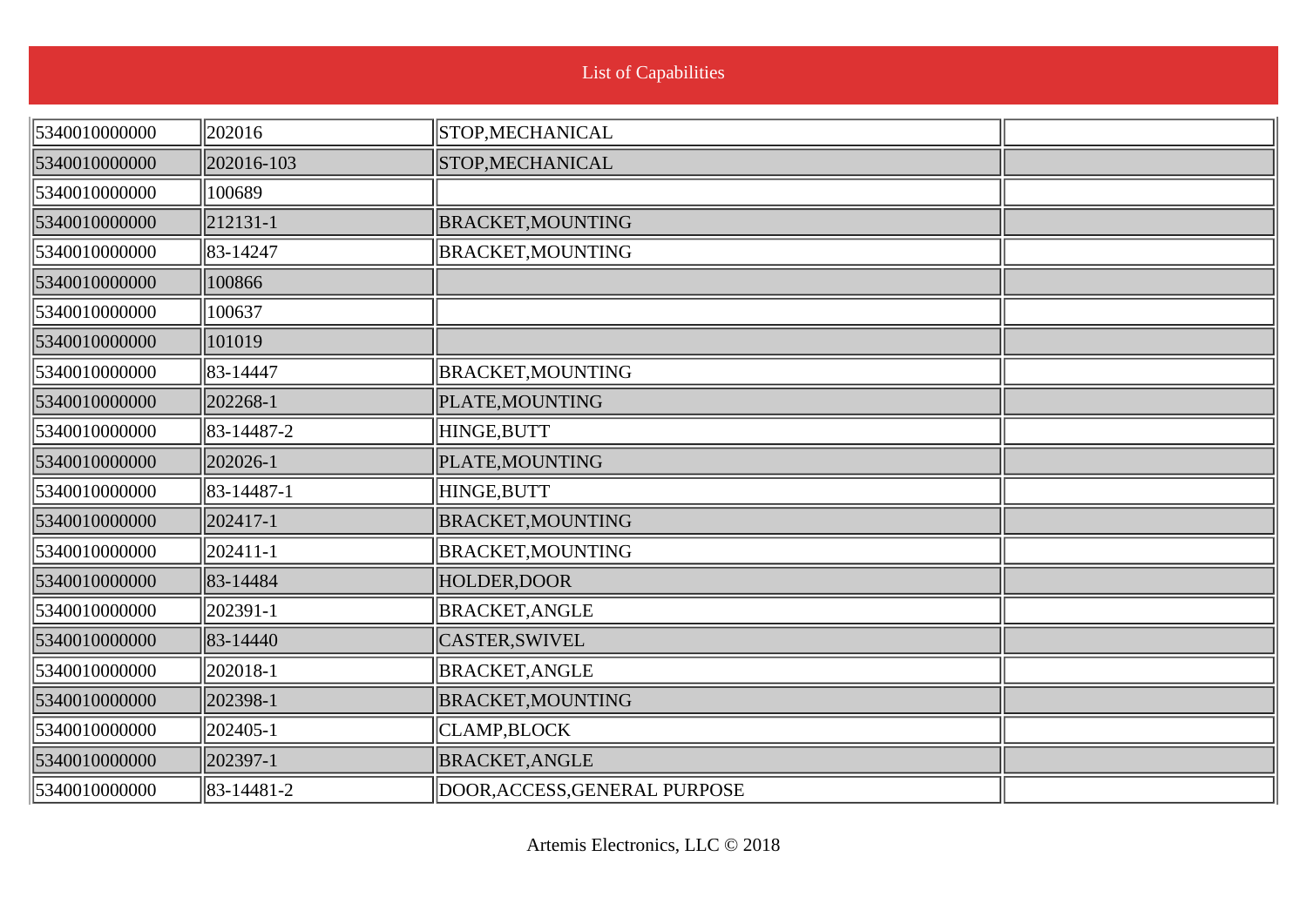List of Capabilities

| | | | |
|---|---|---|---|
| 5340010000000 | 202016 | STOP,MECHANICAL | |
| 5340010000000 | 202016-103 | STOP,MECHANICAL | |
| 5340010000000 | 100689 | | |
| 5340010000000 | 212131-1 | BRACKET,MOUNTING | |
| 5340010000000 | 83-14247 | BRACKET,MOUNTING | |
| 5340010000000 | 100866 | | |
| 5340010000000 | 100637 | | |
| 5340010000000 | 101019 | | |
| 5340010000000 | 83-14447 | BRACKET,MOUNTING | |
| 5340010000000 | 202268-1 | PLATE,MOUNTING | |
| 5340010000000 | 83-14487-2 | HINGE,BUTT | |
| 5340010000000 | 202026-1 | PLATE,MOUNTING | |
| 5340010000000 | 83-14487-1 | HINGE,BUTT | |
| 5340010000000 | 202417-1 | BRACKET,MOUNTING | |
| 5340010000000 | 202411-1 | BRACKET,MOUNTING | |
| 5340010000000 | 83-14484 | HOLDER,DOOR | |
| 5340010000000 | 202391-1 | BRACKET,ANGLE | |
| 5340010000000 | 83-14440 | CASTER,SWIVEL | |
| 5340010000000 | 202018-1 | BRACKET,ANGLE | |
| 5340010000000 | 202398-1 | BRACKET,MOUNTING | |
| 5340010000000 | 202405-1 | CLAMP,BLOCK | |
| 5340010000000 | 202397-1 | BRACKET,ANGLE | |
| 5340010000000 | 83-14481-2 | DOOR,ACCESS,GENERAL PURPOSE | |

Artemis Electronics, LLC © 2018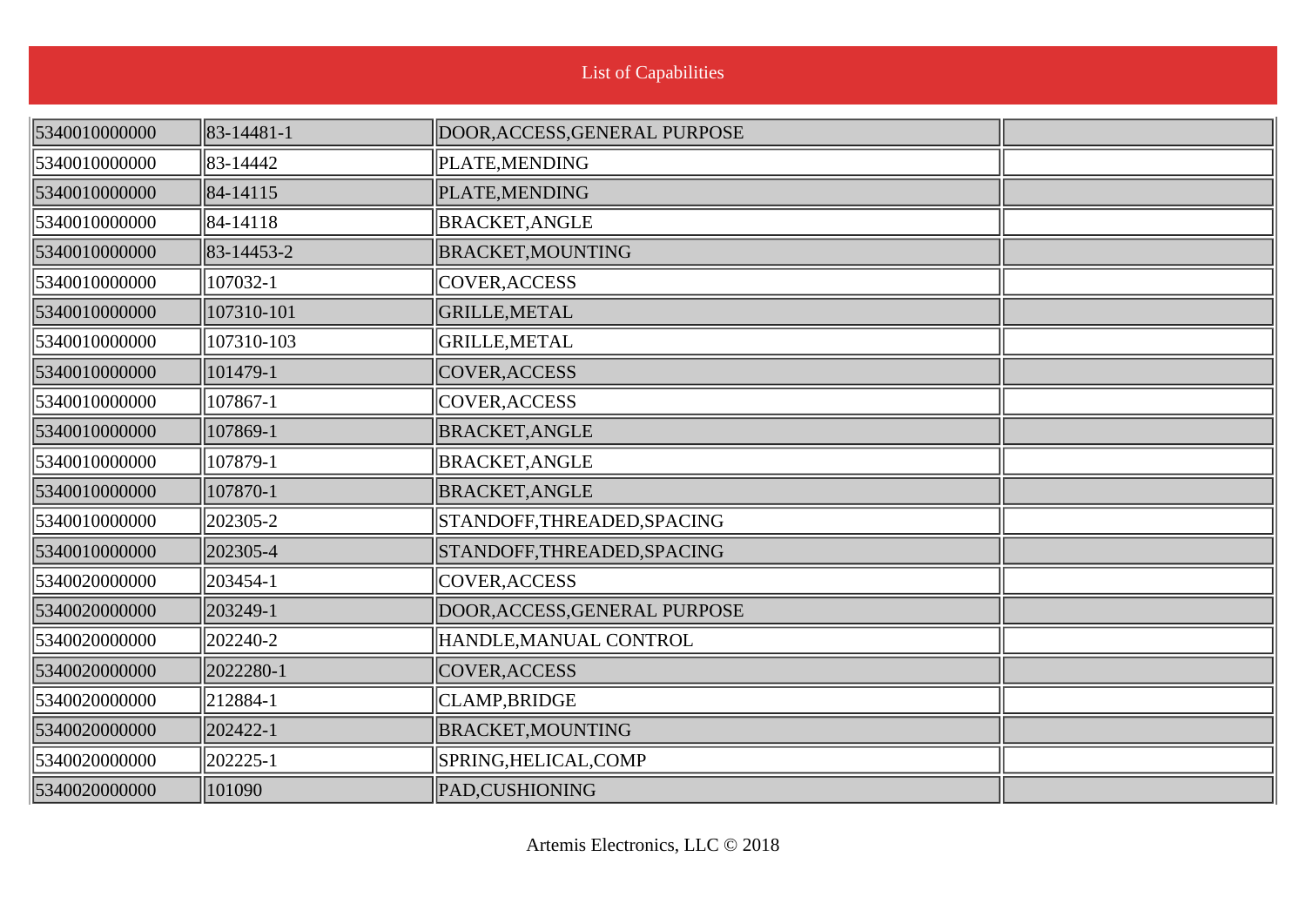List of Capabilities

| | | | |
|---|---|---|---|
| 5340010000000 | 83-14481-1 | DOOR,ACCESS,GENERAL PURPOSE | |
| 5340010000000 | 83-14442 | PLATE,MENDING | |
| 5340010000000 | 84-14115 | PLATE,MENDING | |
| 5340010000000 | 84-14118 | BRACKET,ANGLE | |
| 5340010000000 | 83-14453-2 | BRACKET,MOUNTING | |
| 5340010000000 | 107032-1 | COVER,ACCESS | |
| 5340010000000 | 107310-101 | GRILLE,METAL | |
| 5340010000000 | 107310-103 | GRILLE,METAL | |
| 5340010000000 | 101479-1 | COVER,ACCESS | |
| 5340010000000 | 107867-1 | COVER,ACCESS | |
| 5340010000000 | 107869-1 | BRACKET,ANGLE | |
| 5340010000000 | 107879-1 | BRACKET,ANGLE | |
| 5340010000000 | 107870-1 | BRACKET,ANGLE | |
| 5340010000000 | 202305-2 | STANDOFF,THREADED,SPACING | |
| 5340010000000 | 202305-4 | STANDOFF,THREADED,SPACING | |
| 5340020000000 | 203454-1 | COVER,ACCESS | |
| 5340020000000 | 203249-1 | DOOR,ACCESS,GENERAL PURPOSE | |
| 5340020000000 | 202240-2 | HANDLE,MANUAL CONTROL | |
| 5340020000000 | 2022280-1 | COVER,ACCESS | |
| 5340020000000 | 212884-1 | CLAMP,BRIDGE | |
| 5340020000000 | 202422-1 | BRACKET,MOUNTING | |
| 5340020000000 | 202225-1 | SPRING,HELICAL,COMP | |
| 5340020000000 | 101090 | PAD,CUSHIONING | |

Artemis Electronics, LLC © 2018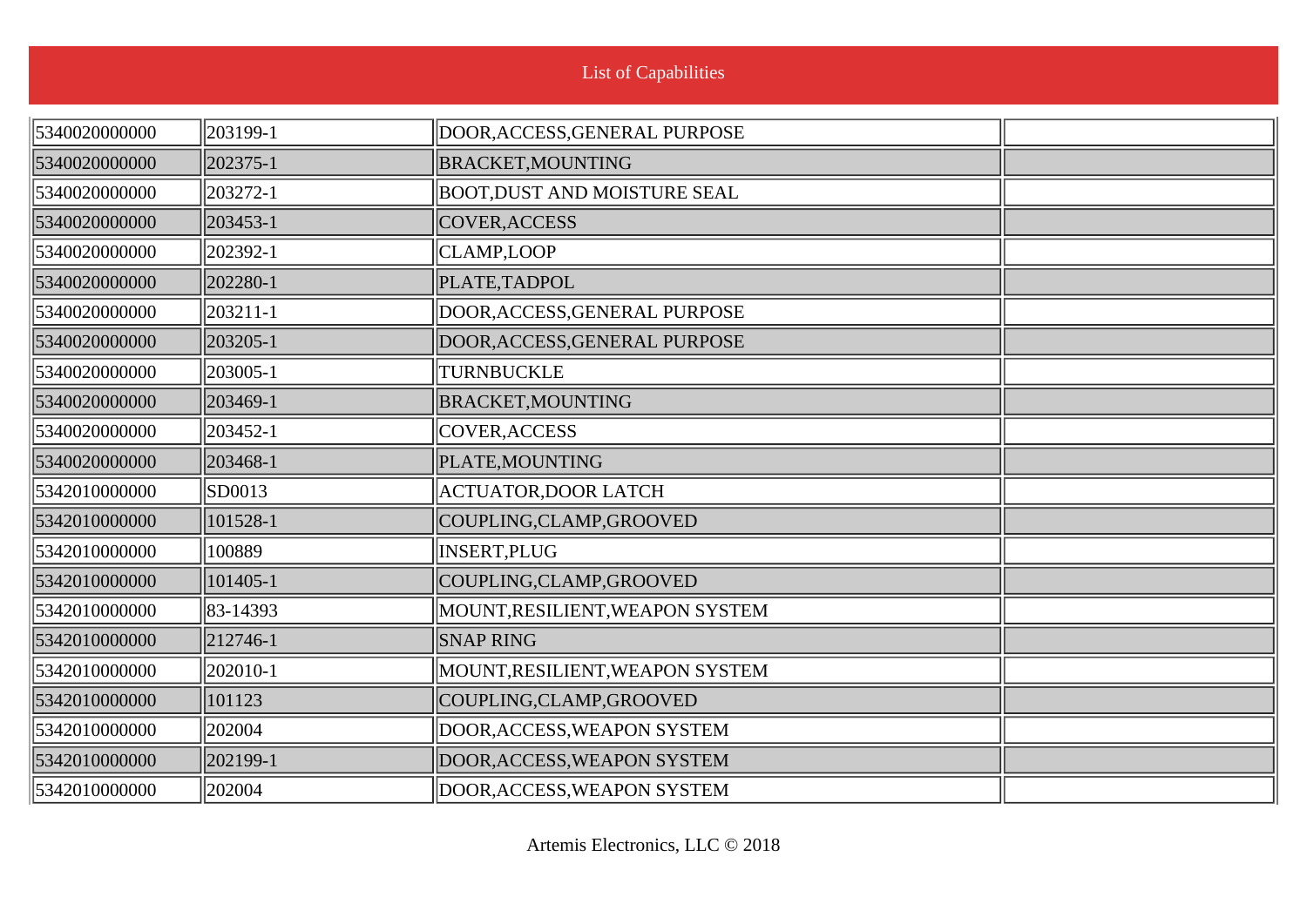List of Capabilities

| | | | |
|---|---|---|---|
| 5340020000000 | 203199-1 | DOOR,ACCESS,GENERAL PURPOSE | |
| 5340020000000 | 202375-1 | BRACKET,MOUNTING | |
| 5340020000000 | 203272-1 | BOOT,DUST AND MOISTURE SEAL | |
| 5340020000000 | 203453-1 | COVER,ACCESS | |
| 5340020000000 | 202392-1 | CLAMP,LOOP | |
| 5340020000000 | 202280-1 | PLATE,TADPOL | |
| 5340020000000 | 203211-1 | DOOR,ACCESS,GENERAL PURPOSE | |
| 5340020000000 | 203205-1 | DOOR,ACCESS,GENERAL PURPOSE | |
| 5340020000000 | 203005-1 | TURNBUCKLE | |
| 5340020000000 | 203469-1 | BRACKET,MOUNTING | |
| 5340020000000 | 203452-1 | COVER,ACCESS | |
| 5340020000000 | 203468-1 | PLATE,MOUNTING | |
| 5342010000000 | SD0013 | ACTUATOR,DOOR LATCH | |
| 5342010000000 | 101528-1 | COUPLING,CLAMP,GROOVED | |
| 5342010000000 | 100889 | INSERT,PLUG | |
| 5342010000000 | 101405-1 | COUPLING,CLAMP,GROOVED | |
| 5342010000000 | 83-14393 | MOUNT,RESILIENT,WEAPON SYSTEM | |
| 5342010000000 | 212746-1 | SNAP RING | |
| 5342010000000 | 202010-1 | MOUNT,RESILIENT,WEAPON SYSTEM | |
| 5342010000000 | 101123 | COUPLING,CLAMP,GROOVED | |
| 5342010000000 | 202004 | DOOR,ACCESS,WEAPON SYSTEM | |
| 5342010000000 | 202199-1 | DOOR,ACCESS,WEAPON SYSTEM | |
| 5342010000000 | 202004 | DOOR,ACCESS,WEAPON SYSTEM | |

Artemis Electronics, LLC © 2018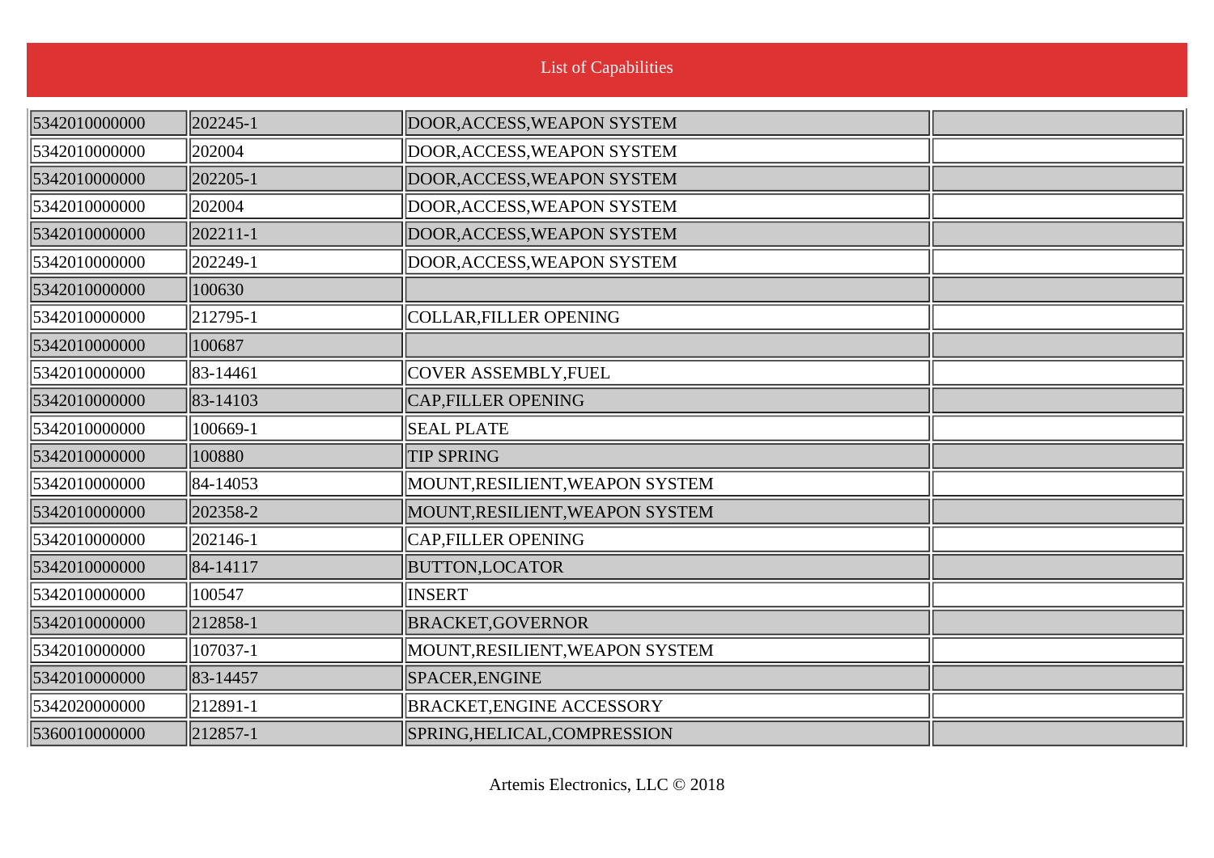List of Capabilities

| | | | |
|---|---|---|---|
| 5342010000000 | 202245-1 | DOOR,ACCESS,WEAPON SYSTEM | |
| 5342010000000 | 202004 | DOOR,ACCESS,WEAPON SYSTEM | |
| 5342010000000 | 202205-1 | DOOR,ACCESS,WEAPON SYSTEM | |
| 5342010000000 | 202004 | DOOR,ACCESS,WEAPON SYSTEM | |
| 5342010000000 | 202211-1 | DOOR,ACCESS,WEAPON SYSTEM | |
| 5342010000000 | 202249-1 | DOOR,ACCESS,WEAPON SYSTEM | |
| 5342010000000 | 100630 | | |
| 5342010000000 | 212795-1 | COLLAR,FILLER OPENING | |
| 5342010000000 | 100687 | | |
| 5342010000000 | 83-14461 | COVER ASSEMBLY,FUEL | |
| 5342010000000 | 83-14103 | CAP,FILLER OPENING | |
| 5342010000000 | 100669-1 | SEAL PLATE | |
| 5342010000000 | 100880 | TIP SPRING | |
| 5342010000000 | 84-14053 | MOUNT,RESILIENT,WEAPON SYSTEM | |
| 5342010000000 | 202358-2 | MOUNT,RESILIENT,WEAPON SYSTEM | |
| 5342010000000 | 202146-1 | CAP,FILLER OPENING | |
| 5342010000000 | 84-14117 | BUTTON,LOCATOR | |
| 5342010000000 | 100547 | INSERT | |
| 5342010000000 | 212858-1 | BRACKET,GOVERNOR | |
| 5342010000000 | 107037-1 | MOUNT,RESILIENT,WEAPON SYSTEM | |
| 5342010000000 | 83-14457 | SPACER,ENGINE | |
| 5342020000000 | 212891-1 | BRACKET,ENGINE ACCESSORY | |
| 5360010000000 | 212857-1 | SPRING,HELICAL,COMPRESSION | |

Artemis Electronics, LLC © 2018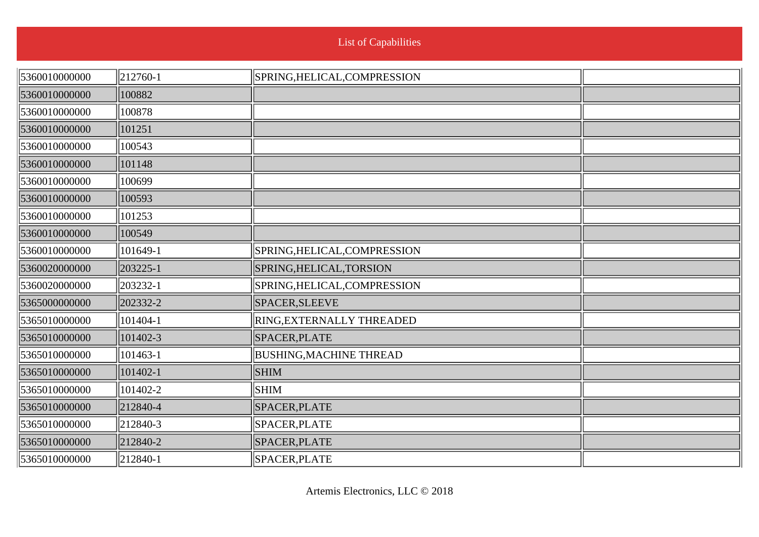List of Capabilities

| | | | |
|---|---|---|---|
| 5360010000000 | 212760-1 | SPRING,HELICAL,COMPRESSION | |
| 5360010000000 | 100882 | | |
| 5360010000000 | 100878 | | |
| 5360010000000 | 101251 | | |
| 5360010000000 | 100543 | | |
| 5360010000000 | 101148 | | |
| 5360010000000 | 100699 | | |
| 5360010000000 | 100593 | | |
| 5360010000000 | 101253 | | |
| 5360010000000 | 100549 | | |
| 5360010000000 | 101649-1 | SPRING,HELICAL,COMPRESSION | |
| 5360020000000 | 203225-1 | SPRING,HELICAL,TORSION | |
| 5360020000000 | 203232-1 | SPRING,HELICAL,COMPRESSION | |
| 5365000000000 | 202332-2 | SPACER,SLEEVE | |
| 5365010000000 | 101404-1 | RING,EXTERNALLY THREADED | |
| 5365010000000 | 101402-3 | SPACER,PLATE | |
| 5365010000000 | 101463-1 | BUSHING,MACHINE THREAD | |
| 5365010000000 | 101402-1 | SHIM | |
| 5365010000000 | 101402-2 | SHIM | |
| 5365010000000 | 212840-4 | SPACER,PLATE | |
| 5365010000000 | 212840-3 | SPACER,PLATE | |
| 5365010000000 | 212840-2 | SPACER,PLATE | |
| 5365010000000 | 212840-1 | SPACER,PLATE | |

Artemis Electronics, LLC © 2018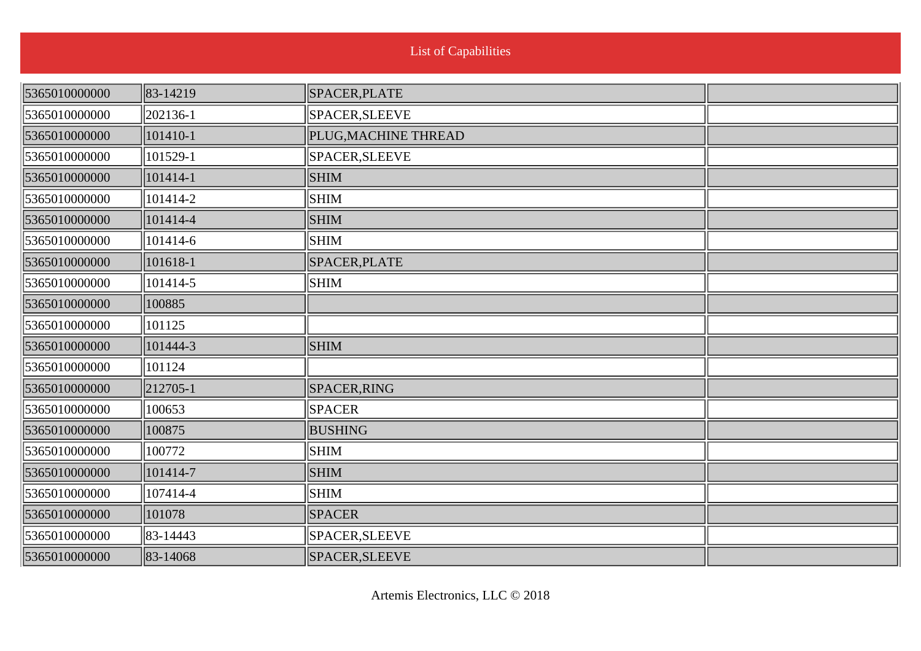List of Capabilities

| | | | |
|---|---|---|---|
| 5365010000000 | 83-14219 | SPACER,PLATE | |
| 5365010000000 | 202136-1 | SPACER,SLEEVE | |
| 5365010000000 | 101410-1 | PLUG,MACHINE THREAD | |
| 5365010000000 | 101529-1 | SPACER,SLEEVE | |
| 5365010000000 | 101414-1 | SHIM | |
| 5365010000000 | 101414-2 | SHIM | |
| 5365010000000 | 101414-4 | SHIM | |
| 5365010000000 | 101414-6 | SHIM | |
| 5365010000000 | 101618-1 | SPACER,PLATE | |
| 5365010000000 | 101414-5 | SHIM | |
| 5365010000000 | 100885 | | |
| 5365010000000 | 101125 | | |
| 5365010000000 | 101444-3 | SHIM | |
| 5365010000000 | 101124 | | |
| 5365010000000 | 212705-1 | SPACER,RING | |
| 5365010000000 | 100653 | SPACER | |
| 5365010000000 | 100875 | BUSHING | |
| 5365010000000 | 100772 | SHIM | |
| 5365010000000 | 101414-7 | SHIM | |
| 5365010000000 | 107414-4 | SHIM | |
| 5365010000000 | 101078 | SPACER | |
| 5365010000000 | 83-14443 | SPACER,SLEEVE | |
| 5365010000000 | 83-14068 | SPACER,SLEEVE | |

Artemis Electronics, LLC © 2018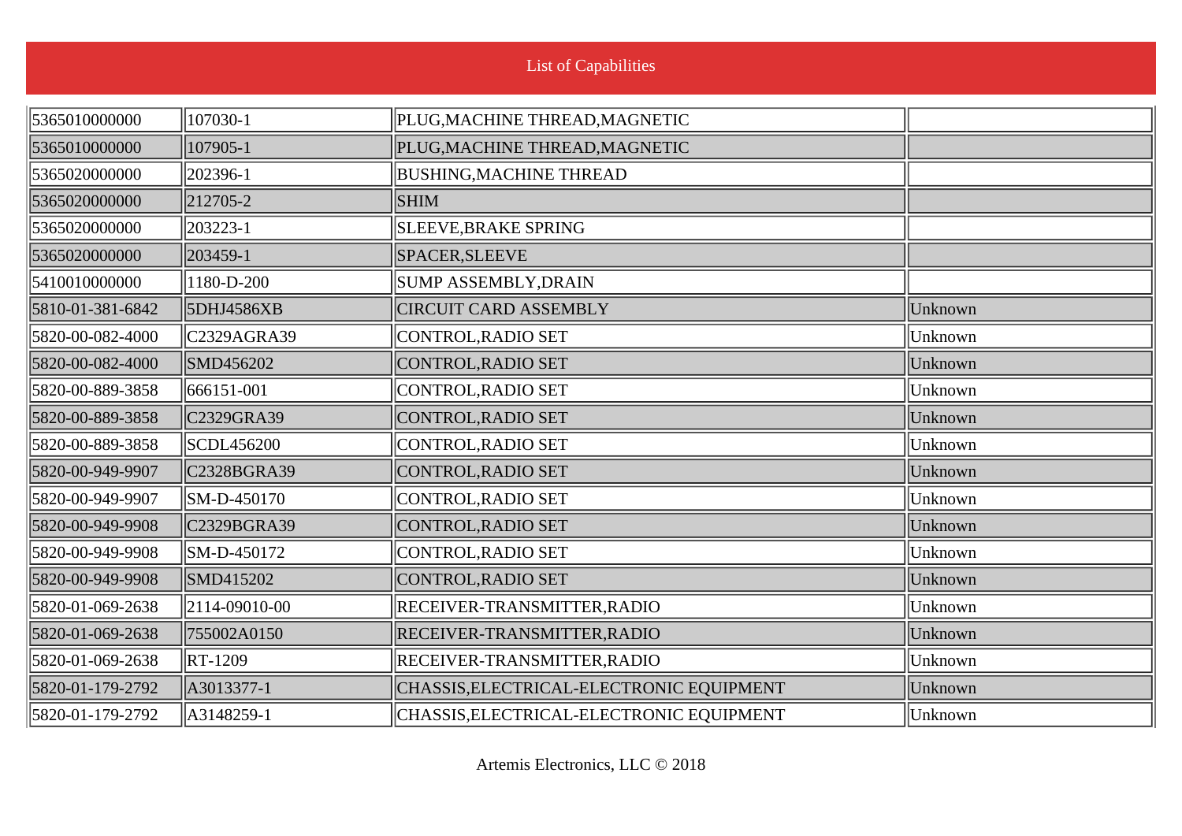List of Capabilities

| | | | |
|---|---|---|---|
| 5365010000000 | 107030-1 | PLUG,MACHINE THREAD,MAGNETIC | |
| 5365010000000 | 107905-1 | PLUG,MACHINE THREAD,MAGNETIC | |
| 5365020000000 | 202396-1 | BUSHING,MACHINE THREAD | |
| 5365020000000 | 212705-2 | SHIM | |
| 5365020000000 | 203223-1 | SLEEVE,BRAKE SPRING | |
| 5365020000000 | 203459-1 | SPACER,SLEEVE | |
| 5410010000000 | 1180-D-200 | SUMP ASSEMBLY,DRAIN | |
| 5810-01-381-6842 | 5DHJ4586XB | CIRCUIT CARD ASSEMBLY | Unknown |
| 5820-00-082-4000 | C2329AGRA39 | CONTROL,RADIO SET | Unknown |
| 5820-00-082-4000 | SMD456202 | CONTROL,RADIO SET | Unknown |
| 5820-00-889-3858 | 666151-001 | CONTROL,RADIO SET | Unknown |
| 5820-00-889-3858 | C2329GRA39 | CONTROL,RADIO SET | Unknown |
| 5820-00-889-3858 | SCDL456200 | CONTROL,RADIO SET | Unknown |
| 5820-00-949-9907 | C2328BGRA39 | CONTROL,RADIO SET | Unknown |
| 5820-00-949-9907 | SM-D-450170 | CONTROL,RADIO SET | Unknown |
| 5820-00-949-9908 | C2329BGRA39 | CONTROL,RADIO SET | Unknown |
| 5820-00-949-9908 | SM-D-450172 | CONTROL,RADIO SET | Unknown |
| 5820-00-949-9908 | SMD415202 | CONTROL,RADIO SET | Unknown |
| 5820-01-069-2638 | 2114-09010-00 | RECEIVER-TRANSMITTER,RADIO | Unknown |
| 5820-01-069-2638 | 755002A0150 | RECEIVER-TRANSMITTER,RADIO | Unknown |
| 5820-01-069-2638 | RT-1209 | RECEIVER-TRANSMITTER,RADIO | Unknown |
| 5820-01-179-2792 | A3013377-1 | CHASSIS,ELECTRICAL-ELECTRONIC EQUIPMENT | Unknown |
| 5820-01-179-2792 | A3148259-1 | CHASSIS,ELECTRICAL-ELECTRONIC EQUIPMENT | Unknown |

Artemis Electronics, LLC © 2018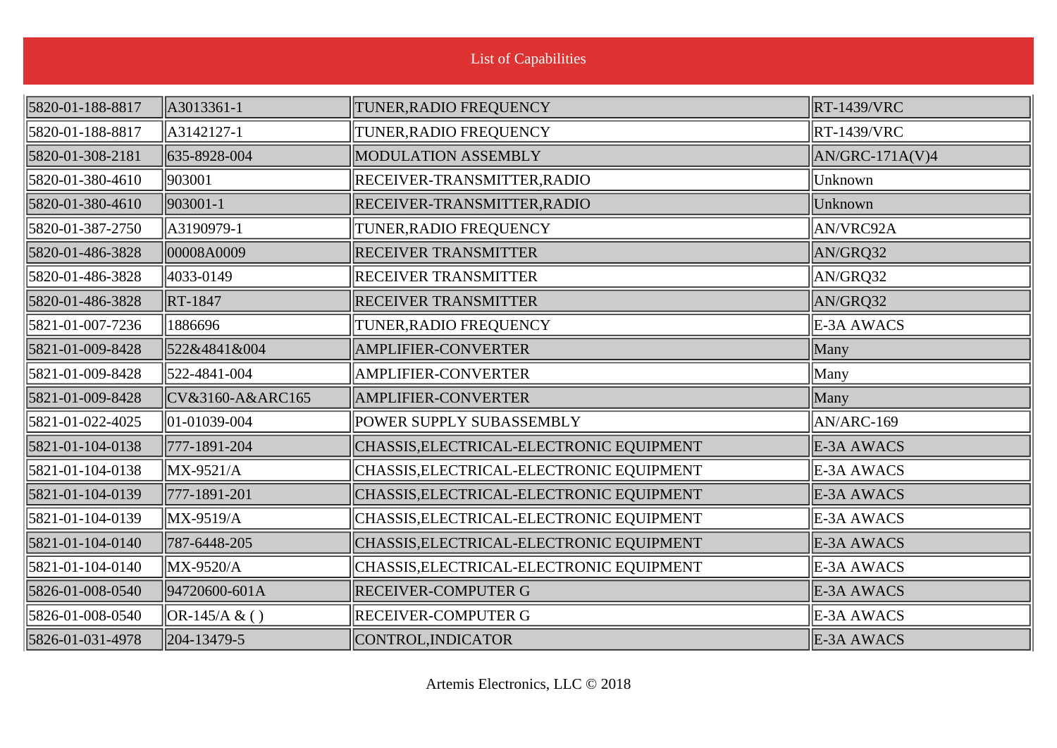List of Capabilities

| | | | |
|---|---|---|---|
| 5820-01-188-8817 | A3013361-1 | TUNER,RADIO FREQUENCY | RT-1439/VRC |
| 5820-01-188-8817 | A3142127-1 | TUNER,RADIO FREQUENCY | RT-1439/VRC |
| 5820-01-308-2181 | 635-8928-004 | MODULATION ASSEMBLY | AN/GRC-171A(V)4 |
| 5820-01-380-4610 | 903001 | RECEIVER-TRANSMITTER,RADIO | Unknown |
| 5820-01-380-4610 | 903001-1 | RECEIVER-TRANSMITTER,RADIO | Unknown |
| 5820-01-387-2750 | A3190979-1 | TUNER,RADIO FREQUENCY | AN/VRC92A |
| 5820-01-486-3828 | 00008A0009 | RECEIVER TRANSMITTER | AN/GRQ32 |
| 5820-01-486-3828 | 4033-0149 | RECEIVER TRANSMITTER | AN/GRQ32 |
| 5820-01-486-3828 | RT-1847 | RECEIVER TRANSMITTER | AN/GRQ32 |
| 5821-01-007-7236 | 1886696 | TUNER,RADIO FREQUENCY | E-3A AWACS |
| 5821-01-009-8428 | 522&4841&004 | AMPLIFIER-CONVERTER | Many |
| 5821-01-009-8428 | 522-4841-004 | AMPLIFIER-CONVERTER | Many |
| 5821-01-009-8428 | CV&3160-A&ARC165 | AMPLIFIER-CONVERTER | Many |
| 5821-01-022-4025 | 01-01039-004 | POWER SUPPLY SUBASSEMBLY | AN/ARC-169 |
| 5821-01-104-0138 | 777-1891-204 | CHASSIS,ELECTRICAL-ELECTRONIC EQUIPMENT | E-3A AWACS |
| 5821-01-104-0138 | MX-9521/A | CHASSIS,ELECTRICAL-ELECTRONIC EQUIPMENT | E-3A AWACS |
| 5821-01-104-0139 | 777-1891-201 | CHASSIS,ELECTRICAL-ELECTRONIC EQUIPMENT | E-3A AWACS |
| 5821-01-104-0139 | MX-9519/A | CHASSIS,ELECTRICAL-ELECTRONIC EQUIPMENT | E-3A AWACS |
| 5821-01-104-0140 | 787-6448-205 | CHASSIS,ELECTRICAL-ELECTRONIC EQUIPMENT | E-3A AWACS |
| 5821-01-104-0140 | MX-9520/A | CHASSIS,ELECTRICAL-ELECTRONIC EQUIPMENT | E-3A AWACS |
| 5826-01-008-0540 | 94720600-601A | RECEIVER-COMPUTER G | E-3A AWACS |
| 5826-01-008-0540 | OR-145/A & ( ) | RECEIVER-COMPUTER G | E-3A AWACS |
| 5826-01-031-4978 | 204-13479-5 | CONTROL,INDICATOR | E-3A AWACS |

Artemis Electronics, LLC © 2018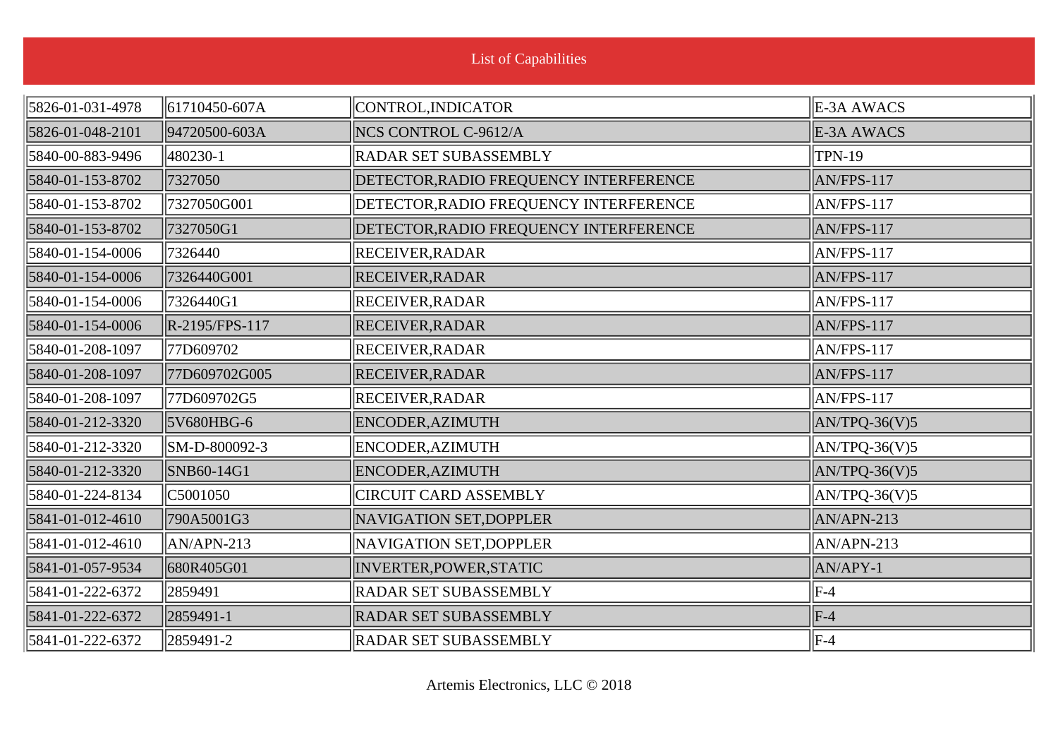List of Capabilities

| | | | |
|---|---|---|---|
| 5826-01-031-4978 | 61710450-607A | CONTROL,INDICATOR | E-3A AWACS |
| 5826-01-048-2101 | 94720500-603A | NCS CONTROL C-9612/A | E-3A AWACS |
| 5840-00-883-9496 | 480230-1 | RADAR SET SUBASSEMBLY | TPN-19 |
| 5840-01-153-8702 | 7327050 | DETECTOR,RADIO FREQUENCY INTERFERENCE | AN/FPS-117 |
| 5840-01-153-8702 | 7327050G001 | DETECTOR,RADIO FREQUENCY INTERFERENCE | AN/FPS-117 |
| 5840-01-153-8702 | 7327050G1 | DETECTOR,RADIO FREQUENCY INTERFERENCE | AN/FPS-117 |
| 5840-01-154-0006 | 7326440 | RECEIVER,RADAR | AN/FPS-117 |
| 5840-01-154-0006 | 7326440G001 | RECEIVER,RADAR | AN/FPS-117 |
| 5840-01-154-0006 | 7326440G1 | RECEIVER,RADAR | AN/FPS-117 |
| 5840-01-154-0006 | R-2195/FPS-117 | RECEIVER,RADAR | AN/FPS-117 |
| 5840-01-208-1097 | 77D609702 | RECEIVER,RADAR | AN/FPS-117 |
| 5840-01-208-1097 | 77D609702G005 | RECEIVER,RADAR | AN/FPS-117 |
| 5840-01-208-1097 | 77D609702G5 | RECEIVER,RADAR | AN/FPS-117 |
| 5840-01-212-3320 | 5V680HBG-6 | ENCODER,AZIMUTH | AN/TPQ-36(V)5 |
| 5840-01-212-3320 | SM-D-800092-3 | ENCODER,AZIMUTH | AN/TPQ-36(V)5 |
| 5840-01-212-3320 | SNB60-14G1 | ENCODER,AZIMUTH | AN/TPQ-36(V)5 |
| 5840-01-224-8134 | C5001050 | CIRCUIT CARD ASSEMBLY | AN/TPQ-36(V)5 |
| 5841-01-012-4610 | 790A5001G3 | NAVIGATION SET,DOPPLER | AN/APN-213 |
| 5841-01-012-4610 | AN/APN-213 | NAVIGATION SET,DOPPLER | AN/APN-213 |
| 5841-01-057-9534 | 680R405G01 | INVERTER,POWER,STATIC | AN/APY-1 |
| 5841-01-222-6372 | 2859491 | RADAR SET SUBASSEMBLY | F-4 |
| 5841-01-222-6372 | 2859491-1 | RADAR SET SUBASSEMBLY | F-4 |
| 5841-01-222-6372 | 2859491-2 | RADAR SET SUBASSEMBLY | F-4 |

Artemis Electronics, LLC © 2018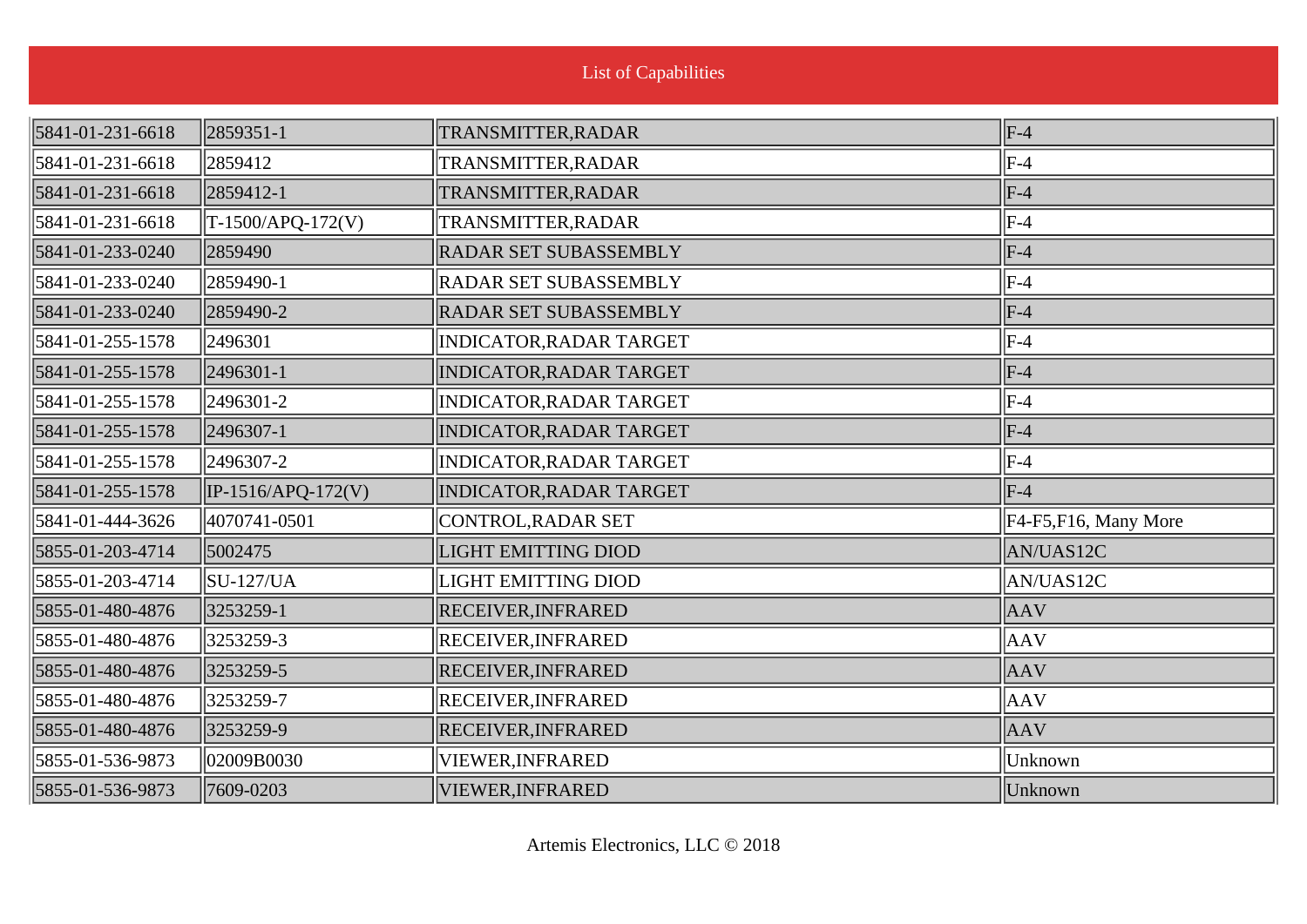List of Capabilities

| | | | |
|---|---|---|---|
| 5841-01-231-6618 | 2859351-1 | TRANSMITTER,RADAR | F-4 |
| 5841-01-231-6618 | 2859412 | TRANSMITTER,RADAR | F-4 |
| 5841-01-231-6618 | 2859412-1 | TRANSMITTER,RADAR | F-4 |
| 5841-01-231-6618 | T-1500/APQ-172(V) | TRANSMITTER,RADAR | F-4 |
| 5841-01-233-0240 | 2859490 | RADAR SET SUBASSEMBLY | F-4 |
| 5841-01-233-0240 | 2859490-1 | RADAR SET SUBASSEMBLY | F-4 |
| 5841-01-233-0240 | 2859490-2 | RADAR SET SUBASSEMBLY | F-4 |
| 5841-01-255-1578 | 2496301 | INDICATOR,RADAR TARGET | F-4 |
| 5841-01-255-1578 | 2496301-1 | INDICATOR,RADAR TARGET | F-4 |
| 5841-01-255-1578 | 2496301-2 | INDICATOR,RADAR TARGET | F-4 |
| 5841-01-255-1578 | 2496307-1 | INDICATOR,RADAR TARGET | F-4 |
| 5841-01-255-1578 | 2496307-2 | INDICATOR,RADAR TARGET | F-4 |
| 5841-01-255-1578 | IP-1516/APQ-172(V) | INDICATOR,RADAR TARGET | F-4 |
| 5841-01-444-3626 | 4070741-0501 | CONTROL,RADAR SET | F4-F5,F16, Many More |
| 5855-01-203-4714 | 5002475 | LIGHT EMITTING DIOD | AN/UAS12C |
| 5855-01-203-4714 | SU-127/UA | LIGHT EMITTING DIOD | AN/UAS12C |
| 5855-01-480-4876 | 3253259-1 | RECEIVER,INFRARED | AAV |
| 5855-01-480-4876 | 3253259-3 | RECEIVER,INFRARED | AAV |
| 5855-01-480-4876 | 3253259-5 | RECEIVER,INFRARED | AAV |
| 5855-01-480-4876 | 3253259-7 | RECEIVER,INFRARED | AAV |
| 5855-01-480-4876 | 3253259-9 | RECEIVER,INFRARED | AAV |
| 5855-01-536-9873 | 02009B0030 | VIEWER,INFRARED | Unknown |
| 5855-01-536-9873 | 7609-0203 | VIEWER,INFRARED | Unknown |

Artemis Electronics, LLC © 2018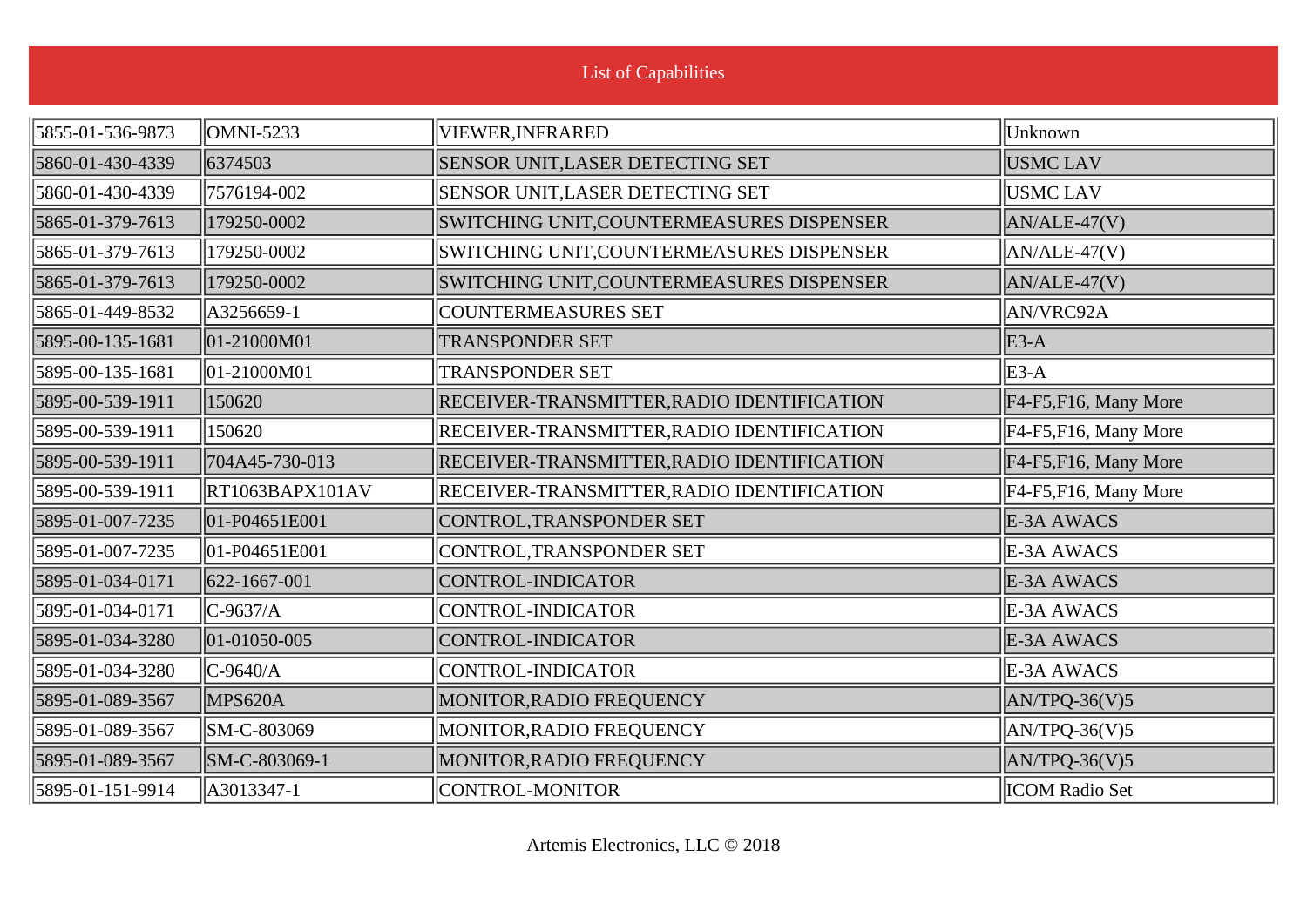List of Capabilities

| | | | |
|---|---|---|---|
| 5855-01-536-9873 | OMNI-5233 | VIEWER,INFRARED | Unknown |
| 5860-01-430-4339 | 6374503 | SENSOR UNIT,LASER DETECTING SET | USMC LAV |
| 5860-01-430-4339 | 7576194-002 | SENSOR UNIT,LASER DETECTING SET | USMC LAV |
| 5865-01-379-7613 | 179250-0002 | SWITCHING UNIT,COUNTERMEASURES DISPENSER | AN/ALE-47(V) |
| 5865-01-379-7613 | 179250-0002 | SWITCHING UNIT,COUNTERMEASURES DISPENSER | AN/ALE-47(V) |
| 5865-01-379-7613 | 179250-0002 | SWITCHING UNIT,COUNTERMEASURES DISPENSER | AN/ALE-47(V) |
| 5865-01-449-8532 | A3256659-1 | COUNTERMEASURES SET | AN/VRC92A |
| 5895-00-135-1681 | 01-21000M01 | TRANSPONDER SET | E3-A |
| 5895-00-135-1681 | 01-21000M01 | TRANSPONDER SET | E3-A |
| 5895-00-539-1911 | 150620 | RECEIVER-TRANSMITTER,RADIO IDENTIFICATION | F4-F5,F16, Many More |
| 5895-00-539-1911 | 150620 | RECEIVER-TRANSMITTER,RADIO IDENTIFICATION | F4-F5,F16, Many More |
| 5895-00-539-1911 | 704A45-730-013 | RECEIVER-TRANSMITTER,RADIO IDENTIFICATION | F4-F5,F16, Many More |
| 5895-00-539-1911 | RT1063BAPX101AV | RECEIVER-TRANSMITTER,RADIO IDENTIFICATION | F4-F5,F16, Many More |
| 5895-01-007-7235 | 01-P04651E001 | CONTROL,TRANSPONDER SET | E-3A AWACS |
| 5895-01-007-7235 | 01-P04651E001 | CONTROL,TRANSPONDER SET | E-3A AWACS |
| 5895-01-034-0171 | 622-1667-001 | CONTROL-INDICATOR | E-3A AWACS |
| 5895-01-034-0171 | C-9637/A | CONTROL-INDICATOR | E-3A AWACS |
| 5895-01-034-3280 | 01-01050-005 | CONTROL-INDICATOR | E-3A AWACS |
| 5895-01-034-3280 | C-9640/A | CONTROL-INDICATOR | E-3A AWACS |
| 5895-01-089-3567 | MPS620A | MONITOR,RADIO FREQUENCY | AN/TPQ-36(V)5 |
| 5895-01-089-3567 | SM-C-803069 | MONITOR,RADIO FREQUENCY | AN/TPQ-36(V)5 |
| 5895-01-089-3567 | SM-C-803069-1 | MONITOR,RADIO FREQUENCY | AN/TPQ-36(V)5 |
| 5895-01-151-9914 | A3013347-1 | CONTROL-MONITOR | ICOM Radio Set |

Artemis Electronics, LLC © 2018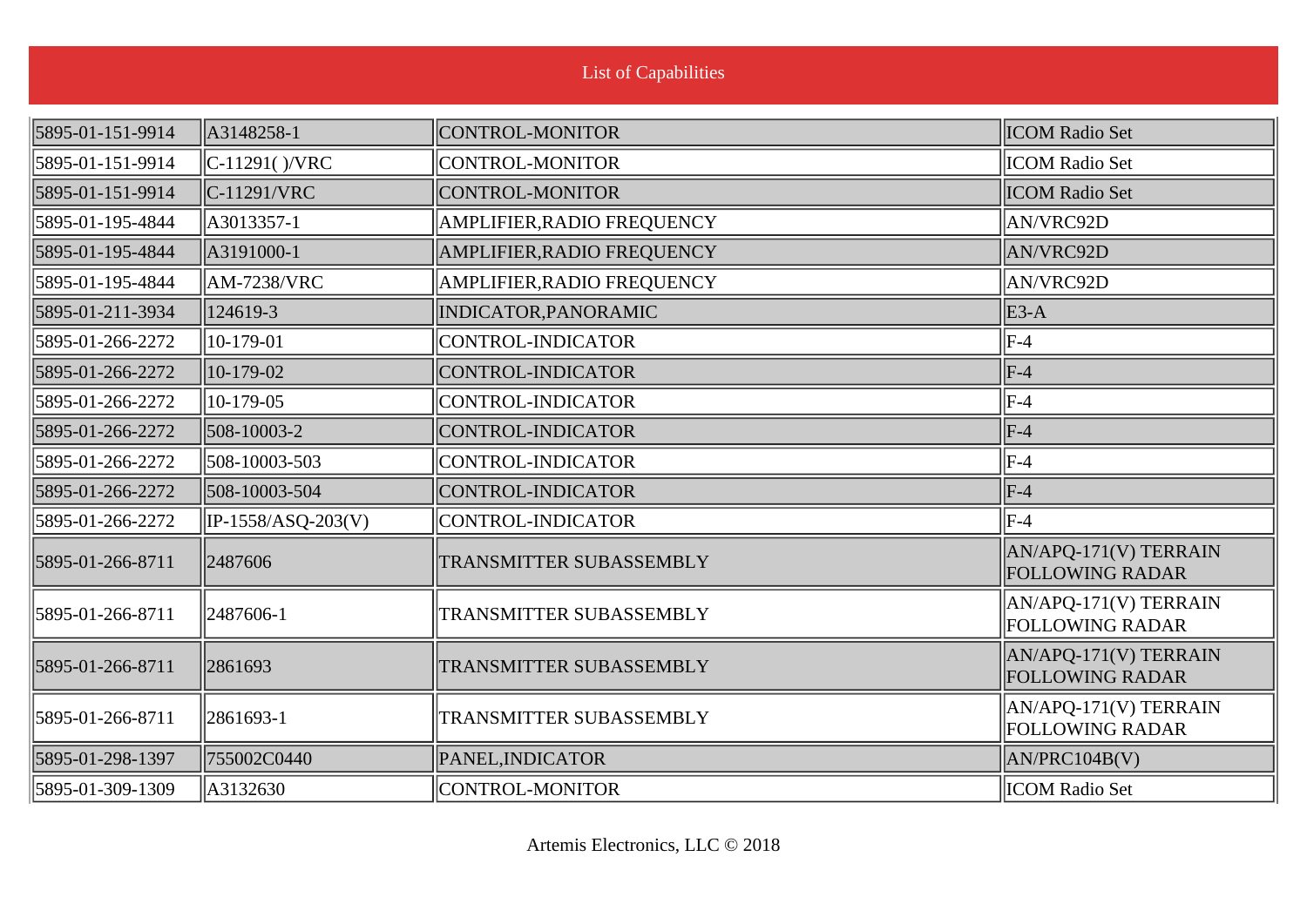List of Capabilities

| | | | |
|---|---|---|---|
| 5895-01-151-9914 | A3148258-1 | CONTROL-MONITOR | ICOM Radio Set |
| 5895-01-151-9914 | C-11291( )/VRC | CONTROL-MONITOR | ICOM Radio Set |
| 5895-01-151-9914 | C-11291/VRC | CONTROL-MONITOR | ICOM Radio Set |
| 5895-01-195-4844 | A3013357-1 | AMPLIFIER,RADIO FREQUENCY | AN/VRC92D |
| 5895-01-195-4844 | A3191000-1 | AMPLIFIER,RADIO FREQUENCY | AN/VRC92D |
| 5895-01-195-4844 | AM-7238/VRC | AMPLIFIER,RADIO FREQUENCY | AN/VRC92D |
| 5895-01-211-3934 | 124619-3 | INDICATOR,PANORAMIC | E3-A |
| 5895-01-266-2272 | 10-179-01 | CONTROL-INDICATOR | F-4 |
| 5895-01-266-2272 | 10-179-02 | CONTROL-INDICATOR | F-4 |
| 5895-01-266-2272 | 10-179-05 | CONTROL-INDICATOR | F-4 |
| 5895-01-266-2272 | 508-10003-2 | CONTROL-INDICATOR | F-4 |
| 5895-01-266-2272 | 508-10003-503 | CONTROL-INDICATOR | F-4 |
| 5895-01-266-2272 | 508-10003-504 | CONTROL-INDICATOR | F-4 |
| 5895-01-266-2272 | IP-1558/ASQ-203(V) | CONTROL-INDICATOR | F-4 |
| 5895-01-266-8711 | 2487606 | TRANSMITTER SUBASSEMBLY | AN/APQ-171(V) TERRAIN FOLLOWING RADAR |
| 5895-01-266-8711 | 2487606-1 | TRANSMITTER SUBASSEMBLY | AN/APQ-171(V) TERRAIN FOLLOWING RADAR |
| 5895-01-266-8711 | 2861693 | TRANSMITTER SUBASSEMBLY | AN/APQ-171(V) TERRAIN FOLLOWING RADAR |
| 5895-01-266-8711 | 2861693-1 | TRANSMITTER SUBASSEMBLY | AN/APQ-171(V) TERRAIN FOLLOWING RADAR |
| 5895-01-298-1397 | 755002C0440 | PANEL,INDICATOR | AN/PRC104B(V) |
| 5895-01-309-1309 | A3132630 | CONTROL-MONITOR | ICOM Radio Set |

Artemis Electronics, LLC © 2018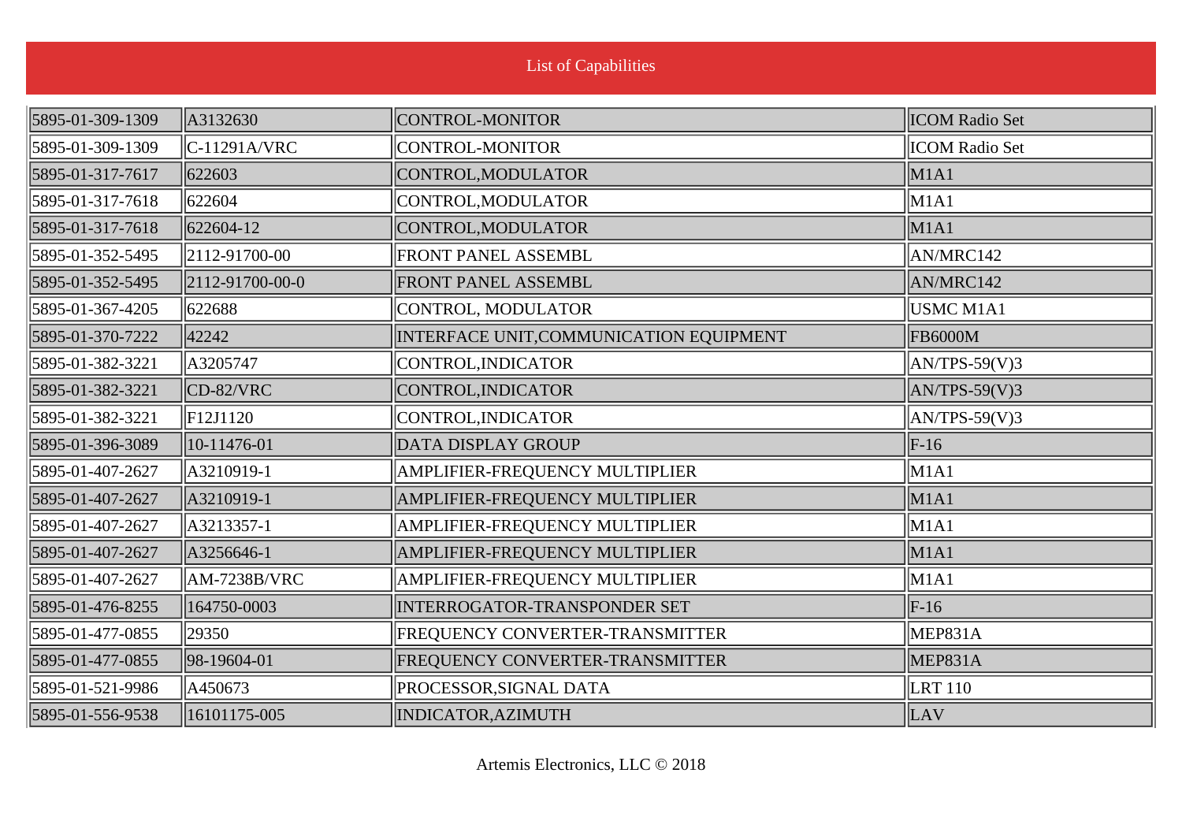# List of Capabilities

| | | | |
|---|---|---|---|
| 5895-01-309-1309 | A3132630 | CONTROL-MONITOR | ICOM Radio Set |
| 5895-01-309-1309 | C-11291A/VRC | CONTROL-MONITOR | ICOM Radio Set |
| 5895-01-317-7617 | 622603 | CONTROL,MODULATOR | M1A1 |
| 5895-01-317-7618 | 622604 | CONTROL,MODULATOR | M1A1 |
| 5895-01-317-7618 | 622604-12 | CONTROL,MODULATOR | M1A1 |
| 5895-01-352-5495 | 2112-91700-00 | FRONT PANEL ASSEMBL | AN/MRC142 |
| 5895-01-352-5495 | 2112-91700-00-0 | FRONT PANEL ASSEMBL | AN/MRC142 |
| 5895-01-367-4205 | 622688 | CONTROL, MODULATOR | USMC M1A1 |
| 5895-01-370-7222 | 42242 | INTERFACE UNIT,COMMUNICATION EQUIPMENT | FB6000M |
| 5895-01-382-3221 | A3205747 | CONTROL,INDICATOR | AN/TPS-59(V)3 |
| 5895-01-382-3221 | CD-82/VRC | CONTROL,INDICATOR | AN/TPS-59(V)3 |
| 5895-01-382-3221 | F12J1120 | CONTROL,INDICATOR | AN/TPS-59(V)3 |
| 5895-01-396-3089 | 10-11476-01 | DATA DISPLAY GROUP | F-16 |
| 5895-01-407-2627 | A3210919-1 | AMPLIFIER-FREQUENCY MULTIPLIER | M1A1 |
| 5895-01-407-2627 | A3210919-1 | AMPLIFIER-FREQUENCY MULTIPLIER | M1A1 |
| 5895-01-407-2627 | A3213357-1 | AMPLIFIER-FREQUENCY MULTIPLIER | M1A1 |
| 5895-01-407-2627 | A3256646-1 | AMPLIFIER-FREQUENCY MULTIPLIER | M1A1 |
| 5895-01-407-2627 | AM-7238B/VRC | AMPLIFIER-FREQUENCY MULTIPLIER | M1A1 |
| 5895-01-476-8255 | 164750-0003 | INTERROGATOR-TRANSPONDER SET | F-16 |
| 5895-01-477-0855 | 29350 | FREQUENCY CONVERTER-TRANSMITTER | MEP831A |
| 5895-01-477-0855 | 98-19604-01 | FREQUENCY CONVERTER-TRANSMITTER | MEP831A |
| 5895-01-521-9986 | A450673 | PROCESSOR,SIGNAL DATA | LRT 110 |
| 5895-01-556-9538 | 16101175-005 | INDICATOR,AZIMUTH | LAV |

Artemis Electronics, LLC © 2018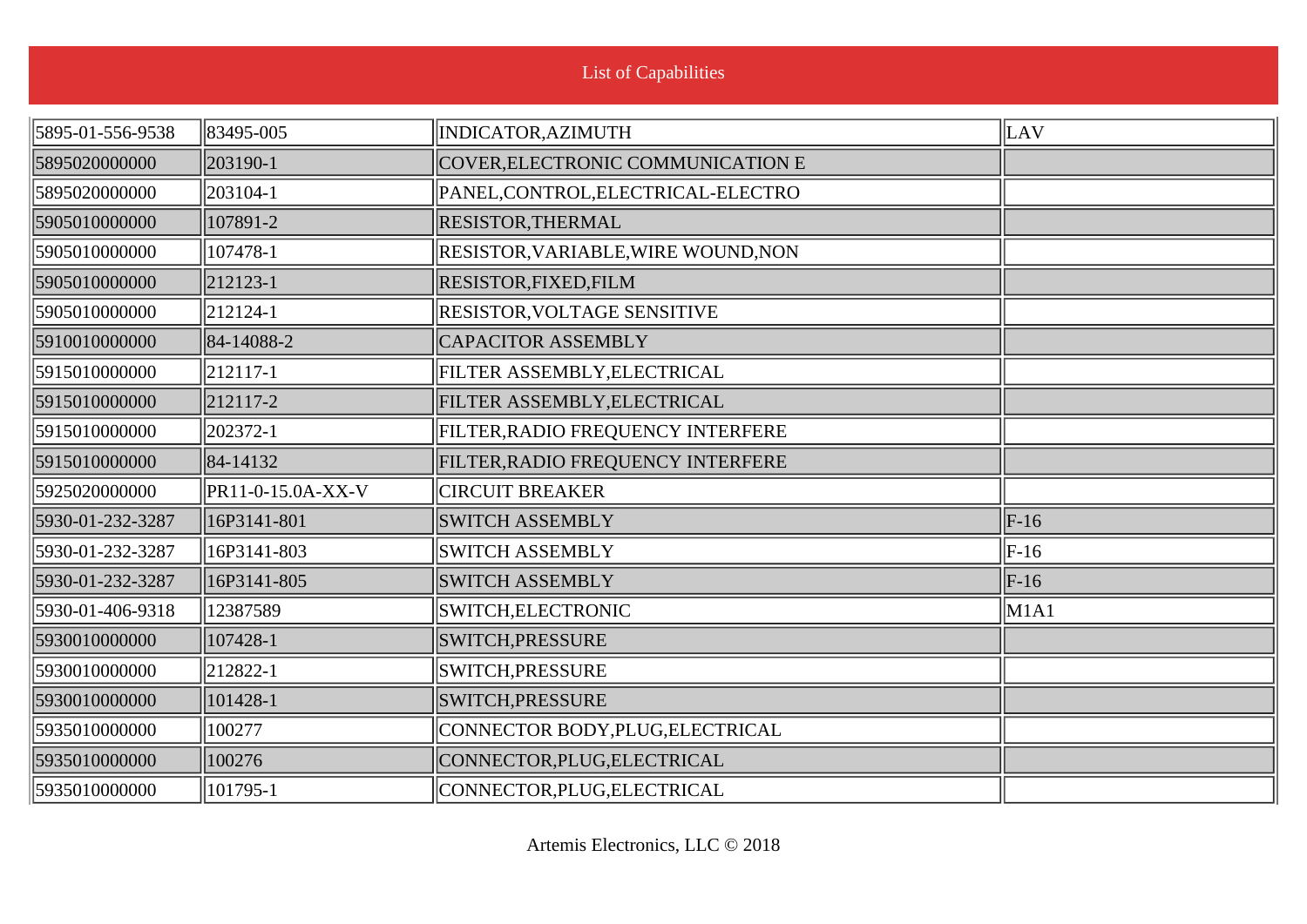List of Capabilities

| | | | |
|---|---|---|---|
| 5895-01-556-9538 | 83495-005 | INDICATOR,AZIMUTH | LAV |
| 5895020000000 | 203190-1 | COVER,ELECTRONIC COMMUNICATION E | |
| 5895020000000 | 203104-1 | PANEL,CONTROL,ELECTRICAL-ELECTRO | |
| 5905010000000 | 107891-2 | RESISTOR,THERMAL | |
| 5905010000000 | 107478-1 | RESISTOR,VARIABLE,WIRE WOUND,NON | |
| 5905010000000 | 212123-1 | RESISTOR,FIXED,FILM | |
| 5905010000000 | 212124-1 | RESISTOR,VOLTAGE SENSITIVE | |
| 5910010000000 | 84-14088-2 | CAPACITOR ASSEMBLY | |
| 5915010000000 | 212117-1 | FILTER ASSEMBLY,ELECTRICAL | |
| 5915010000000 | 212117-2 | FILTER ASSEMBLY,ELECTRICAL | |
| 5915010000000 | 202372-1 | FILTER,RADIO FREQUENCY INTERFERE | |
| 5915010000000 | 84-14132 | FILTER,RADIO FREQUENCY INTERFERE | |
| 5925020000000 | PR11-0-15.0A-XX-V | CIRCUIT BREAKER | |
| 5930-01-232-3287 | 16P3141-801 | SWITCH ASSEMBLY | F-16 |
| 5930-01-232-3287 | 16P3141-803 | SWITCH ASSEMBLY | F-16 |
| 5930-01-232-3287 | 16P3141-805 | SWITCH ASSEMBLY | F-16 |
| 5930-01-406-9318 | 12387589 | SWITCH,ELECTRONIC | M1A1 |
| 5930010000000 | 107428-1 | SWITCH,PRESSURE | |
| 5930010000000 | 212822-1 | SWITCH,PRESSURE | |
| 5930010000000 | 101428-1 | SWITCH,PRESSURE | |
| 5935010000000 | 100277 | CONNECTOR BODY,PLUG,ELECTRICAL | |
| 5935010000000 | 100276 | CONNECTOR,PLUG,ELECTRICAL | |
| 5935010000000 | 101795-1 | CONNECTOR,PLUG,ELECTRICAL | |

Artemis Electronics, LLC © 2018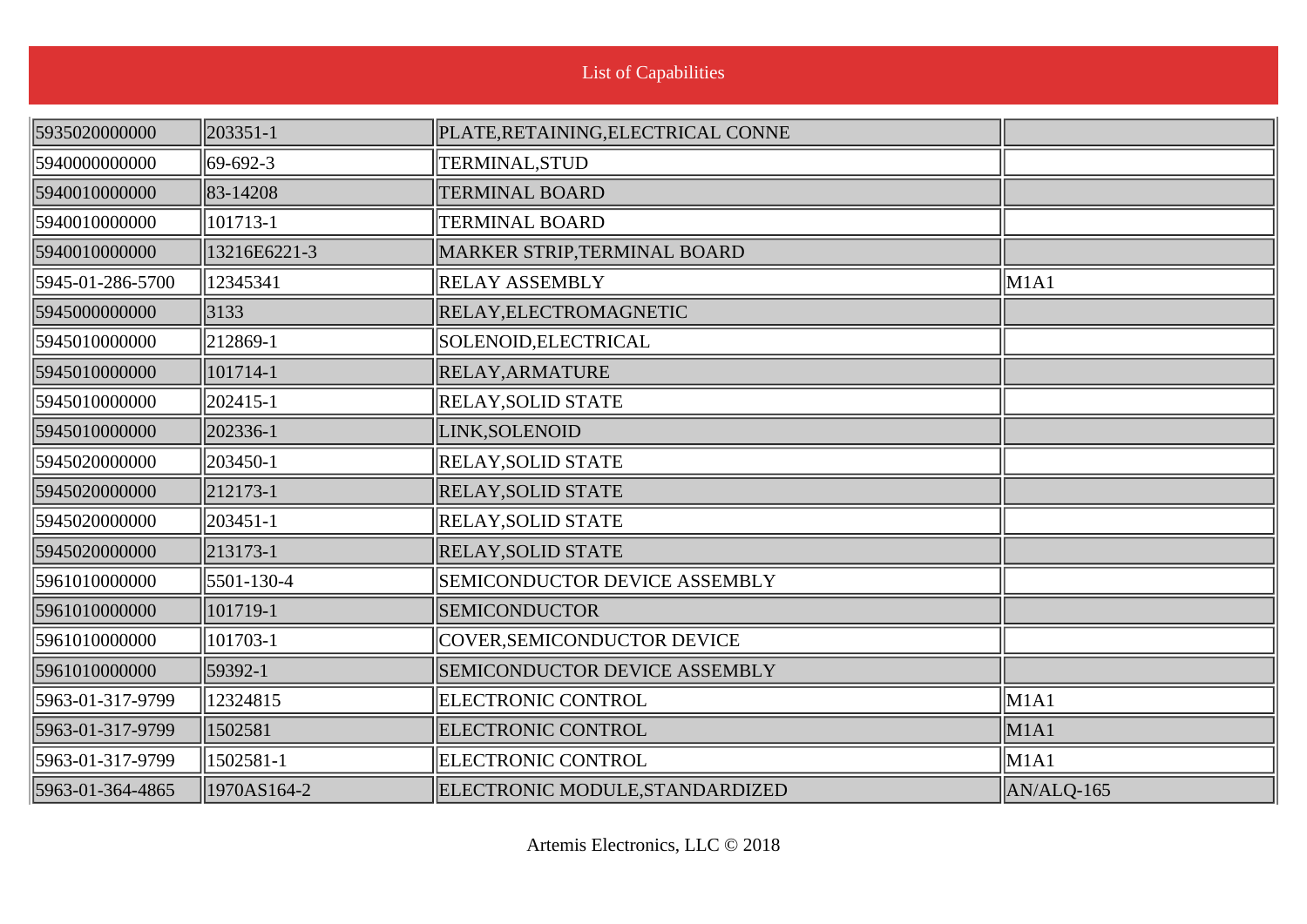List of Capabilities

| | | | |
|---|---|---|---|
| 5935020000000 | 203351-1 | PLATE,RETAINING,ELECTRICAL CONNE | |
| 5940000000000 | 69-692-3 | TERMINAL,STUD | |
| 5940010000000 | 83-14208 | TERMINAL BOARD | |
| 5940010000000 | 101713-1 | TERMINAL BOARD | |
| 5940010000000 | 13216E6221-3 | MARKER STRIP,TERMINAL BOARD | |
| 5945-01-286-5700 | 12345341 | RELAY ASSEMBLY | M1A1 |
| 5945000000000 | 3133 | RELAY,ELECTROMAGNETIC | |
| 5945010000000 | 212869-1 | SOLENOID,ELECTRICAL | |
| 5945010000000 | 101714-1 | RELAY,ARMATURE | |
| 5945010000000 | 202415-1 | RELAY,SOLID STATE | |
| 5945010000000 | 202336-1 | LINK,SOLENOID | |
| 5945020000000 | 203450-1 | RELAY,SOLID STATE | |
| 5945020000000 | 212173-1 | RELAY,SOLID STATE | |
| 5945020000000 | 203451-1 | RELAY,SOLID STATE | |
| 5945020000000 | 213173-1 | RELAY,SOLID STATE | |
| 5961010000000 | 5501-130-4 | SEMICONDUCTOR DEVICE ASSEMBLY | |
| 5961010000000 | 101719-1 | SEMICONDUCTOR | |
| 5961010000000 | 101703-1 | COVER,SEMICONDUCTOR DEVICE | |
| 5961010000000 | 59392-1 | SEMICONDUCTOR DEVICE ASSEMBLY | |
| 5963-01-317-9799 | 12324815 | ELECTRONIC CONTROL | M1A1 |
| 5963-01-317-9799 | 1502581 | ELECTRONIC CONTROL | M1A1 |
| 5963-01-317-9799 | 1502581-1 | ELECTRONIC CONTROL | M1A1 |
| 5963-01-364-4865 | 1970AS164-2 | ELECTRONIC MODULE,STANDARDIZED | AN/ALQ-165 |

Artemis Electronics, LLC © 2018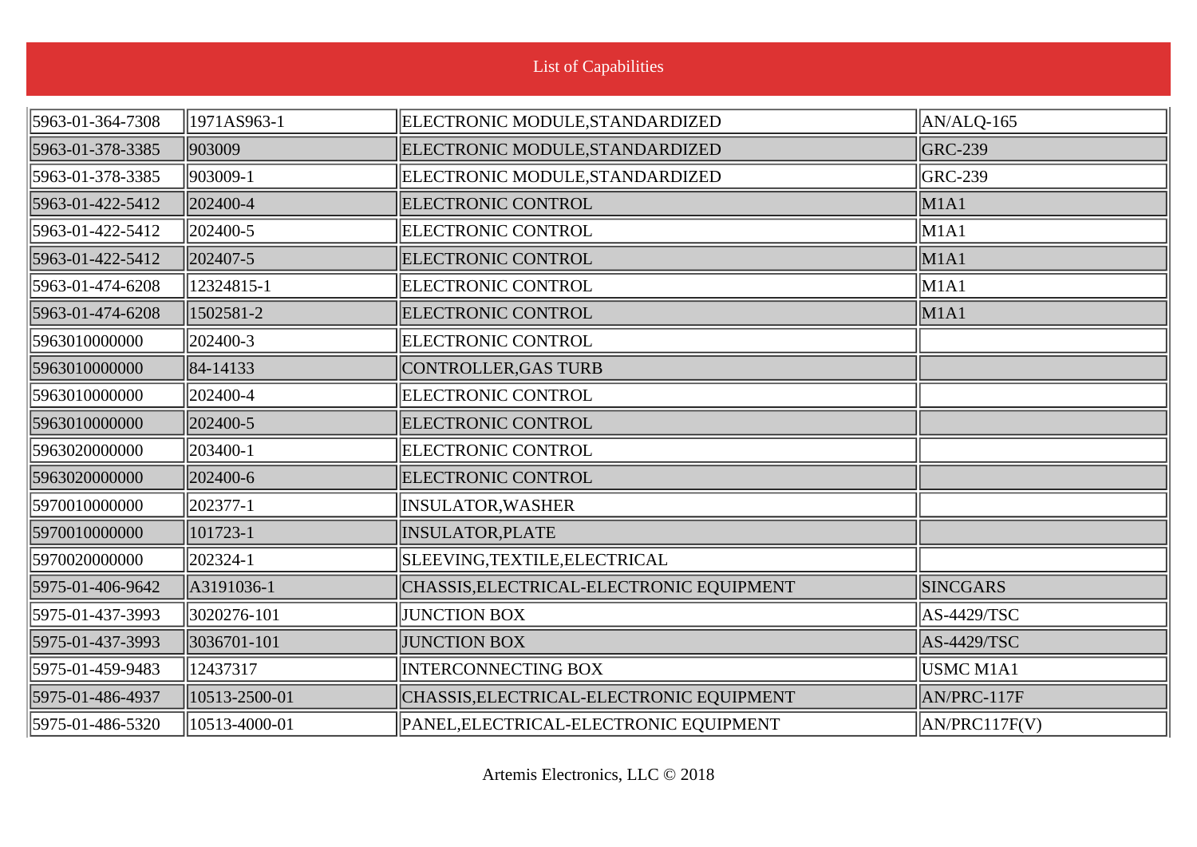List of Capabilities

| | | | |
|---|---|---|---|
| 5963-01-364-7308 | 1971AS963-1 | ELECTRONIC MODULE,STANDARDIZED | AN/ALQ-165 |
| 5963-01-378-3385 | 903009 | ELECTRONIC MODULE,STANDARDIZED | GRC-239 |
| 5963-01-378-3385 | 903009-1 | ELECTRONIC MODULE,STANDARDIZED | GRC-239 |
| 5963-01-422-5412 | 202400-4 | ELECTRONIC CONTROL | M1A1 |
| 5963-01-422-5412 | 202400-5 | ELECTRONIC CONTROL | M1A1 |
| 5963-01-422-5412 | 202407-5 | ELECTRONIC CONTROL | M1A1 |
| 5963-01-474-6208 | 12324815-1 | ELECTRONIC CONTROL | M1A1 |
| 5963-01-474-6208 | 1502581-2 | ELECTRONIC CONTROL | M1A1 |
| 5963010000000 | 202400-3 | ELECTRONIC CONTROL | |
| 5963010000000 | 84-14133 | CONTROLLER,GAS TURB | |
| 5963010000000 | 202400-4 | ELECTRONIC CONTROL | |
| 5963010000000 | 202400-5 | ELECTRONIC CONTROL | |
| 5963020000000 | 203400-1 | ELECTRONIC CONTROL | |
| 5963020000000 | 202400-6 | ELECTRONIC CONTROL | |
| 5970010000000 | 202377-1 | INSULATOR,WASHER | |
| 5970010000000 | 101723-1 | INSULATOR,PLATE | |
| 5970020000000 | 202324-1 | SLEEVING,TEXTILE,ELECTRICAL | |
| 5975-01-406-9642 | A3191036-1 | CHASSIS,ELECTRICAL-ELECTRONIC EQUIPMENT | SINCGARS |
| 5975-01-437-3993 | 3020276-101 | JUNCTION BOX | AS-4429/TSC |
| 5975-01-437-3993 | 3036701-101 | JUNCTION BOX | AS-4429/TSC |
| 5975-01-459-9483 | 12437317 | INTERCONNECTING BOX | USMC M1A1 |
| 5975-01-486-4937 | 10513-2500-01 | CHASSIS,ELECTRICAL-ELECTRONIC EQUIPMENT | AN/PRC-117F |
| 5975-01-486-5320 | 10513-4000-01 | PANEL,ELECTRICAL-ELECTRONIC EQUIPMENT | AN/PRC117F(V) |

Artemis Electronics, LLC © 2018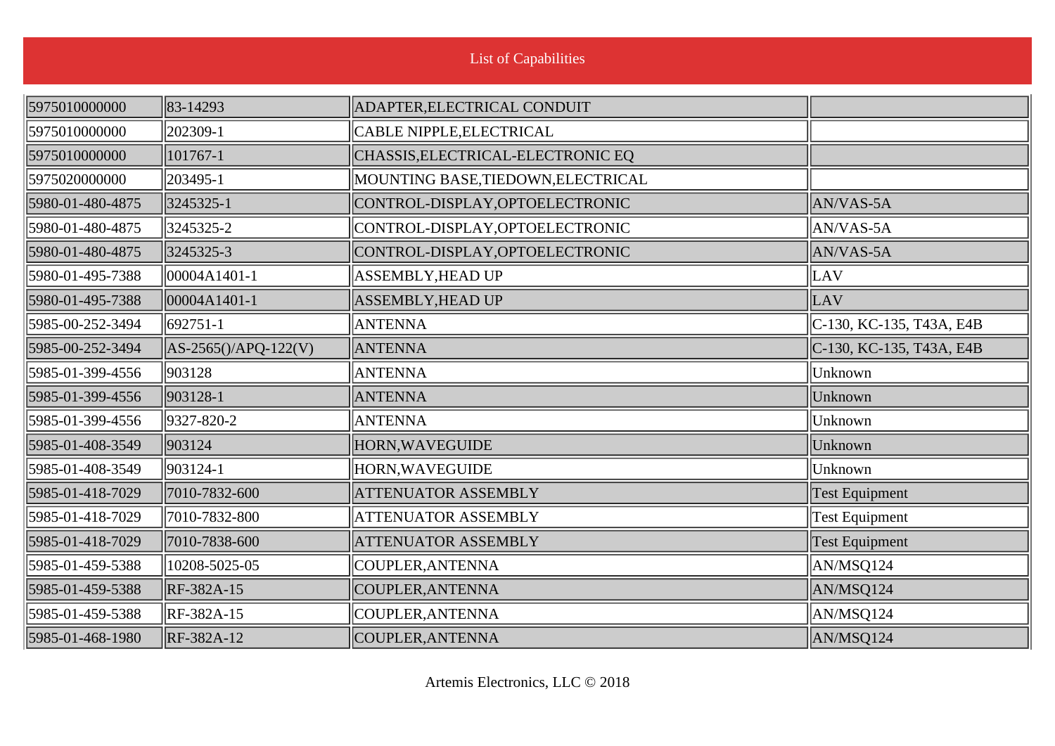# List of Capabilities

| | | | |
|---|---|---|---|
| 5975010000000 | 83-14293 | ADAPTER,ELECTRICAL CONDUIT | |
| 5975010000000 | 202309-1 | CABLE NIPPLE,ELECTRICAL | |
| 5975010000000 | 101767-1 | CHASSIS,ELECTRICAL-ELECTRONIC EQ | |
| 5975020000000 | 203495-1 | MOUNTING BASE,TIEDOWN,ELECTRICAL | |
| 5980-01-480-4875 | 3245325-1 | CONTROL-DISPLAY,OPTOELECTRONIC | AN/VAS-5A |
| 5980-01-480-4875 | 3245325-2 | CONTROL-DISPLAY,OPTOELECTRONIC | AN/VAS-5A |
| 5980-01-480-4875 | 3245325-3 | CONTROL-DISPLAY,OPTOELECTRONIC | AN/VAS-5A |
| 5980-01-495-7388 | 00004A1401-1 | ASSEMBLY,HEAD UP | LAV |
| 5980-01-495-7388 | 00004A1401-1 | ASSEMBLY,HEAD UP | LAV |
| 5985-00-252-3494 | 692751-1 | ANTENNA | C-130, KC-135, T43A, E4B |
| 5985-00-252-3494 | AS-2565()/APQ-122(V) | ANTENNA | C-130, KC-135, T43A, E4B |
| 5985-01-399-4556 | 903128 | ANTENNA | Unknown |
| 5985-01-399-4556 | 903128-1 | ANTENNA | Unknown |
| 5985-01-399-4556 | 9327-820-2 | ANTENNA | Unknown |
| 5985-01-408-3549 | 903124 | HORN,WAVEGUIDE | Unknown |
| 5985-01-408-3549 | 903124-1 | HORN,WAVEGUIDE | Unknown |
| 5985-01-418-7029 | 7010-7832-600 | ATTENUATOR ASSEMBLY | Test Equipment |
| 5985-01-418-7029 | 7010-7832-800 | ATTENUATOR ASSEMBLY | Test Equipment |
| 5985-01-418-7029 | 7010-7838-600 | ATTENUATOR ASSEMBLY | Test Equipment |
| 5985-01-459-5388 | 10208-5025-05 | COUPLER,ANTENNA | AN/MSQ124 |
| 5985-01-459-5388 | RF-382A-15 | COUPLER,ANTENNA | AN/MSQ124 |
| 5985-01-459-5388 | RF-382A-15 | COUPLER,ANTENNA | AN/MSQ124 |
| 5985-01-468-1980 | RF-382A-12 | COUPLER,ANTENNA | AN/MSQ124 |

Artemis Electronics, LLC © 2018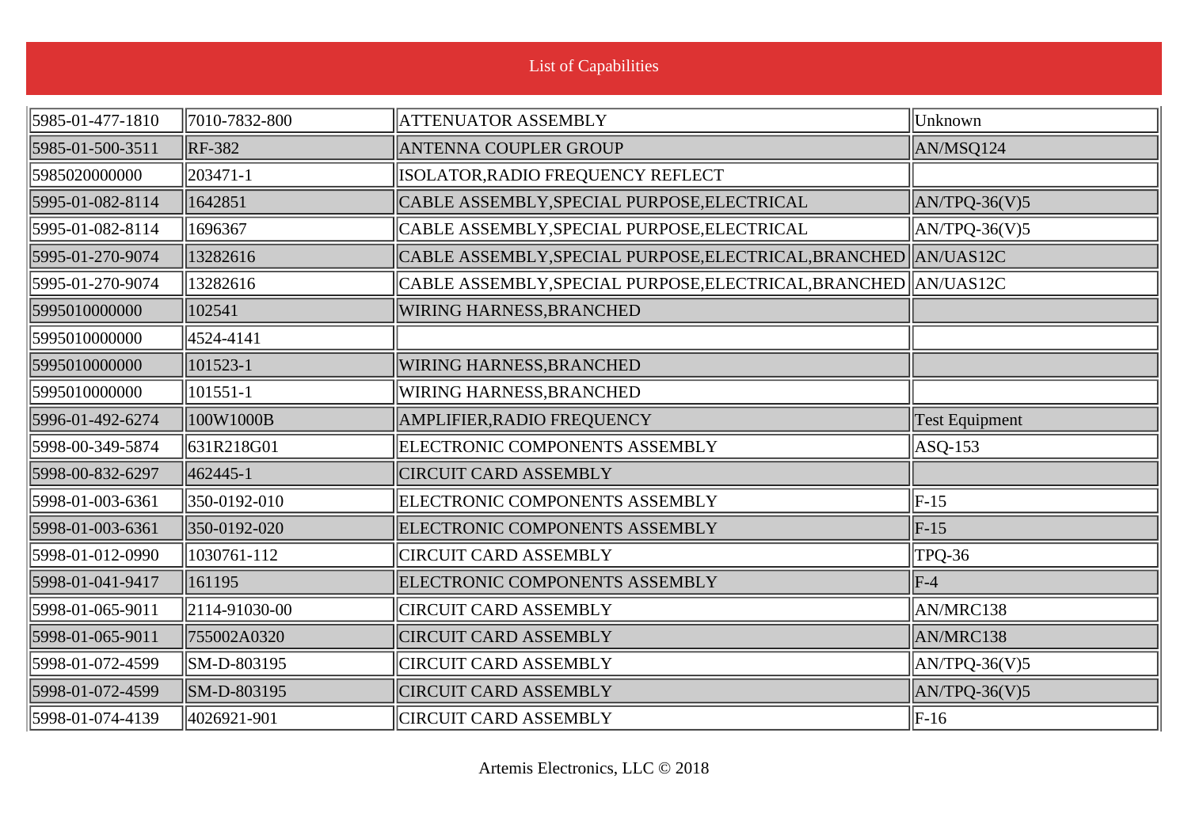List of Capabilities

| | | | |
|---|---|---|---|
| 5985-01-477-1810 | 7010-7832-800 | ATTENUATOR ASSEMBLY | Unknown |
| 5985-01-500-3511 | RF-382 | ANTENNA COUPLER GROUP | AN/MSQ124 |
| 5985020000000 | 203471-1 | ISOLATOR,RADIO FREQUENCY REFLECT | |
| 5995-01-082-8114 | 1642851 | CABLE ASSEMBLY,SPECIAL PURPOSE,ELECTRICAL | AN/TPQ-36(V)5 |
| 5995-01-082-8114 | 1696367 | CABLE ASSEMBLY,SPECIAL PURPOSE,ELECTRICAL | AN/TPQ-36(V)5 |
| 5995-01-270-9074 | 13282616 | CABLE ASSEMBLY,SPECIAL PURPOSE,ELECTRICAL,BRANCHED | AN/UAS12C |
| 5995-01-270-9074 | 13282616 | CABLE ASSEMBLY,SPECIAL PURPOSE,ELECTRICAL,BRANCHED | AN/UAS12C |
| 5995010000000 | 102541 | WIRING HARNESS,BRANCHED | |
| 5995010000000 | 4524-4141 | | |
| 5995010000000 | 101523-1 | WIRING HARNESS,BRANCHED | |
| 5995010000000 | 101551-1 | WIRING HARNESS,BRANCHED | |
| 5996-01-492-6274 | 100W1000B | AMPLIFIER,RADIO FREQUENCY | Test Equipment |
| 5998-00-349-5874 | 631R218G01 | ELECTRONIC COMPONENTS ASSEMBLY | ASQ-153 |
| 5998-00-832-6297 | 462445-1 | CIRCUIT CARD ASSEMBLY | |
| 5998-01-003-6361 | 350-0192-010 | ELECTRONIC COMPONENTS ASSEMBLY | F-15 |
| 5998-01-003-6361 | 350-0192-020 | ELECTRONIC COMPONENTS ASSEMBLY | F-15 |
| 5998-01-012-0990 | 1030761-112 | CIRCUIT CARD ASSEMBLY | TPQ-36 |
| 5998-01-041-9417 | 161195 | ELECTRONIC COMPONENTS ASSEMBLY | F-4 |
| 5998-01-065-9011 | 2114-91030-00 | CIRCUIT CARD ASSEMBLY | AN/MRC138 |
| 5998-01-065-9011 | 755002A0320 | CIRCUIT CARD ASSEMBLY | AN/MRC138 |
| 5998-01-072-4599 | SM-D-803195 | CIRCUIT CARD ASSEMBLY | AN/TPQ-36(V)5 |
| 5998-01-072-4599 | SM-D-803195 | CIRCUIT CARD ASSEMBLY | AN/TPQ-36(V)5 |
| 5998-01-074-4139 | 4026921-901 | CIRCUIT CARD ASSEMBLY | F-16 |

Artemis Electronics, LLC © 2018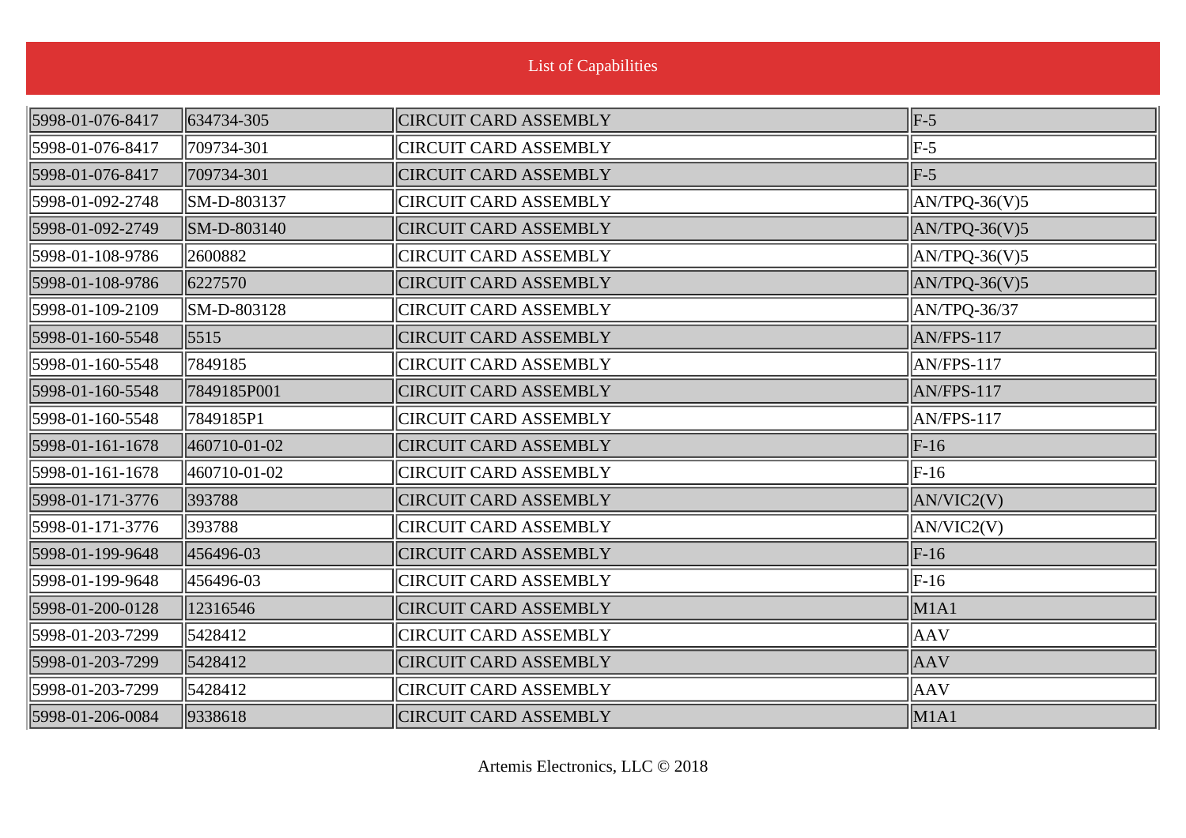| | | | |
|---|---|---|---|
| 5998-01-076-8417 | 634734-305 | CIRCUIT CARD ASSEMBLY | F-5 |
| 5998-01-076-8417 | 709734-301 | CIRCUIT CARD ASSEMBLY | F-5 |
| 5998-01-076-8417 | 709734-301 | CIRCUIT CARD ASSEMBLY | F-5 |
| 5998-01-092-2748 | SM-D-803137 | CIRCUIT CARD ASSEMBLY | AN/TPQ-36(V)5 |
| 5998-01-092-2749 | SM-D-803140 | CIRCUIT CARD ASSEMBLY | AN/TPQ-36(V)5 |
| 5998-01-108-9786 | 2600882 | CIRCUIT CARD ASSEMBLY | AN/TPQ-36(V)5 |
| 5998-01-108-9786 | 6227570 | CIRCUIT CARD ASSEMBLY | AN/TPQ-36(V)5 |
| 5998-01-109-2109 | SM-D-803128 | CIRCUIT CARD ASSEMBLY | AN/TPQ-36/37 |
| 5998-01-160-5548 | 5515 | CIRCUIT CARD ASSEMBLY | AN/FPS-117 |
| 5998-01-160-5548 | 7849185 | CIRCUIT CARD ASSEMBLY | AN/FPS-117 |
| 5998-01-160-5548 | 7849185P001 | CIRCUIT CARD ASSEMBLY | AN/FPS-117 |
| 5998-01-160-5548 | 7849185P1 | CIRCUIT CARD ASSEMBLY | AN/FPS-117 |
| 5998-01-161-1678 | 460710-01-02 | CIRCUIT CARD ASSEMBLY | F-16 |
| 5998-01-161-1678 | 460710-01-02 | CIRCUIT CARD ASSEMBLY | F-16 |
| 5998-01-171-3776 | 393788 | CIRCUIT CARD ASSEMBLY | AN/VIC2(V) |
| 5998-01-171-3776 | 393788 | CIRCUIT CARD ASSEMBLY | AN/VIC2(V) |
| 5998-01-199-9648 | 456496-03 | CIRCUIT CARD ASSEMBLY | F-16 |
| 5998-01-199-9648 | 456496-03 | CIRCUIT CARD ASSEMBLY | F-16 |
| 5998-01-200-0128 | 12316546 | CIRCUIT CARD ASSEMBLY | M1A1 |
| 5998-01-203-7299 | 5428412 | CIRCUIT CARD ASSEMBLY | AAV |
| 5998-01-203-7299 | 5428412 | CIRCUIT CARD ASSEMBLY | AAV |
| 5998-01-203-7299 | 5428412 | CIRCUIT CARD ASSEMBLY | AAV |
| 5998-01-206-0084 | 9338618 | CIRCUIT CARD ASSEMBLY | M1A1 |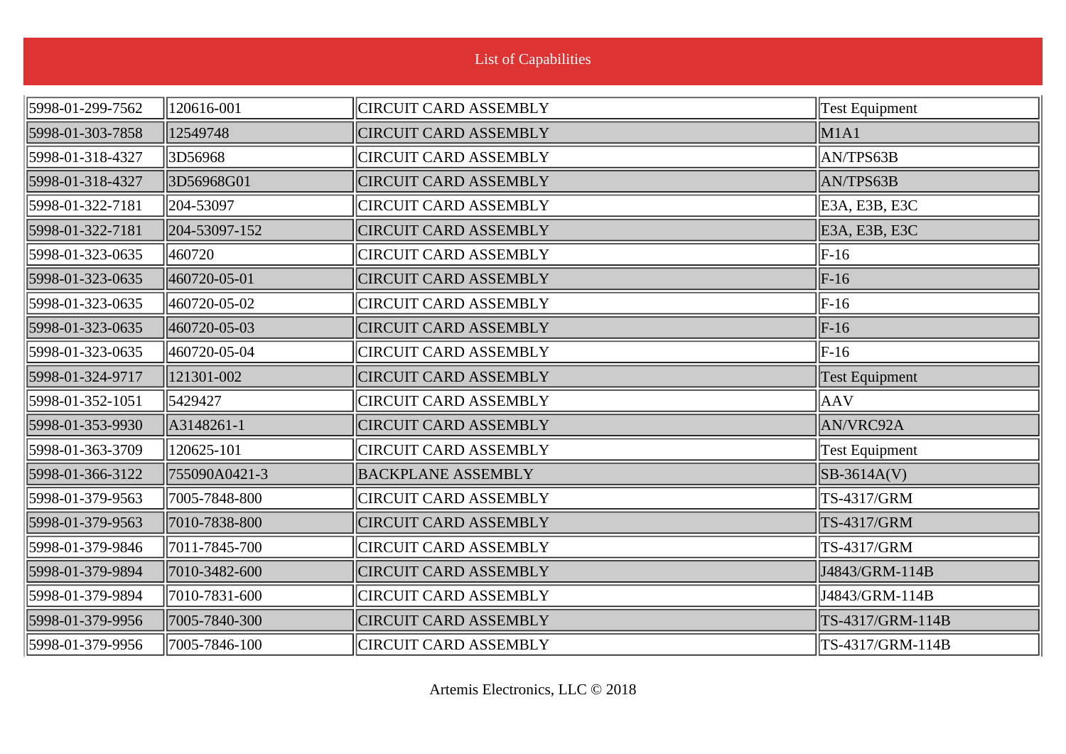List of Capabilities

| | | | |
|---|---|---|---|
| 5998-01-299-7562 | 120616-001 | CIRCUIT CARD ASSEMBLY | Test Equipment |
| 5998-01-303-7858 | 12549748 | CIRCUIT CARD ASSEMBLY | M1A1 |
| 5998-01-318-4327 | 3D56968 | CIRCUIT CARD ASSEMBLY | AN/TPS63B |
| 5998-01-318-4327 | 3D56968G01 | CIRCUIT CARD ASSEMBLY | AN/TPS63B |
| 5998-01-322-7181 | 204-53097 | CIRCUIT CARD ASSEMBLY | E3A, E3B, E3C |
| 5998-01-322-7181 | 204-53097-152 | CIRCUIT CARD ASSEMBLY | E3A, E3B, E3C |
| 5998-01-323-0635 | 460720 | CIRCUIT CARD ASSEMBLY | F-16 |
| 5998-01-323-0635 | 460720-05-01 | CIRCUIT CARD ASSEMBLY | F-16 |
| 5998-01-323-0635 | 460720-05-02 | CIRCUIT CARD ASSEMBLY | F-16 |
| 5998-01-323-0635 | 460720-05-03 | CIRCUIT CARD ASSEMBLY | F-16 |
| 5998-01-323-0635 | 460720-05-04 | CIRCUIT CARD ASSEMBLY | F-16 |
| 5998-01-324-9717 | 121301-002 | CIRCUIT CARD ASSEMBLY | Test Equipment |
| 5998-01-352-1051 | 5429427 | CIRCUIT CARD ASSEMBLY | AAV |
| 5998-01-353-9930 | A3148261-1 | CIRCUIT CARD ASSEMBLY | AN/VRC92A |
| 5998-01-363-3709 | 120625-101 | CIRCUIT CARD ASSEMBLY | Test Equipment |
| 5998-01-366-3122 | 755090A0421-3 | BACKPLANE ASSEMBLY | SB-3614A(V) |
| 5998-01-379-9563 | 7005-7848-800 | CIRCUIT CARD ASSEMBLY | TS-4317/GRM |
| 5998-01-379-9563 | 7010-7838-800 | CIRCUIT CARD ASSEMBLY | TS-4317/GRM |
| 5998-01-379-9846 | 7011-7845-700 | CIRCUIT CARD ASSEMBLY | TS-4317/GRM |
| 5998-01-379-9894 | 7010-3482-600 | CIRCUIT CARD ASSEMBLY | J4843/GRM-114B |
| 5998-01-379-9894 | 7010-7831-600 | CIRCUIT CARD ASSEMBLY | J4843/GRM-114B |
| 5998-01-379-9956 | 7005-7840-300 | CIRCUIT CARD ASSEMBLY | TS-4317/GRM-114B |
| 5998-01-379-9956 | 7005-7846-100 | CIRCUIT CARD ASSEMBLY | TS-4317/GRM-114B |

Artemis Electronics, LLC © 2018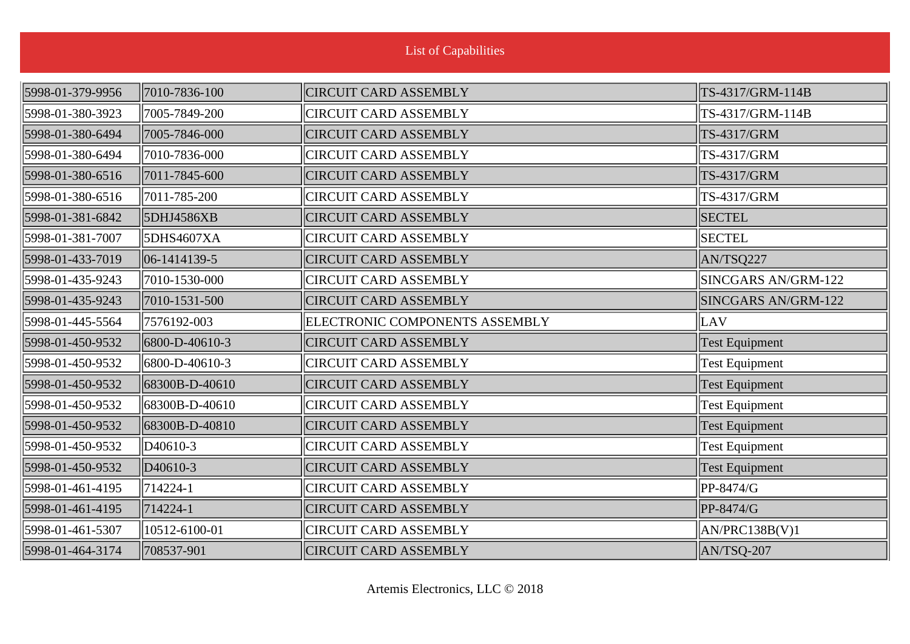List of Capabilities

| | | | |
|---|---|---|---|
| 5998-01-379-9956 | 7010-7836-100 | CIRCUIT CARD ASSEMBLY | TS-4317/GRM-114B |
| 5998-01-380-3923 | 7005-7849-200 | CIRCUIT CARD ASSEMBLY | TS-4317/GRM-114B |
| 5998-01-380-6494 | 7005-7846-000 | CIRCUIT CARD ASSEMBLY | TS-4317/GRM |
| 5998-01-380-6494 | 7010-7836-000 | CIRCUIT CARD ASSEMBLY | TS-4317/GRM |
| 5998-01-380-6516 | 7011-7845-600 | CIRCUIT CARD ASSEMBLY | TS-4317/GRM |
| 5998-01-380-6516 | 7011-785-200 | CIRCUIT CARD ASSEMBLY | TS-4317/GRM |
| 5998-01-381-6842 | 5DHJ4586XB | CIRCUIT CARD ASSEMBLY | SECTEL |
| 5998-01-381-7007 | 5DHS4607XA | CIRCUIT CARD ASSEMBLY | SECTEL |
| 5998-01-433-7019 | 06-1414139-5 | CIRCUIT CARD ASSEMBLY | AN/TSQ227 |
| 5998-01-435-9243 | 7010-1530-000 | CIRCUIT CARD ASSEMBLY | SINCGARS AN/GRM-122 |
| 5998-01-435-9243 | 7010-1531-500 | CIRCUIT CARD ASSEMBLY | SINCGARS AN/GRM-122 |
| 5998-01-445-5564 | 7576192-003 | ELECTRONIC COMPONENTS ASSEMBLY | LAV |
| 5998-01-450-9532 | 6800-D-40610-3 | CIRCUIT CARD ASSEMBLY | Test Equipment |
| 5998-01-450-9532 | 6800-D-40610-3 | CIRCUIT CARD ASSEMBLY | Test Equipment |
| 5998-01-450-9532 | 68300B-D-40610 | CIRCUIT CARD ASSEMBLY | Test Equipment |
| 5998-01-450-9532 | 68300B-D-40610 | CIRCUIT CARD ASSEMBLY | Test Equipment |
| 5998-01-450-9532 | 68300B-D-40810 | CIRCUIT CARD ASSEMBLY | Test Equipment |
| 5998-01-450-9532 | D40610-3 | CIRCUIT CARD ASSEMBLY | Test Equipment |
| 5998-01-450-9532 | D40610-3 | CIRCUIT CARD ASSEMBLY | Test Equipment |
| 5998-01-461-4195 | 714224-1 | CIRCUIT CARD ASSEMBLY | PP-8474/G |
| 5998-01-461-4195 | 714224-1 | CIRCUIT CARD ASSEMBLY | PP-8474/G |
| 5998-01-461-5307 | 10512-6100-01 | CIRCUIT CARD ASSEMBLY | AN/PRC138B(V)1 |
| 5998-01-464-3174 | 708537-901 | CIRCUIT CARD ASSEMBLY | AN/TSQ-207 |

Artemis Electronics, LLC © 2018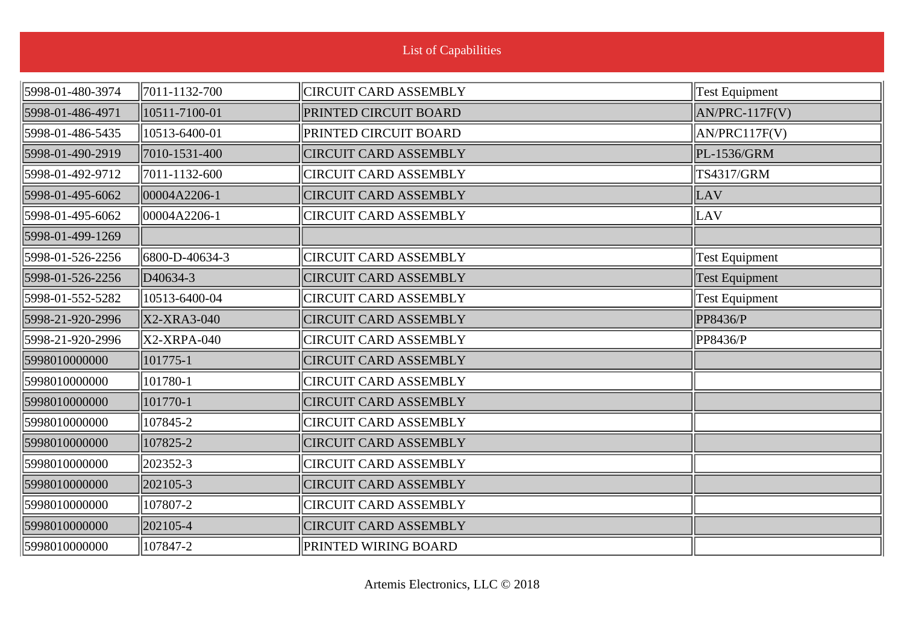## List of Capabilities

| | | | |
|---|---|---|---|
| 5998-01-480-3974 | 7011-1132-700 | CIRCUIT CARD ASSEMBLY | Test Equipment |
| 5998-01-486-4971 | 10511-7100-01 | PRINTED CIRCUIT BOARD | AN/PRC-117F(V) |
| 5998-01-486-5435 | 10513-6400-01 | PRINTED CIRCUIT BOARD | AN/PRC117F(V) |
| 5998-01-490-2919 | 7010-1531-400 | CIRCUIT CARD ASSEMBLY | PL-1536/GRM |
| 5998-01-492-9712 | 7011-1132-600 | CIRCUIT CARD ASSEMBLY | TS4317/GRM |
| 5998-01-495-6062 | 00004A2206-1 | CIRCUIT CARD ASSEMBLY | LAV |
| 5998-01-495-6062 | 00004A2206-1 | CIRCUIT CARD ASSEMBLY | LAV |
| 5998-01-499-1269 | | | |
| 5998-01-526-2256 | 6800-D-40634-3 | CIRCUIT CARD ASSEMBLY | Test Equipment |
| 5998-01-526-2256 | D40634-3 | CIRCUIT CARD ASSEMBLY | Test Equipment |
| 5998-01-552-5282 | 10513-6400-04 | CIRCUIT CARD ASSEMBLY | Test Equipment |
| 5998-21-920-2996 | X2-XRA3-040 | CIRCUIT CARD ASSEMBLY | PP8436/P |
| 5998-21-920-2996 | X2-XRPA-040 | CIRCUIT CARD ASSEMBLY | PP8436/P |
| 5998010000000 | 101775-1 | CIRCUIT CARD ASSEMBLY | |
| 5998010000000 | 101780-1 | CIRCUIT CARD ASSEMBLY | |
| 5998010000000 | 101770-1 | CIRCUIT CARD ASSEMBLY | |
| 5998010000000 | 107845-2 | CIRCUIT CARD ASSEMBLY | |
| 5998010000000 | 107825-2 | CIRCUIT CARD ASSEMBLY | |
| 5998010000000 | 202352-3 | CIRCUIT CARD ASSEMBLY | |
| 5998010000000 | 202105-3 | CIRCUIT CARD ASSEMBLY | |
| 5998010000000 | 107807-2 | CIRCUIT CARD ASSEMBLY | |
| 5998010000000 | 202105-4 | CIRCUIT CARD ASSEMBLY | |
| 5998010000000 | 107847-2 | PRINTED WIRING BOARD | |

Artemis Electronics, LLC © 2018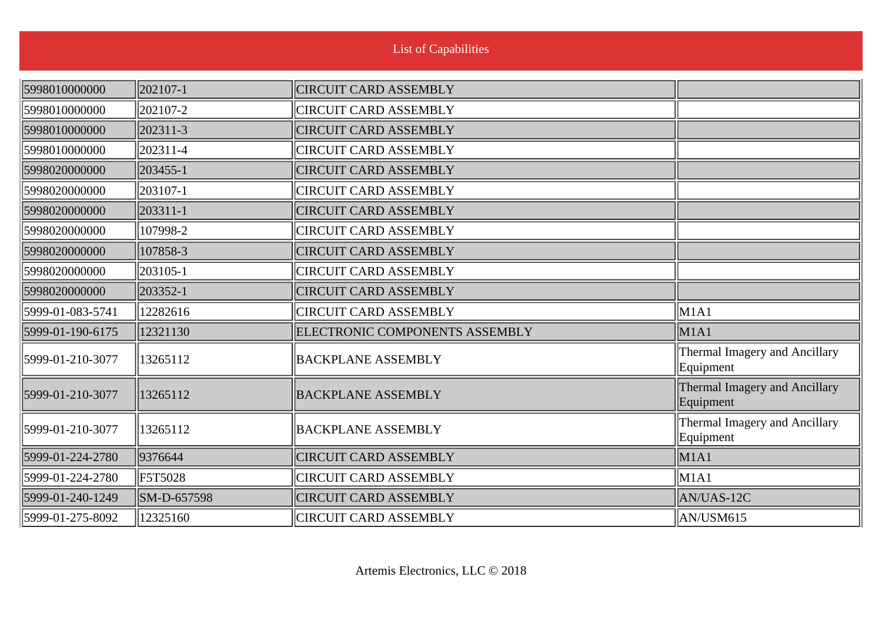List of Capabilities

| | | | |
|---|---|---|---|
| 5998010000000 | 202107-1 | CIRCUIT CARD ASSEMBLY | |
| 5998010000000 | 202107-2 | CIRCUIT CARD ASSEMBLY | |
| 5998010000000 | 202311-3 | CIRCUIT CARD ASSEMBLY | |
| 5998010000000 | 202311-4 | CIRCUIT CARD ASSEMBLY | |
| 5998020000000 | 203455-1 | CIRCUIT CARD ASSEMBLY | |
| 5998020000000 | 203107-1 | CIRCUIT CARD ASSEMBLY | |
| 5998020000000 | 203311-1 | CIRCUIT CARD ASSEMBLY | |
| 5998020000000 | 107998-2 | CIRCUIT CARD ASSEMBLY | |
| 5998020000000 | 107858-3 | CIRCUIT CARD ASSEMBLY | |
| 5998020000000 | 203105-1 | CIRCUIT CARD ASSEMBLY | |
| 5998020000000 | 203352-1 | CIRCUIT CARD ASSEMBLY | |
| 5999-01-083-5741 | 12282616 | CIRCUIT CARD ASSEMBLY | M1A1 |
| 5999-01-190-6175 | 12321130 | ELECTRONIC COMPONENTS ASSEMBLY | M1A1 |
| 5999-01-210-3077 | 13265112 | BACKPLANE ASSEMBLY | Thermal Imagery and Ancillary Equipment |
| 5999-01-210-3077 | 13265112 | BACKPLANE ASSEMBLY | Thermal Imagery and Ancillary Equipment |
| 5999-01-210-3077 | 13265112 | BACKPLANE ASSEMBLY | Thermal Imagery and Ancillary Equipment |
| 5999-01-224-2780 | 9376644 | CIRCUIT CARD ASSEMBLY | M1A1 |
| 5999-01-224-2780 | F5T5028 | CIRCUIT CARD ASSEMBLY | M1A1 |
| 5999-01-240-1249 | SM-D-657598 | CIRCUIT CARD ASSEMBLY | AN/UAS-12C |
| 5999-01-275-8092 | 12325160 | CIRCUIT CARD ASSEMBLY | AN/USM615 |

Artemis Electronics, LLC © 2018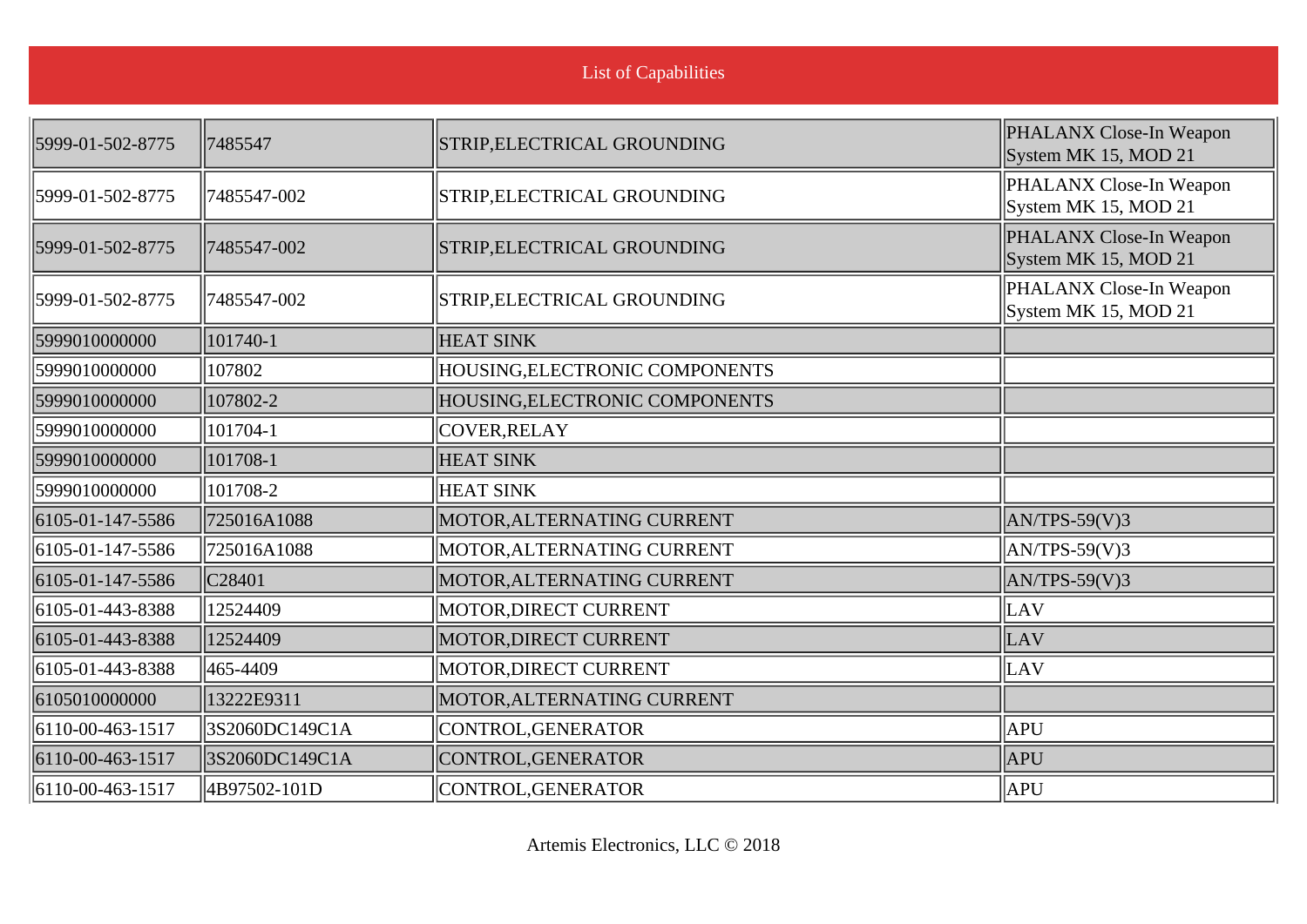List of Capabilities

| | | | |
|---|---|---|---|
| 5999-01-502-8775 | 7485547 | STRIP,ELECTRICAL GROUNDING | PHALANX Close-In Weapon System MK 15, MOD 21 |
| 5999-01-502-8775 | 7485547-002 | STRIP,ELECTRICAL GROUNDING | PHALANX Close-In Weapon System MK 15, MOD 21 |
| 5999-01-502-8775 | 7485547-002 | STRIP,ELECTRICAL GROUNDING | PHALANX Close-In Weapon System MK 15, MOD 21 |
| 5999-01-502-8775 | 7485547-002 | STRIP,ELECTRICAL GROUNDING | PHALANX Close-In Weapon System MK 15, MOD 21 |
| 5999010000000 | 101740-1 | HEAT SINK | |
| 5999010000000 | 107802 | HOUSING,ELECTRONIC COMPONENTS | |
| 5999010000000 | 107802-2 | HOUSING,ELECTRONIC COMPONENTS | |
| 5999010000000 | 101704-1 | COVER,RELAY | |
| 5999010000000 | 101708-1 | HEAT SINK | |
| 5999010000000 | 101708-2 | HEAT SINK | |
| 6105-01-147-5586 | 725016A1088 | MOTOR,ALTERNATING CURRENT | AN/TPS-59(V)3 |
| 6105-01-147-5586 | 725016A1088 | MOTOR,ALTERNATING CURRENT | AN/TPS-59(V)3 |
| 6105-01-147-5586 | C28401 | MOTOR,ALTERNATING CURRENT | AN/TPS-59(V)3 |
| 6105-01-443-8388 | 12524409 | MOTOR,DIRECT CURRENT | LAV |
| 6105-01-443-8388 | 12524409 | MOTOR,DIRECT CURRENT | LAV |
| 6105-01-443-8388 | 465-4409 | MOTOR,DIRECT CURRENT | LAV |
| 6105010000000 | 13222E9311 | MOTOR,ALTERNATING CURRENT | |
| 6110-00-463-1517 | 3S2060DC149C1A | CONTROL,GENERATOR | APU |
| 6110-00-463-1517 | 3S2060DC149C1A | CONTROL,GENERATOR | APU |
| 6110-00-463-1517 | 4B97502-101D | CONTROL,GENERATOR | APU |

Artemis Electronics, LLC © 2018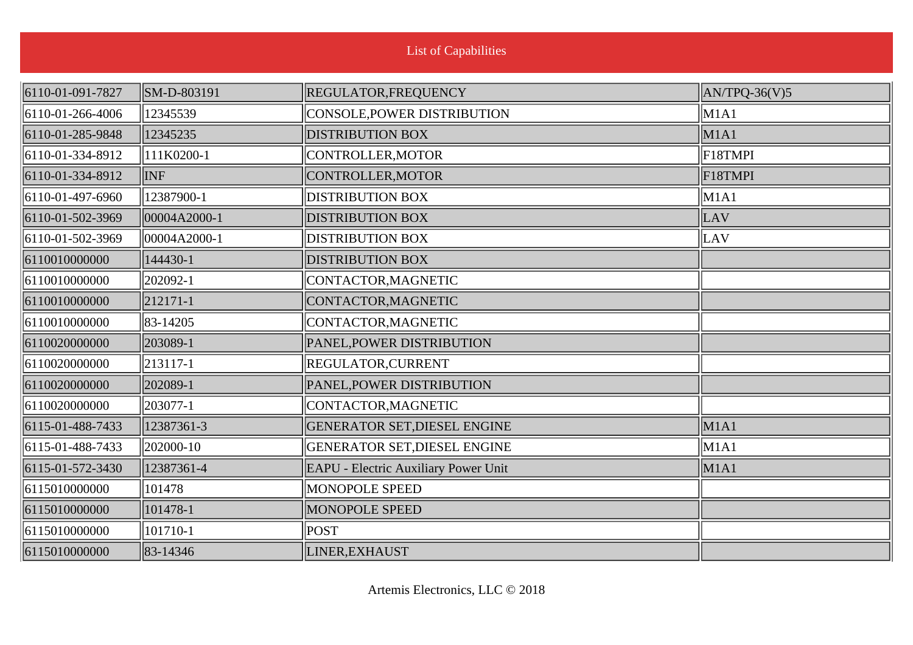List of Capabilities

| | | | |
|---|---|---|---|
| 6110-01-091-7827 | SM-D-803191 | REGULATOR,FREQUENCY | AN/TPQ-36(V)5 |
| 6110-01-266-4006 | 12345539 | CONSOLE,POWER DISTRIBUTION | M1A1 |
| 6110-01-285-9848 | 12345235 | DISTRIBUTION BOX | M1A1 |
| 6110-01-334-8912 | 111K0200-1 | CONTROLLER,MOTOR | F18TMPI |
| 6110-01-334-8912 | INF | CONTROLLER,MOTOR | F18TMPI |
| 6110-01-497-6960 | 12387900-1 | DISTRIBUTION BOX | M1A1 |
| 6110-01-502-3969 | 00004A2000-1 | DISTRIBUTION BOX | LAV |
| 6110-01-502-3969 | 00004A2000-1 | DISTRIBUTION BOX | LAV |
| 6110010000000 | 144430-1 | DISTRIBUTION BOX | |
| 6110010000000 | 202092-1 | CONTACTOR,MAGNETIC | |
| 6110010000000 | 212171-1 | CONTACTOR,MAGNETIC | |
| 6110010000000 | 83-14205 | CONTACTOR,MAGNETIC | |
| 6110020000000 | 203089-1 | PANEL,POWER DISTRIBUTION | |
| 6110020000000 | 213117-1 | REGULATOR,CURRENT | |
| 6110020000000 | 202089-1 | PANEL,POWER DISTRIBUTION | |
| 6110020000000 | 203077-1 | CONTACTOR,MAGNETIC | |
| 6115-01-488-7433 | 12387361-3 | GENERATOR SET,DIESEL ENGINE | M1A1 |
| 6115-01-488-7433 | 202000-10 | GENERATOR SET,DIESEL ENGINE | M1A1 |
| 6115-01-572-3430 | 12387361-4 | EAPU - Electric Auxiliary Power Unit | M1A1 |
| 6115010000000 | 101478 | MONOPOLE SPEED | |
| 6115010000000 | 101478-1 | MONOPOLE SPEED | |
| 6115010000000 | 101710-1 | POST | |
| 6115010000000 | 83-14346 | LINER,EXHAUST | |

Artemis Electronics, LLC © 2018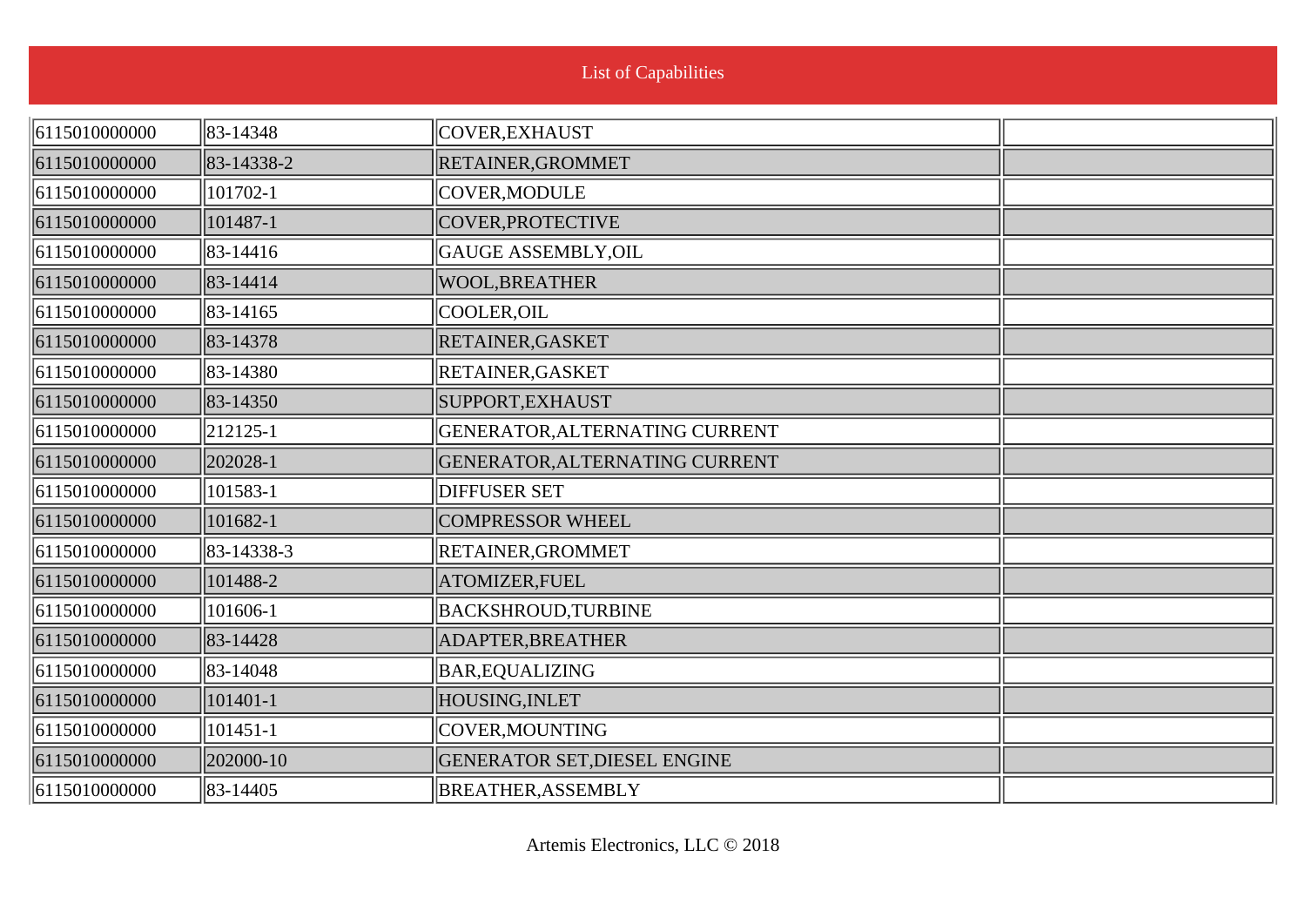# List of Capabilities

| | | | |
|---|---|---|---|
| 6115010000000 | 83-14348 | COVER,EXHAUST | |
| 6115010000000 | 83-14338-2 | RETAINER,GROMMET | |
| 6115010000000 | 101702-1 | COVER,MODULE | |
| 6115010000000 | 101487-1 | COVER,PROTECTIVE | |
| 6115010000000 | 83-14416 | GAUGE ASSEMBLY,OIL | |
| 6115010000000 | 83-14414 | WOOL,BREATHER | |
| 6115010000000 | 83-14165 | COOLER,OIL | |
| 6115010000000 | 83-14378 | RETAINER,GASKET | |
| 6115010000000 | 83-14380 | RETAINER,GASKET | |
| 6115010000000 | 83-14350 | SUPPORT,EXHAUST | |
| 6115010000000 | 212125-1 | GENERATOR,ALTERNATING CURRENT | |
| 6115010000000 | 202028-1 | GENERATOR,ALTERNATING CURRENT | |
| 6115010000000 | 101583-1 | DIFFUSER SET | |
| 6115010000000 | 101682-1 | COMPRESSOR WHEEL | |
| 6115010000000 | 83-14338-3 | RETAINER,GROMMET | |
| 6115010000000 | 101488-2 | ATOMIZER,FUEL | |
| 6115010000000 | 101606-1 | BACKSHROUD,TURBINE | |
| 6115010000000 | 83-14428 | ADAPTER,BREATHER | |
| 6115010000000 | 83-14048 | BAR,EQUALIZING | |
| 6115010000000 | 101401-1 | HOUSING,INLET | |
| 6115010000000 | 101451-1 | COVER,MOUNTING | |
| 6115010000000 | 202000-10 | GENERATOR SET,DIESEL ENGINE | |
| 6115010000000 | 83-14405 | BREATHER,ASSEMBLY | |

Artemis Electronics, LLC © 2018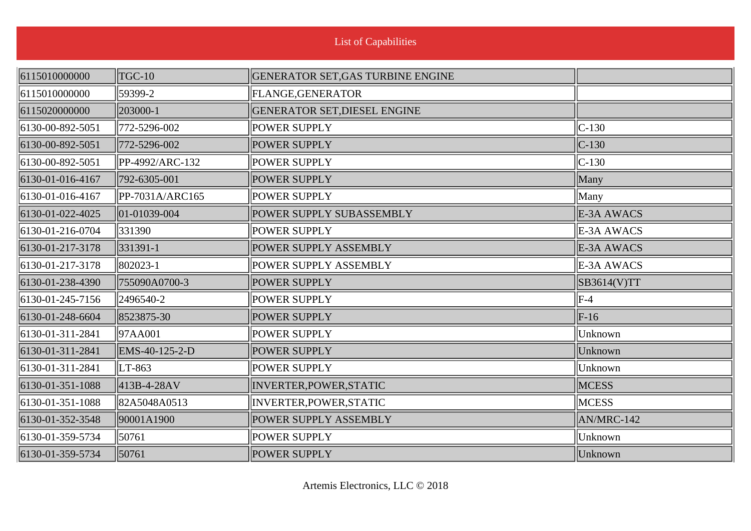List of Capabilities

| | | | |
|---|---|---|---|
| 6115010000000 | TGC-10 | GENERATOR SET,GAS TURBINE ENGINE | |
| 6115010000000 | 59399-2 | FLANGE,GENERATOR | |
| 6115020000000 | 203000-1 | GENERATOR SET,DIESEL ENGINE | |
| 6130-00-892-5051 | 772-5296-002 | POWER SUPPLY | C-130 |
| 6130-00-892-5051 | 772-5296-002 | POWER SUPPLY | C-130 |
| 6130-00-892-5051 | PP-4992/ARC-132 | POWER SUPPLY | C-130 |
| 6130-01-016-4167 | 792-6305-001 | POWER SUPPLY | Many |
| 6130-01-016-4167 | PP-7031A/ARC165 | POWER SUPPLY | Many |
| 6130-01-022-4025 | 01-01039-004 | POWER SUPPLY SUBASSEMBLY | E-3A AWACS |
| 6130-01-216-0704 | 331390 | POWER SUPPLY | E-3A AWACS |
| 6130-01-217-3178 | 331391-1 | POWER SUPPLY ASSEMBLY | E-3A AWACS |
| 6130-01-217-3178 | 802023-1 | POWER SUPPLY ASSEMBLY | E-3A AWACS |
| 6130-01-238-4390 | 755090A0700-3 | POWER SUPPLY | SB3614(V)TT |
| 6130-01-245-7156 | 2496540-2 | POWER SUPPLY | F-4 |
| 6130-01-248-6604 | 8523875-30 | POWER SUPPLY | F-16 |
| 6130-01-311-2841 | 97AA001 | POWER SUPPLY | Unknown |
| 6130-01-311-2841 | EMS-40-125-2-D | POWER SUPPLY | Unknown |
| 6130-01-311-2841 | LT-863 | POWER SUPPLY | Unknown |
| 6130-01-351-1088 | 413B-4-28AV | INVERTER,POWER,STATIC | MCESS |
| 6130-01-351-1088 | 82A5048A0513 | INVERTER,POWER,STATIC | MCESS |
| 6130-01-352-3548 | 90001A1900 | POWER SUPPLY ASSEMBLY | AN/MRC-142 |
| 6130-01-359-5734 | 50761 | POWER SUPPLY | Unknown |
| 6130-01-359-5734 | 50761 | POWER SUPPLY | Unknown |

Artemis Electronics, LLC © 2018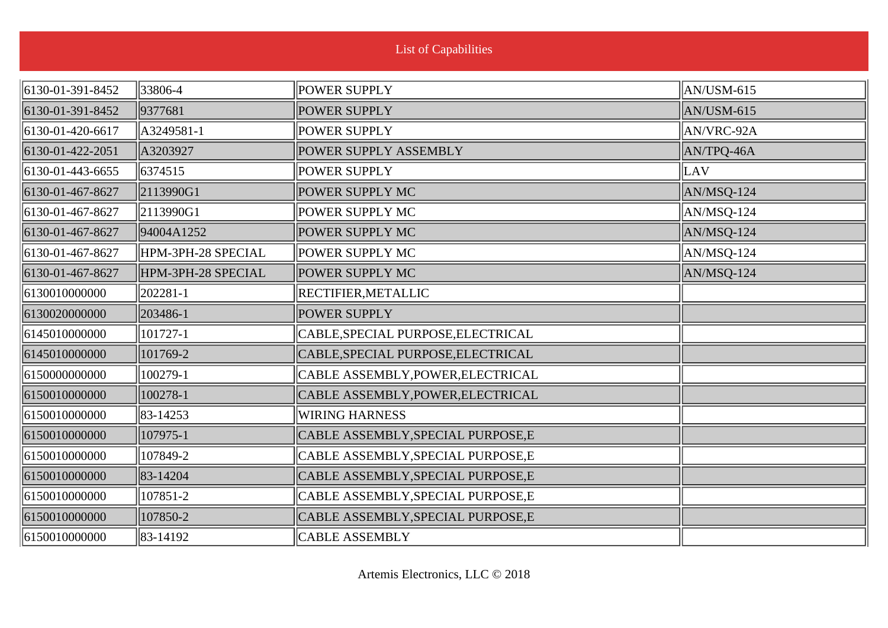List of Capabilities

| | | | |
|---|---|---|---|
| 6130-01-391-8452 | 33806-4 | POWER SUPPLY | AN/USM-615 |
| 6130-01-391-8452 | 9377681 | POWER SUPPLY | AN/USM-615 |
| 6130-01-420-6617 | A3249581-1 | POWER SUPPLY | AN/VRC-92A |
| 6130-01-422-2051 | A3203927 | POWER SUPPLY ASSEMBLY | AN/TPQ-46A |
| 6130-01-443-6655 | 6374515 | POWER SUPPLY | LAV |
| 6130-01-467-8627 | 2113990G1 | POWER SUPPLY MC | AN/MSQ-124 |
| 6130-01-467-8627 | 2113990G1 | POWER SUPPLY MC | AN/MSQ-124 |
| 6130-01-467-8627 | 94004A1252 | POWER SUPPLY MC | AN/MSQ-124 |
| 6130-01-467-8627 | HPM-3PH-28 SPECIAL | POWER SUPPLY MC | AN/MSQ-124 |
| 6130-01-467-8627 | HPM-3PH-28 SPECIAL | POWER SUPPLY MC | AN/MSQ-124 |
| 6130010000000 | 202281-1 | RECTIFIER,METALLIC | |
| 6130020000000 | 203486-1 | POWER SUPPLY | |
| 6145010000000 | 101727-1 | CABLE,SPECIAL PURPOSE,ELECTRICAL | |
| 6145010000000 | 101769-2 | CABLE,SPECIAL PURPOSE,ELECTRICAL | |
| 6150000000000 | 100279-1 | CABLE ASSEMBLY,POWER,ELECTRICAL | |
| 6150010000000 | 100278-1 | CABLE ASSEMBLY,POWER,ELECTRICAL | |
| 6150010000000 | 83-14253 | WIRING HARNESS | |
| 6150010000000 | 107975-1 | CABLE ASSEMBLY,SPECIAL PURPOSE,E | |
| 6150010000000 | 107849-2 | CABLE ASSEMBLY,SPECIAL PURPOSE,E | |
| 6150010000000 | 83-14204 | CABLE ASSEMBLY,SPECIAL PURPOSE,E | |
| 6150010000000 | 107851-2 | CABLE ASSEMBLY,SPECIAL PURPOSE,E | |
| 6150010000000 | 107850-2 | CABLE ASSEMBLY,SPECIAL PURPOSE,E | |
| 6150010000000 | 83-14192 | CABLE ASSEMBLY | |

Artemis Electronics, LLC © 2018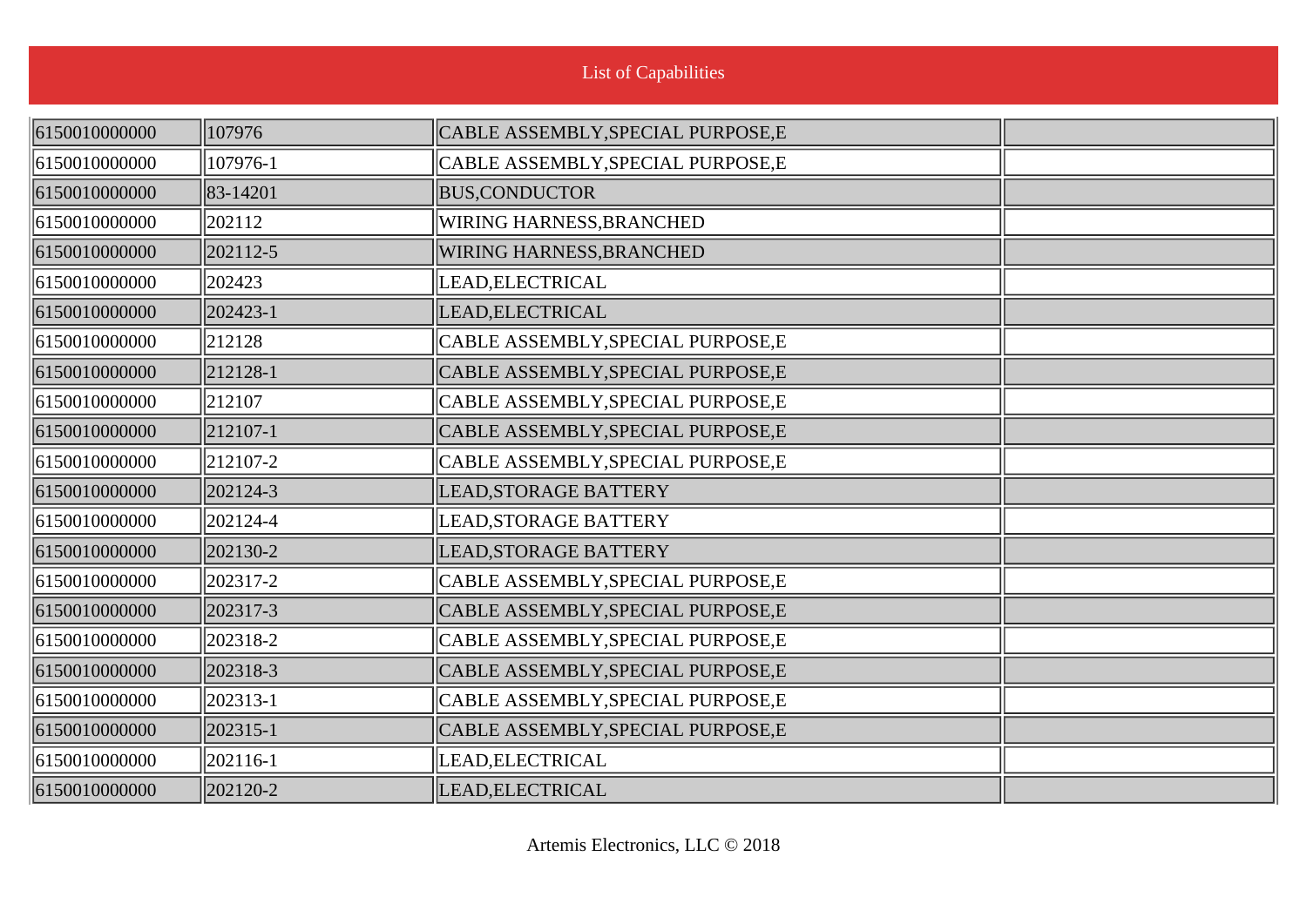List of Capabilities

| | | | |
|---|---|---|---|
| 6150010000000 | 107976 | CABLE ASSEMBLY,SPECIAL PURPOSE,E | |
| 6150010000000 | 107976-1 | CABLE ASSEMBLY,SPECIAL PURPOSE,E | |
| 6150010000000 | 83-14201 | BUS,CONDUCTOR | |
| 6150010000000 | 202112 | WIRING HARNESS,BRANCHED | |
| 6150010000000 | 202112-5 | WIRING HARNESS,BRANCHED | |
| 6150010000000 | 202423 | LEAD,ELECTRICAL | |
| 6150010000000 | 202423-1 | LEAD,ELECTRICAL | |
| 6150010000000 | 212128 | CABLE ASSEMBLY,SPECIAL PURPOSE,E | |
| 6150010000000 | 212128-1 | CABLE ASSEMBLY,SPECIAL PURPOSE,E | |
| 6150010000000 | 212107 | CABLE ASSEMBLY,SPECIAL PURPOSE,E | |
| 6150010000000 | 212107-1 | CABLE ASSEMBLY,SPECIAL PURPOSE,E | |
| 6150010000000 | 212107-2 | CABLE ASSEMBLY,SPECIAL PURPOSE,E | |
| 6150010000000 | 202124-3 | LEAD,STORAGE BATTERY | |
| 6150010000000 | 202124-4 | LEAD,STORAGE BATTERY | |
| 6150010000000 | 202130-2 | LEAD,STORAGE BATTERY | |
| 6150010000000 | 202317-2 | CABLE ASSEMBLY,SPECIAL PURPOSE,E | |
| 6150010000000 | 202317-3 | CABLE ASSEMBLY,SPECIAL PURPOSE,E | |
| 6150010000000 | 202318-2 | CABLE ASSEMBLY,SPECIAL PURPOSE,E | |
| 6150010000000 | 202318-3 | CABLE ASSEMBLY,SPECIAL PURPOSE,E | |
| 6150010000000 | 202313-1 | CABLE ASSEMBLY,SPECIAL PURPOSE,E | |
| 6150010000000 | 202315-1 | CABLE ASSEMBLY,SPECIAL PURPOSE,E | |
| 6150010000000 | 202116-1 | LEAD,ELECTRICAL | |
| 6150010000000 | 202120-2 | LEAD,ELECTRICAL | |

Artemis Electronics, LLC © 2018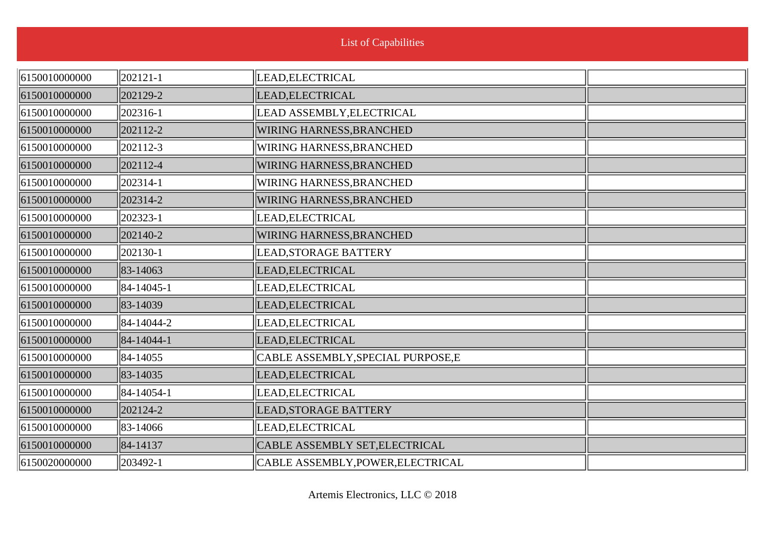# List of Capabilities

| | | | |
|---|---|---|---|
| 6150010000000 | 202121-1 | LEAD,ELECTRICAL | |
| 6150010000000 | 202129-2 | LEAD,ELECTRICAL | |
| 6150010000000 | 202316-1 | LEAD ASSEMBLY,ELECTRICAL | |
| 6150010000000 | 202112-2 | WIRING HARNESS,BRANCHED | |
| 6150010000000 | 202112-3 | WIRING HARNESS,BRANCHED | |
| 6150010000000 | 202112-4 | WIRING HARNESS,BRANCHED | |
| 6150010000000 | 202314-1 | WIRING HARNESS,BRANCHED | |
| 6150010000000 | 202314-2 | WIRING HARNESS,BRANCHED | |
| 6150010000000 | 202323-1 | LEAD,ELECTRICAL | |
| 6150010000000 | 202140-2 | WIRING HARNESS,BRANCHED | |
| 6150010000000 | 202130-1 | LEAD,STORAGE BATTERY | |
| 6150010000000 | 83-14063 | LEAD,ELECTRICAL | |
| 6150010000000 | 84-14045-1 | LEAD,ELECTRICAL | |
| 6150010000000 | 83-14039 | LEAD,ELECTRICAL | |
| 6150010000000 | 84-14044-2 | LEAD,ELECTRICAL | |
| 6150010000000 | 84-14044-1 | LEAD,ELECTRICAL | |
| 6150010000000 | 84-14055 | CABLE ASSEMBLY,SPECIAL PURPOSE,E | |
| 6150010000000 | 83-14035 | LEAD,ELECTRICAL | |
| 6150010000000 | 84-14054-1 | LEAD,ELECTRICAL | |
| 6150010000000 | 202124-2 | LEAD,STORAGE BATTERY | |
| 6150010000000 | 83-14066 | LEAD,ELECTRICAL | |
| 6150010000000 | 84-14137 | CABLE ASSEMBLY SET,ELECTRICAL | |
| 6150020000000 | 203492-1 | CABLE ASSEMBLY,POWER,ELECTRICAL | |

Artemis Electronics, LLC © 2018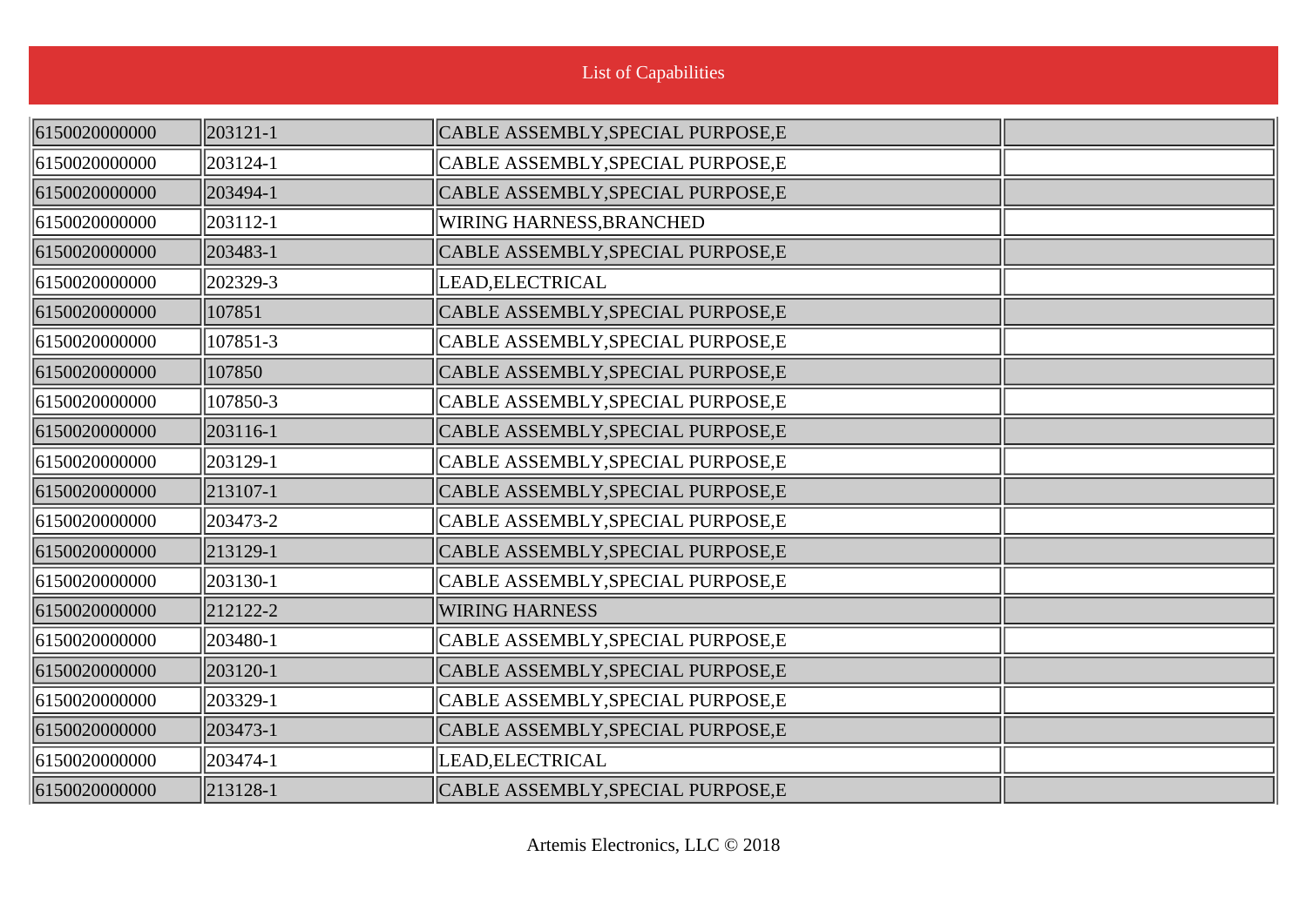## List of Capabilities

| | | | |
|---|---|---|---|
| 6150020000000 | 203121-1 | CABLE ASSEMBLY,SPECIAL PURPOSE,E | |
| 6150020000000 | 203124-1 | CABLE ASSEMBLY,SPECIAL PURPOSE,E | |
| 6150020000000 | 203494-1 | CABLE ASSEMBLY,SPECIAL PURPOSE,E | |
| 6150020000000 | 203112-1 | WIRING HARNESS,BRANCHED | |
| 6150020000000 | 203483-1 | CABLE ASSEMBLY,SPECIAL PURPOSE,E | |
| 6150020000000 | 202329-3 | LEAD,ELECTRICAL | |
| 6150020000000 | 107851 | CABLE ASSEMBLY,SPECIAL PURPOSE,E | |
| 6150020000000 | 107851-3 | CABLE ASSEMBLY,SPECIAL PURPOSE,E | |
| 6150020000000 | 107850 | CABLE ASSEMBLY,SPECIAL PURPOSE,E | |
| 6150020000000 | 107850-3 | CABLE ASSEMBLY,SPECIAL PURPOSE,E | |
| 6150020000000 | 203116-1 | CABLE ASSEMBLY,SPECIAL PURPOSE,E | |
| 6150020000000 | 203129-1 | CABLE ASSEMBLY,SPECIAL PURPOSE,E | |
| 6150020000000 | 213107-1 | CABLE ASSEMBLY,SPECIAL PURPOSE,E | |
| 6150020000000 | 203473-2 | CABLE ASSEMBLY,SPECIAL PURPOSE,E | |
| 6150020000000 | 213129-1 | CABLE ASSEMBLY,SPECIAL PURPOSE,E | |
| 6150020000000 | 203130-1 | CABLE ASSEMBLY,SPECIAL PURPOSE,E | |
| 6150020000000 | 212122-2 | WIRING HARNESS | |
| 6150020000000 | 203480-1 | CABLE ASSEMBLY,SPECIAL PURPOSE,E | |
| 6150020000000 | 203120-1 | CABLE ASSEMBLY,SPECIAL PURPOSE,E | |
| 6150020000000 | 203329-1 | CABLE ASSEMBLY,SPECIAL PURPOSE,E | |
| 6150020000000 | 203473-1 | CABLE ASSEMBLY,SPECIAL PURPOSE,E | |
| 6150020000000 | 203474-1 | LEAD,ELECTRICAL | |
| 6150020000000 | 213128-1 | CABLE ASSEMBLY,SPECIAL PURPOSE,E | |

Artemis Electronics, LLC © 2018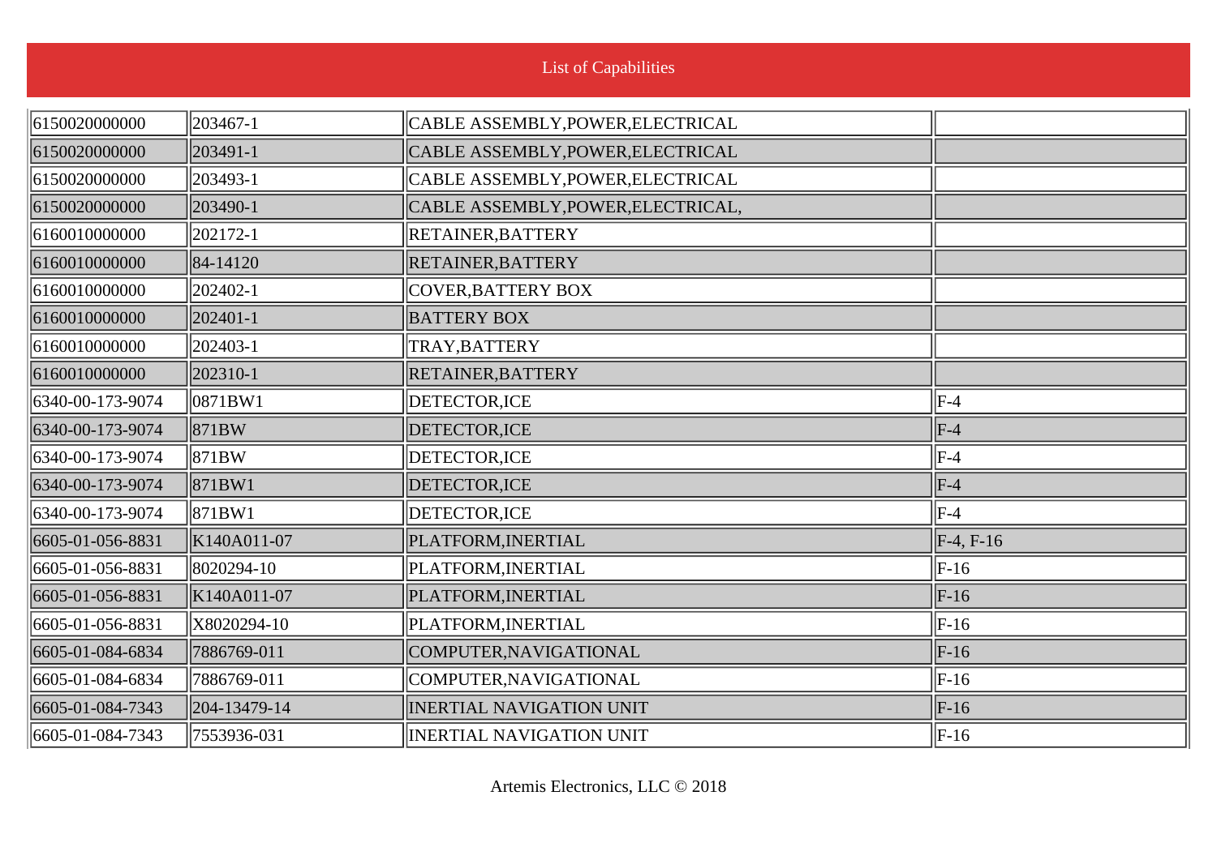List of Capabilities

| | | | |
|---|---|---|---|
| 6150020000000 | 203467-1 | CABLE ASSEMBLY,POWER,ELECTRICAL | |
| 6150020000000 | 203491-1 | CABLE ASSEMBLY,POWER,ELECTRICAL | |
| 6150020000000 | 203493-1 | CABLE ASSEMBLY,POWER,ELECTRICAL | |
| 6150020000000 | 203490-1 | CABLE ASSEMBLY,POWER,ELECTRICAL, | |
| 6160010000000 | 202172-1 | RETAINER,BATTERY | |
| 6160010000000 | 84-14120 | RETAINER,BATTERY | |
| 6160010000000 | 202402-1 | COVER,BATTERY BOX | |
| 6160010000000 | 202401-1 | BATTERY BOX | |
| 6160010000000 | 202403-1 | TRAY,BATTERY | |
| 6160010000000 | 202310-1 | RETAINER,BATTERY | |
| 6340-00-173-9074 | 0871BW1 | DETECTOR,ICE | F-4 |
| 6340-00-173-9074 | 871BW | DETECTOR,ICE | F-4 |
| 6340-00-173-9074 | 871BW | DETECTOR,ICE | F-4 |
| 6340-00-173-9074 | 871BW1 | DETECTOR,ICE | F-4 |
| 6340-00-173-9074 | 871BW1 | DETECTOR,ICE | F-4 |
| 6605-01-056-8831 | K140A011-07 | PLATFORM,INERTIAL | F-4, F-16 |
| 6605-01-056-8831 | 8020294-10 | PLATFORM,INERTIAL | F-16 |
| 6605-01-056-8831 | K140A011-07 | PLATFORM,INERTIAL | F-16 |
| 6605-01-056-8831 | X8020294-10 | PLATFORM,INERTIAL | F-16 |
| 6605-01-084-6834 | 7886769-011 | COMPUTER,NAVIGATIONAL | F-16 |
| 6605-01-084-6834 | 7886769-011 | COMPUTER,NAVIGATIONAL | F-16 |
| 6605-01-084-7343 | 204-13479-14 | INERTIAL NAVIGATION UNIT | F-16 |
| 6605-01-084-7343 | 7553936-031 | INERTIAL NAVIGATION UNIT | F-16 |

Artemis Electronics, LLC © 2018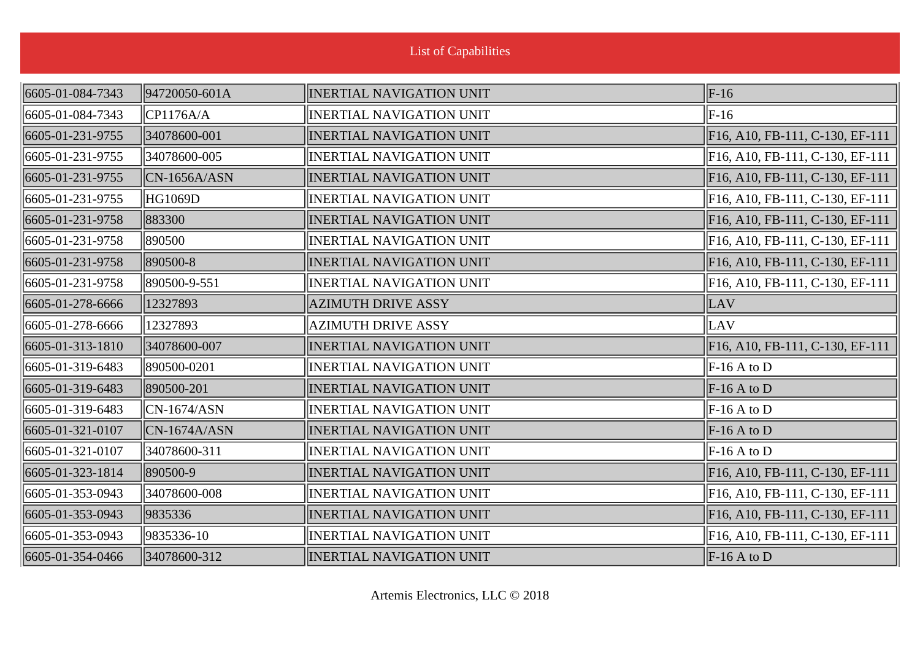List of Capabilities

| | | | |
|---|---|---|---|
| 6605-01-084-7343 | 94720050-601A | INERTIAL NAVIGATION UNIT | F-16 |
| 6605-01-084-7343 | CP1176A/A | INERTIAL NAVIGATION UNIT | F-16 |
| 6605-01-231-9755 | 34078600-001 | INERTIAL NAVIGATION UNIT | F16, A10, FB-111, C-130, EF-111 |
| 6605-01-231-9755 | 34078600-005 | INERTIAL NAVIGATION UNIT | F16, A10, FB-111, C-130, EF-111 |
| 6605-01-231-9755 | CN-1656A/ASN | INERTIAL NAVIGATION UNIT | F16, A10, FB-111, C-130, EF-111 |
| 6605-01-231-9755 | HG1069D | INERTIAL NAVIGATION UNIT | F16, A10, FB-111, C-130, EF-111 |
| 6605-01-231-9758 | 883300 | INERTIAL NAVIGATION UNIT | F16, A10, FB-111, C-130, EF-111 |
| 6605-01-231-9758 | 890500 | INERTIAL NAVIGATION UNIT | F16, A10, FB-111, C-130, EF-111 |
| 6605-01-231-9758 | 890500-8 | INERTIAL NAVIGATION UNIT | F16, A10, FB-111, C-130, EF-111 |
| 6605-01-231-9758 | 890500-9-551 | INERTIAL NAVIGATION UNIT | F16, A10, FB-111, C-130, EF-111 |
| 6605-01-278-6666 | 12327893 | AZIMUTH DRIVE ASSY | LAV |
| 6605-01-278-6666 | 12327893 | AZIMUTH DRIVE ASSY | LAV |
| 6605-01-313-1810 | 34078600-007 | INERTIAL NAVIGATION UNIT | F16, A10, FB-111, C-130, EF-111 |
| 6605-01-319-6483 | 890500-0201 | INERTIAL NAVIGATION UNIT | F-16 A to D |
| 6605-01-319-6483 | 890500-201 | INERTIAL NAVIGATION UNIT | F-16 A to D |
| 6605-01-319-6483 | CN-1674/ASN | INERTIAL NAVIGATION UNIT | F-16 A to D |
| 6605-01-321-0107 | CN-1674A/ASN | INERTIAL NAVIGATION UNIT | F-16 A to D |
| 6605-01-321-0107 | 34078600-311 | INERTIAL NAVIGATION UNIT | F-16 A to D |
| 6605-01-323-1814 | 890500-9 | INERTIAL NAVIGATION UNIT | F16, A10, FB-111, C-130, EF-111 |
| 6605-01-353-0943 | 34078600-008 | INERTIAL NAVIGATION UNIT | F16, A10, FB-111, C-130, EF-111 |
| 6605-01-353-0943 | 9835336 | INERTIAL NAVIGATION UNIT | F16, A10, FB-111, C-130, EF-111 |
| 6605-01-353-0943 | 9835336-10 | INERTIAL NAVIGATION UNIT | F16, A10, FB-111, C-130, EF-111 |
| 6605-01-354-0466 | 34078600-312 | INERTIAL NAVIGATION UNIT | F-16 A to D |

Artemis Electronics, LLC © 2018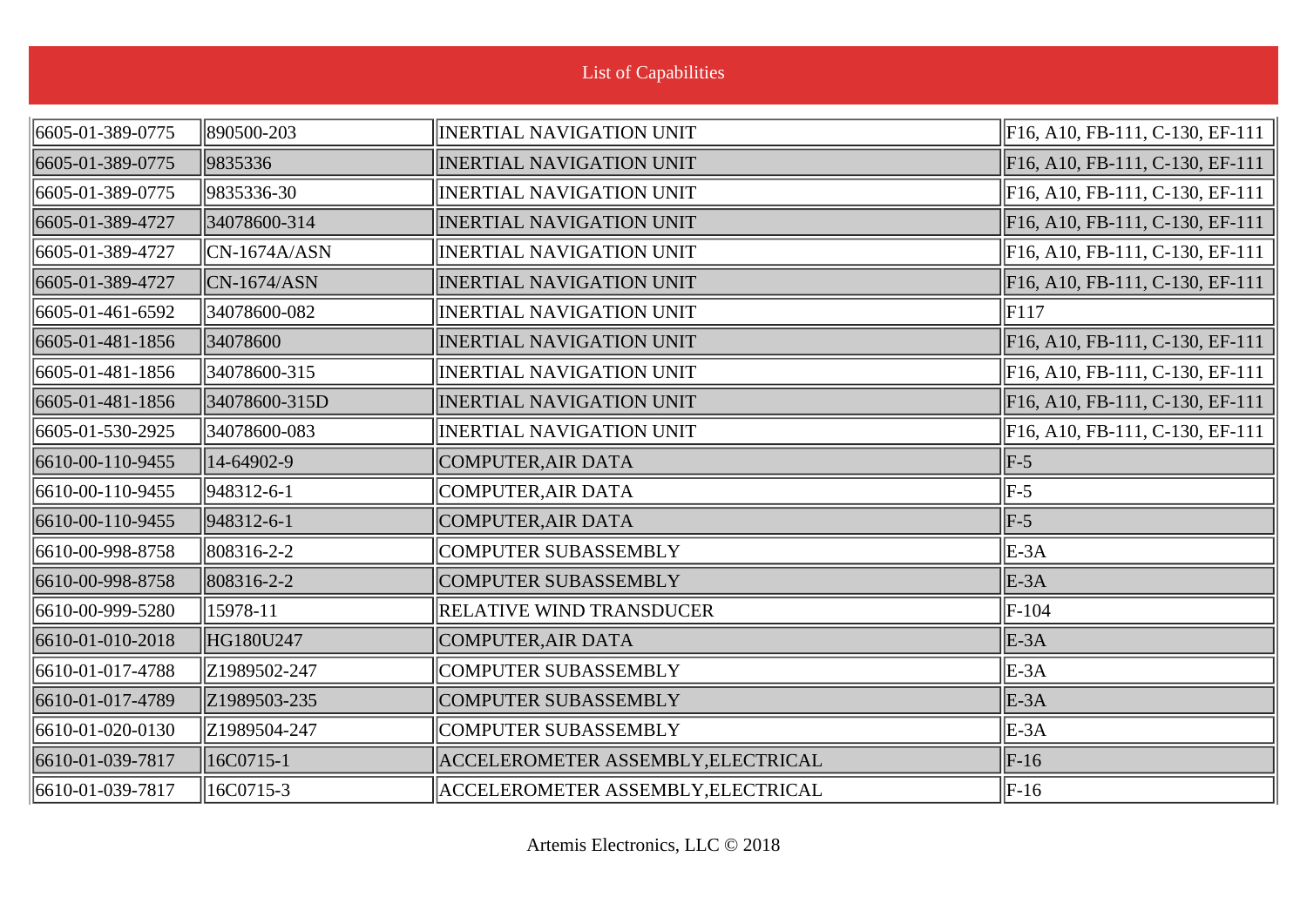List of Capabilities

| | | | |
|---|---|---|---|
| 6605-01-389-0775 | 890500-203 | INERTIAL NAVIGATION UNIT | F16, A10, FB-111, C-130, EF-111 |
| 6605-01-389-0775 | 9835336 | INERTIAL NAVIGATION UNIT | F16, A10, FB-111, C-130, EF-111 |
| 6605-01-389-0775 | 9835336-30 | INERTIAL NAVIGATION UNIT | F16, A10, FB-111, C-130, EF-111 |
| 6605-01-389-4727 | 34078600-314 | INERTIAL NAVIGATION UNIT | F16, A10, FB-111, C-130, EF-111 |
| 6605-01-389-4727 | CN-1674A/ASN | INERTIAL NAVIGATION UNIT | F16, A10, FB-111, C-130, EF-111 |
| 6605-01-389-4727 | CN-1674/ASN | INERTIAL NAVIGATION UNIT | F16, A10, FB-111, C-130, EF-111 |
| 6605-01-461-6592 | 34078600-082 | INERTIAL NAVIGATION UNIT | F117 |
| 6605-01-481-1856 | 34078600 | INERTIAL NAVIGATION UNIT | F16, A10, FB-111, C-130, EF-111 |
| 6605-01-481-1856 | 34078600-315 | INERTIAL NAVIGATION UNIT | F16, A10, FB-111, C-130, EF-111 |
| 6605-01-481-1856 | 34078600-315D | INERTIAL NAVIGATION UNIT | F16, A10, FB-111, C-130, EF-111 |
| 6605-01-530-2925 | 34078600-083 | INERTIAL NAVIGATION UNIT | F16, A10, FB-111, C-130, EF-111 |
| 6610-00-110-9455 | 14-64902-9 | COMPUTER,AIR DATA | F-5 |
| 6610-00-110-9455 | 948312-6-1 | COMPUTER,AIR DATA | F-5 |
| 6610-00-110-9455 | 948312-6-1 | COMPUTER,AIR DATA | F-5 |
| 6610-00-998-8758 | 808316-2-2 | COMPUTER SUBASSEMBLY | E-3A |
| 6610-00-998-8758 | 808316-2-2 | COMPUTER SUBASSEMBLY | E-3A |
| 6610-00-999-5280 | 15978-11 | RELATIVE WIND TRANSDUCER | F-104 |
| 6610-01-010-2018 | HG180U247 | COMPUTER,AIR DATA | E-3A |
| 6610-01-017-4788 | Z1989502-247 | COMPUTER SUBASSEMBLY | E-3A |
| 6610-01-017-4789 | Z1989503-235 | COMPUTER SUBASSEMBLY | E-3A |
| 6610-01-020-0130 | Z1989504-247 | COMPUTER SUBASSEMBLY | E-3A |
| 6610-01-039-7817 | 16C0715-1 | ACCELEROMETER ASSEMBLY,ELECTRICAL | F-16 |
| 6610-01-039-7817 | 16C0715-3 | ACCELEROMETER ASSEMBLY,ELECTRICAL | F-16 |

Artemis Electronics, LLC © 2018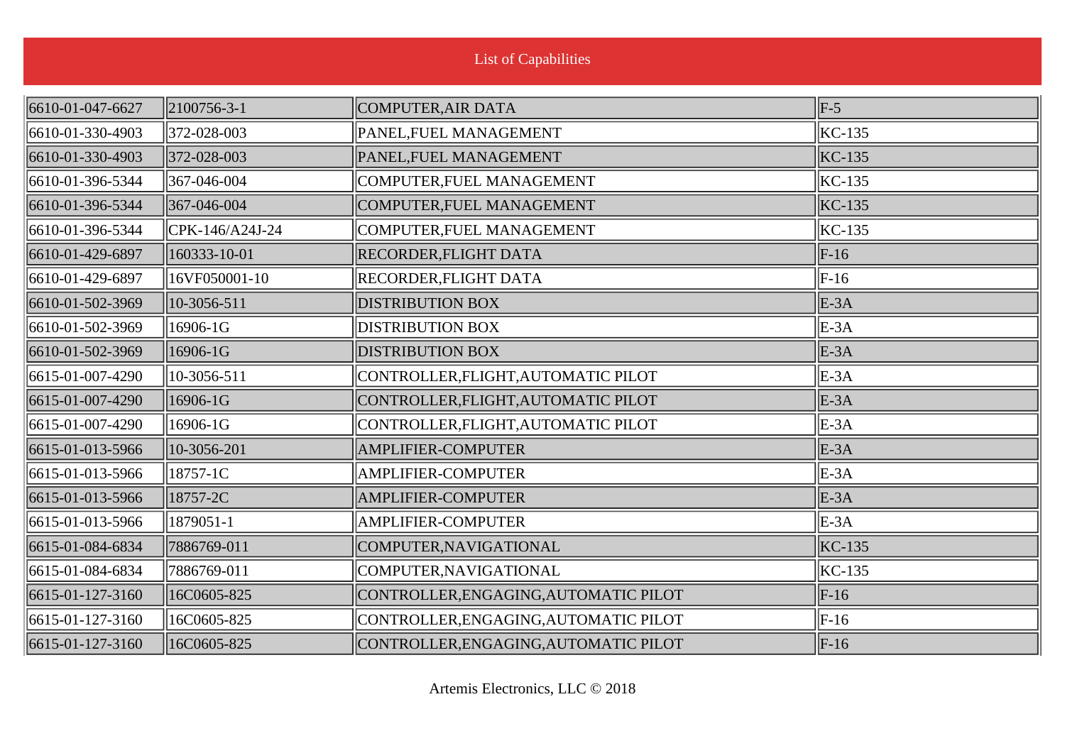| | | | |
|---|---|---|---|
| 6610-01-047-6627 | 2100756-3-1 | COMPUTER,AIR DATA | F-5 |
| 6610-01-330-4903 | 372-028-003 | PANEL,FUEL MANAGEMENT | KC-135 |
| 6610-01-330-4903 | 372-028-003 | PANEL,FUEL MANAGEMENT | KC-135 |
| 6610-01-396-5344 | 367-046-004 | COMPUTER,FUEL MANAGEMENT | KC-135 |
| 6610-01-396-5344 | 367-046-004 | COMPUTER,FUEL MANAGEMENT | KC-135 |
| 6610-01-396-5344 | CPK-146/A24J-24 | COMPUTER,FUEL MANAGEMENT | KC-135 |
| 6610-01-429-6897 | 160333-10-01 | RECORDER,FLIGHT DATA | F-16 |
| 6610-01-429-6897 | 16VF050001-10 | RECORDER,FLIGHT DATA | F-16 |
| 6610-01-502-3969 | 10-3056-511 | DISTRIBUTION BOX | E-3A |
| 6610-01-502-3969 | 16906-1G | DISTRIBUTION BOX | E-3A |
| 6610-01-502-3969 | 16906-1G | DISTRIBUTION BOX | E-3A |
| 6615-01-007-4290 | 10-3056-511 | CONTROLLER,FLIGHT,AUTOMATIC PILOT | E-3A |
| 6615-01-007-4290 | 16906-1G | CONTROLLER,FLIGHT,AUTOMATIC PILOT | E-3A |
| 6615-01-007-4290 | 16906-1G | CONTROLLER,FLIGHT,AUTOMATIC PILOT | E-3A |
| 6615-01-013-5966 | 10-3056-201 | AMPLIFIER-COMPUTER | E-3A |
| 6615-01-013-5966 | 18757-1C | AMPLIFIER-COMPUTER | E-3A |
| 6615-01-013-5966 | 18757-2C | AMPLIFIER-COMPUTER | E-3A |
| 6615-01-013-5966 | 1879051-1 | AMPLIFIER-COMPUTER | E-3A |
| 6615-01-084-6834 | 7886769-011 | COMPUTER,NAVIGATIONAL | KC-135 |
| 6615-01-084-6834 | 7886769-011 | COMPUTER,NAVIGATIONAL | KC-135 |
| 6615-01-127-3160 | 16C0605-825 | CONTROLLER,ENGAGING,AUTOMATIC PILOT | F-16 |
| 6615-01-127-3160 | 16C0605-825 | CONTROLLER,ENGAGING,AUTOMATIC PILOT | F-16 |
| 6615-01-127-3160 | 16C0605-825 | CONTROLLER,ENGAGING,AUTOMATIC PILOT | F-16 |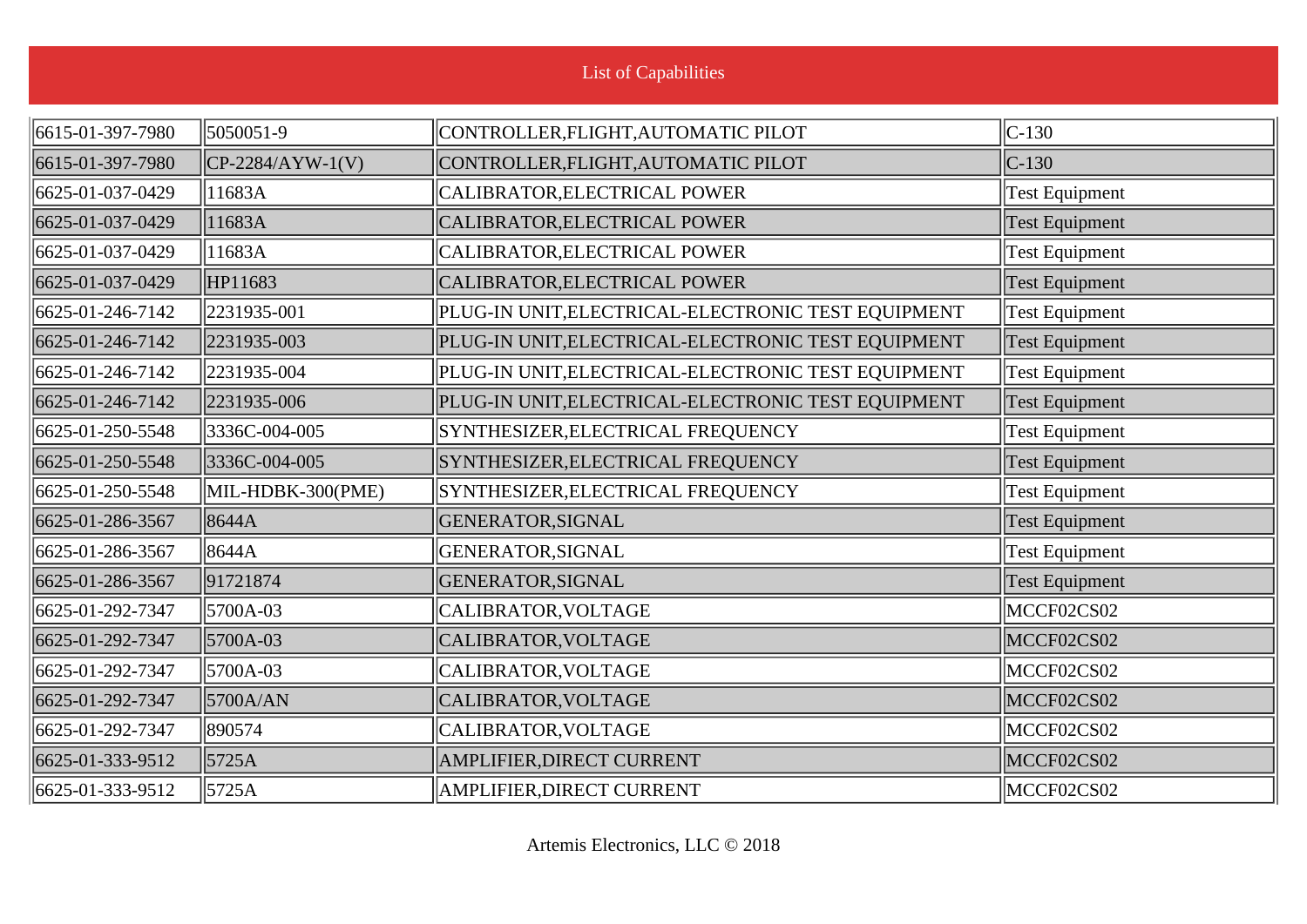List of Capabilities

| | | | |
|---|---|---|---|
| 6615-01-397-7980 | 5050051-9 | CONTROLLER,FLIGHT,AUTOMATIC PILOT | C-130 |
| 6615-01-397-7980 | CP-2284/AYW-1(V) | CONTROLLER,FLIGHT,AUTOMATIC PILOT | C-130 |
| 6625-01-037-0429 | 11683A | CALIBRATOR,ELECTRICAL POWER | Test Equipment |
| 6625-01-037-0429 | 11683A | CALIBRATOR,ELECTRICAL POWER | Test Equipment |
| 6625-01-037-0429 | 11683A | CALIBRATOR,ELECTRICAL POWER | Test Equipment |
| 6625-01-037-0429 | HP11683 | CALIBRATOR,ELECTRICAL POWER | Test Equipment |
| 6625-01-246-7142 | 2231935-001 | PLUG-IN UNIT,ELECTRICAL-ELECTRONIC TEST EQUIPMENT | Test Equipment |
| 6625-01-246-7142 | 2231935-003 | PLUG-IN UNIT,ELECTRICAL-ELECTRONIC TEST EQUIPMENT | Test Equipment |
| 6625-01-246-7142 | 2231935-004 | PLUG-IN UNIT,ELECTRICAL-ELECTRONIC TEST EQUIPMENT | Test Equipment |
| 6625-01-246-7142 | 2231935-006 | PLUG-IN UNIT,ELECTRICAL-ELECTRONIC TEST EQUIPMENT | Test Equipment |
| 6625-01-250-5548 | 3336C-004-005 | SYNTHESIZER,ELECTRICAL FREQUENCY | Test Equipment |
| 6625-01-250-5548 | 3336C-004-005 | SYNTHESIZER,ELECTRICAL FREQUENCY | Test Equipment |
| 6625-01-250-5548 | MIL-HDBK-300(PME) | SYNTHESIZER,ELECTRICAL FREQUENCY | Test Equipment |
| 6625-01-286-3567 | 8644A | GENERATOR,SIGNAL | Test Equipment |
| 6625-01-286-3567 | 8644A | GENERATOR,SIGNAL | Test Equipment |
| 6625-01-286-3567 | 91721874 | GENERATOR,SIGNAL | Test Equipment |
| 6625-01-292-7347 | 5700A-03 | CALIBRATOR,VOLTAGE | MCCF02CS02 |
| 6625-01-292-7347 | 5700A-03 | CALIBRATOR,VOLTAGE | MCCF02CS02 |
| 6625-01-292-7347 | 5700A-03 | CALIBRATOR,VOLTAGE | MCCF02CS02 |
| 6625-01-292-7347 | 5700A/AN | CALIBRATOR,VOLTAGE | MCCF02CS02 |
| 6625-01-292-7347 | 890574 | CALIBRATOR,VOLTAGE | MCCF02CS02 |
| 6625-01-333-9512 | 5725A | AMPLIFIER,DIRECT CURRENT | MCCF02CS02 |
| 6625-01-333-9512 | 5725A | AMPLIFIER,DIRECT CURRENT | MCCF02CS02 |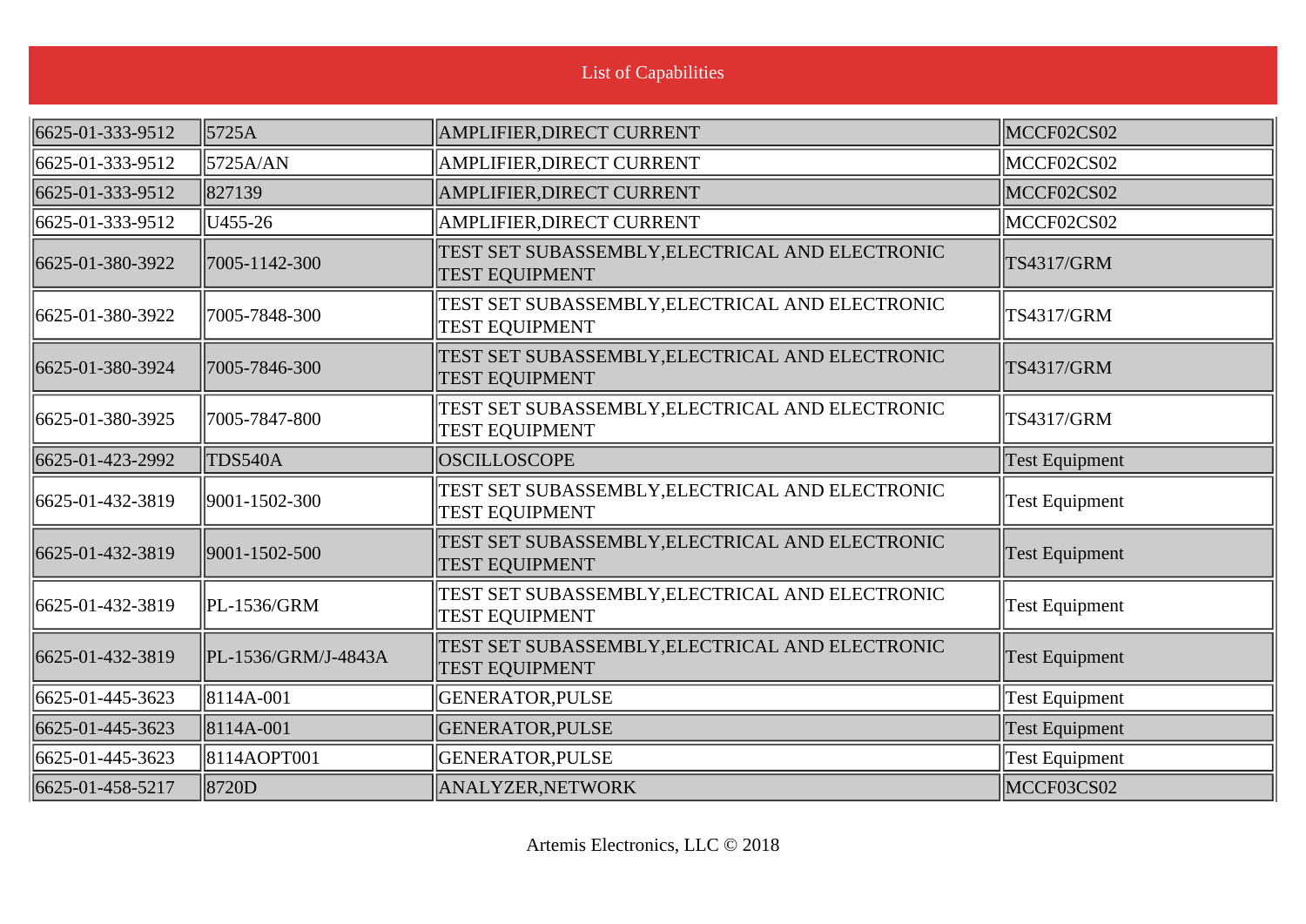# List of Capabilities

| | | | |
|---|---|---|---|
| 6625-01-333-9512 | 5725A | AMPLIFIER,DIRECT CURRENT | MCCF02CS02 |
| 6625-01-333-9512 | 5725A/AN | AMPLIFIER,DIRECT CURRENT | MCCF02CS02 |
| 6625-01-333-9512 | 827139 | AMPLIFIER,DIRECT CURRENT | MCCF02CS02 |
| 6625-01-333-9512 | U455-26 | AMPLIFIER,DIRECT CURRENT | MCCF02CS02 |
| 6625-01-380-3922 | 7005-1142-300 | TEST SET SUBASSEMBLY,ELECTRICAL AND ELECTRONIC TEST EQUIPMENT | TS4317/GRM |
| 6625-01-380-3922 | 7005-7848-300 | TEST SET SUBASSEMBLY,ELECTRICAL AND ELECTRONIC TEST EQUIPMENT | TS4317/GRM |
| 6625-01-380-3924 | 7005-7846-300 | TEST SET SUBASSEMBLY,ELECTRICAL AND ELECTRONIC TEST EQUIPMENT | TS4317/GRM |
| 6625-01-380-3925 | 7005-7847-800 | TEST SET SUBASSEMBLY,ELECTRICAL AND ELECTRONIC TEST EQUIPMENT | TS4317/GRM |
| 6625-01-423-2992 | TDS540A | OSCILLOSCOPE | Test Equipment |
| 6625-01-432-3819 | 9001-1502-300 | TEST SET SUBASSEMBLY,ELECTRICAL AND ELECTRONIC TEST EQUIPMENT | Test Equipment |
| 6625-01-432-3819 | 9001-1502-500 | TEST SET SUBASSEMBLY,ELECTRICAL AND ELECTRONIC TEST EQUIPMENT | Test Equipment |
| 6625-01-432-3819 | PL-1536/GRM | TEST SET SUBASSEMBLY,ELECTRICAL AND ELECTRONIC TEST EQUIPMENT | Test Equipment |
| 6625-01-432-3819 | PL-1536/GRM/J-4843A | TEST SET SUBASSEMBLY,ELECTRICAL AND ELECTRONIC TEST EQUIPMENT | Test Equipment |
| 6625-01-445-3623 | 8114A-001 | GENERATOR,PULSE | Test Equipment |
| 6625-01-445-3623 | 8114A-001 | GENERATOR,PULSE | Test Equipment |
| 6625-01-445-3623 | 8114AOPT001 | GENERATOR,PULSE | Test Equipment |
| 6625-01-458-5217 | 8720D | ANALYZER,NETWORK | MCCF03CS02 |

Artemis Electronics, LLC © 2018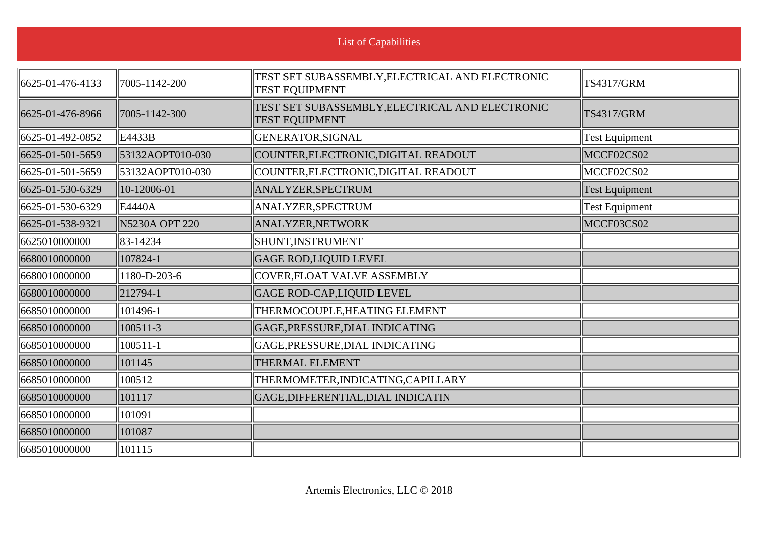List of Capabilities

| | | | |
|---|---|---|---|
| 6625-01-476-4133 | 7005-1142-200 | TEST SET SUBASSEMBLY,ELECTRICAL AND ELECTRONIC TEST EQUIPMENT | TS4317/GRM |
| 6625-01-476-8966 | 7005-1142-300 | TEST SET SUBASSEMBLY,ELECTRICAL AND ELECTRONIC TEST EQUIPMENT | TS4317/GRM |
| 6625-01-492-0852 | E4433B | GENERATOR,SIGNAL | Test Equipment |
| 6625-01-501-5659 | 53132AOPT010-030 | COUNTER,ELECTRONIC,DIGITAL READOUT | MCCF02CS02 |
| 6625-01-501-5659 | 53132AOPT010-030 | COUNTER,ELECTRONIC,DIGITAL READOUT | MCCF02CS02 |
| 6625-01-530-6329 | 10-12006-01 | ANALYZER,SPECTRUM | Test Equipment |
| 6625-01-530-6329 | E4440A | ANALYZER,SPECTRUM | Test Equipment |
| 6625-01-538-9321 | N5230A OPT 220 | ANALYZER,NETWORK | MCCF03CS02 |
| 6625010000000 | 83-14234 | SHUNT,INSTRUMENT | |
| 6680010000000 | 107824-1 | GAGE ROD,LIQUID LEVEL | |
| 6680010000000 | 1180-D-203-6 | COVER,FLOAT VALVE ASSEMBLY | |
| 6680010000000 | 212794-1 | GAGE ROD-CAP,LIQUID LEVEL | |
| 6685010000000 | 101496-1 | THERMOCOUPLE,HEATING ELEMENT | |
| 6685010000000 | 100511-3 | GAGE,PRESSURE,DIAL INDICATING | |
| 6685010000000 | 100511-1 | GAGE,PRESSURE,DIAL INDICATING | |
| 6685010000000 | 101145 | THERMAL ELEMENT | |
| 6685010000000 | 100512 | THERMOMETER,INDICATING,CAPILLARY | |
| 6685010000000 | 101117 | GAGE,DIFFERENTIAL,DIAL INDICATIN | |
| 6685010000000 | 101091 | | |
| 6685010000000 | 101087 | | |
| 6685010000000 | 101115 | | |

Artemis Electronics, LLC © 2018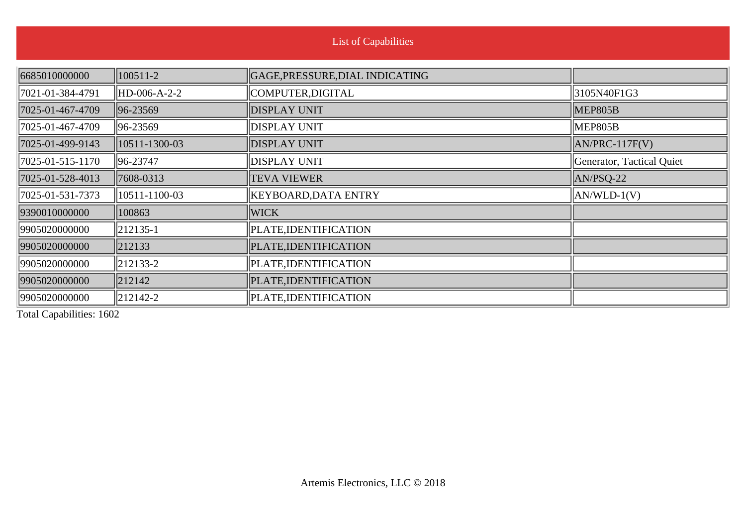## List of Capabilities

| | | | |
|---|---|---|---|
| 6685010000000 | 100511-2 | GAGE,PRESSURE,DIAL INDICATING | |
| 7021-01-384-4791 | HD-006-A-2-2 | COMPUTER,DIGITAL | 3105N40F1G3 |
| 7025-01-467-4709 | 96-23569 | DISPLAY UNIT | MEP805B |
| 7025-01-467-4709 | 96-23569 | DISPLAY UNIT | MEP805B |
| 7025-01-499-9143 | 10511-1300-03 | DISPLAY UNIT | AN/PRC-117F(V) |
| 7025-01-515-1170 | 96-23747 | DISPLAY UNIT | Generator, Tactical Quiet |
| 7025-01-528-4013 | 7608-0313 | TEVA VIEWER | AN/PSQ-22 |
| 7025-01-531-7373 | 10511-1100-03 | KEYBOARD,DATA ENTRY | AN/WLD-1(V) |
| 9390010000000 | 100863 | WICK | |
| 9905020000000 | 212135-1 | PLATE,IDENTIFICATION | |
| 9905020000000 | 212133 | PLATE,IDENTIFICATION | |
| 9905020000000 | 212133-2 | PLATE,IDENTIFICATION | |
| 9905020000000 | 212142 | PLATE,IDENTIFICATION | |
| 9905020000000 | 212142-2 | PLATE,IDENTIFICATION | |

Total Capabilities: 1602

Artemis Electronics, LLC © 2018